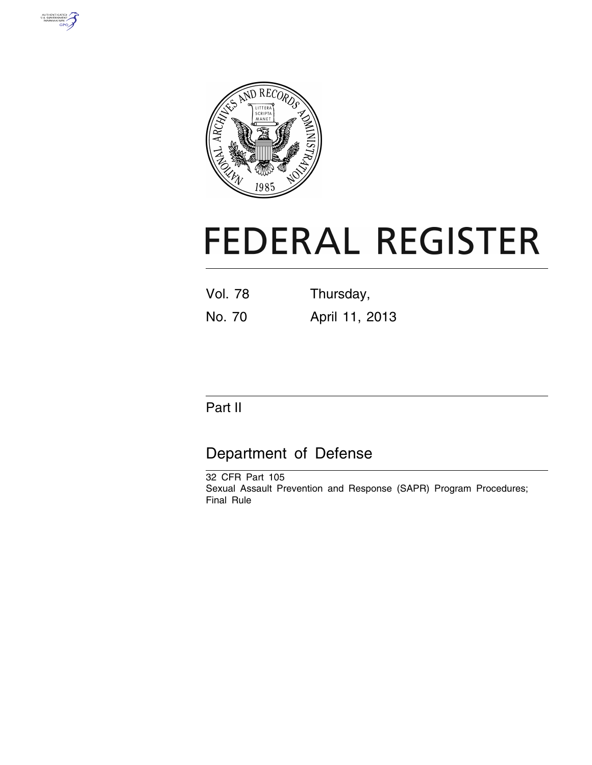# FEDERAL REGISTER

| Vol. 78 | Thursday, |
|---|---|
| No. 70 | April 11, 2013 |

## Part II

## Department of Defense

32 CFR Part 105

Sexual Assault Prevention and Response (SAPR) Program Procedures; Final Rule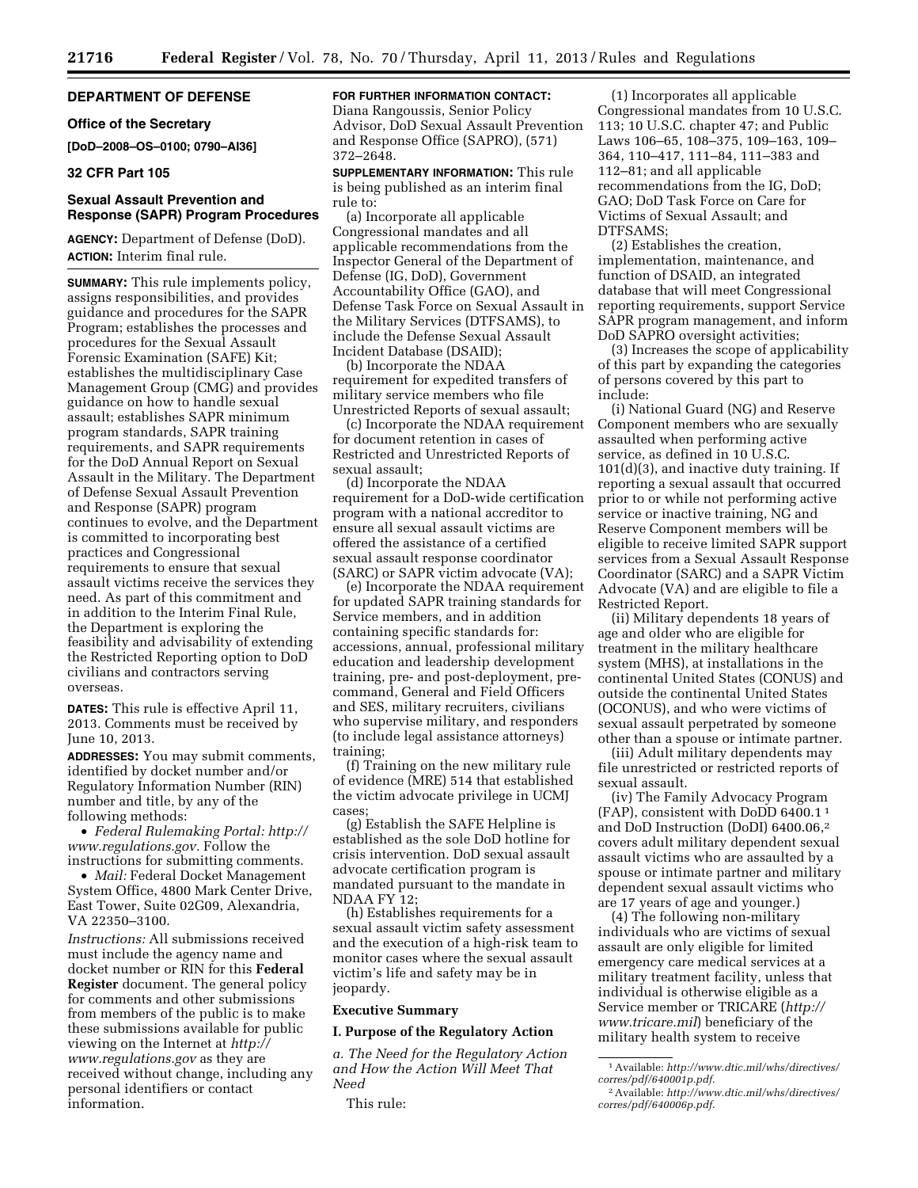## DEPARTMENT OF DEFENSE

### Office of the Secretary

**[DoD–2008–OS–0100; 0790–AI36]**

### 32 CFR Part 105

## Sexual Assault Prevention and Response (SAPR) Program Procedures

**AGENCY:** Department of Defense (DoD).

**ACTION:** Interim final rule.

**SUMMARY:** This rule implements policy, assigns responsibilities, and provides guidance and procedures for the SAPR Program; establishes the processes and procedures for the Sexual Assault Forensic Examination (SAFE) Kit; establishes the multidisciplinary Case Management Group (CMG) and provides guidance on how to handle sexual assault; establishes SAPR minimum program standards, SAPR training requirements, and SAPR requirements for the DoD Annual Report on Sexual Assault in the Military. The Department of Defense Sexual Assault Prevention and Response (SAPR) program continues to evolve, and the Department is committed to incorporating best practices and Congressional requirements to ensure that sexual assault victims receive the services they need. As part of this commitment and in addition to the Interim Final Rule, the Department is exploring the feasibility and advisability of extending the Restricted Reporting option to DoD civilians and contractors serving overseas.

**DATES:** This rule is effective April 11, 2013. Comments must be received by June 10, 2013.

**ADDRESSES:** You may submit comments, identified by docket number and/or Regulatory Information Number (RIN) number and title, by any of the following methods:

- *Federal Rulemaking Portal: http://www.regulations.gov.* Follow the instructions for submitting comments.
- *Mail:* Federal Docket Management System Office, 4800 Mark Center Drive, East Tower, Suite 02G09, Alexandria, VA 22350–3100.

*Instructions:* All submissions received must include the agency name and docket number or RIN for this **Federal Register** document. The general policy for comments and other submissions from members of the public is to make these submissions available for public viewing on the Internet at *http://www.regulations.gov* as they are received without change, including any personal identifiers or contact information.

**FOR FURTHER INFORMATION CONTACT:** Diana Rangoussis, Senior Policy Advisor, DoD Sexual Assault Prevention and Response Office (SAPRO), (571) 372–2648.

**SUPPLEMENTARY INFORMATION:** This rule is being published as an interim final rule to:

(a) Incorporate all applicable Congressional mandates and all applicable recommendations from the Inspector General of the Department of Defense (IG, DoD), Government Accountability Office (GAO), and Defense Task Force on Sexual Assault in the Military Services (DTFSAMS), to include the Defense Sexual Assault Incident Database (DSAID);

(b) Incorporate the NDAA requirement for expedited transfers of military service members who file Unrestricted Reports of sexual assault;

(c) Incorporate the NDAA requirement for document retention in cases of Restricted and Unrestricted Reports of sexual assault;

(d) Incorporate the NDAA requirement for a DoD-wide certification program with a national accreditor to ensure all sexual assault victims are offered the assistance of a certified sexual assault response coordinator (SARC) or SAPR victim advocate (VA);

(e) Incorporate the NDAA requirement for updated SAPR training standards for Service members, and in addition containing specific standards for: accessions, annual, professional military education and leadership development training, pre- and post-deployment, pre-command, General and Field Officers and SES, military recruiters, civilians who supervise military, and responders (to include legal assistance attorneys) training;

(f) Training on the new military rule of evidence (MRE) 514 that established the victim advocate privilege in UCMJ cases;

(g) Establish the SAFE Helpline is established as the sole DoD hotline for crisis intervention. DoD sexual assault advocate certification program is mandated pursuant to the mandate in NDAA FY 12;

(h) Establishes requirements for a sexual assault victim safety assessment and the execution of a high-risk team to monitor cases where the sexual assault victim's life and safety may be in jeopardy.

### Executive Summary

#### I. Purpose of the Regulatory Action

*a. The Need for the Regulatory Action and How the Action Will Meet That Need*

This rule:

(1) Incorporates all applicable Congressional mandates from 10 U.S.C. 113; 10 U.S.C. chapter 47; and Public Laws 106–65, 108–375, 109–163, 109–364, 110–417, 111–84, 111–383 and 112–81; and all applicable recommendations from the IG, DoD; GAO; DoD Task Force on Care for Victims of Sexual Assault; and DTFSAMS;

(2) Establishes the creation, implementation, maintenance, and function of DSAID, an integrated database that will meet Congressional reporting requirements, support Service SAPR program management, and inform DoD SAPRO oversight activities;

(3) Increases the scope of applicability of this part by expanding the categories of persons covered by this part to include:

(i) National Guard (NG) and Reserve Component members who are sexually assaulted when performing active service, as defined in 10 U.S.C. 101(d)(3), and inactive duty training. If reporting a sexual assault that occurred prior to or while not performing active service or inactive training, NG and Reserve Component members will be eligible to receive limited SAPR support services from a Sexual Assault Response Coordinator (SARC) and a SAPR Victim Advocate (VA) and are eligible to file a Restricted Report.

(ii) Military dependents 18 years of age and older who are eligible for treatment in the military healthcare system (MHS), at installations in the continental United States (CONUS) and outside the continental United States (OCONUS), and who were victims of sexual assault perpetrated by someone other than a spouse or intimate partner.

(iii) Adult military dependents may file unrestricted or restricted reports of sexual assault.

(iv) The Family Advocacy Program (FAP), consistent with DoDD 6400.1 [1] and DoD Instruction (DoDI) 6400.06,[2] covers adult military dependent sexual assault victims who are assaulted by a spouse or intimate partner and military dependent sexual assault victims who are 17 years of age and younger.)

(4) The following non-military individuals who are victims of sexual assault are only eligible for limited emergency care medical services at a military treatment facility, unless that individual is otherwise eligible as a Service member or TRICARE (*http://www.tricare.mil*) beneficiary of the military health system to receive

[1] Available: *http://www.dtic.mil/whs/directives/corres/pdf/640001p.pdf*.

[2] Available: *http://www.dtic.mil/whs/directives/corres/pdf/640006p.pdf*.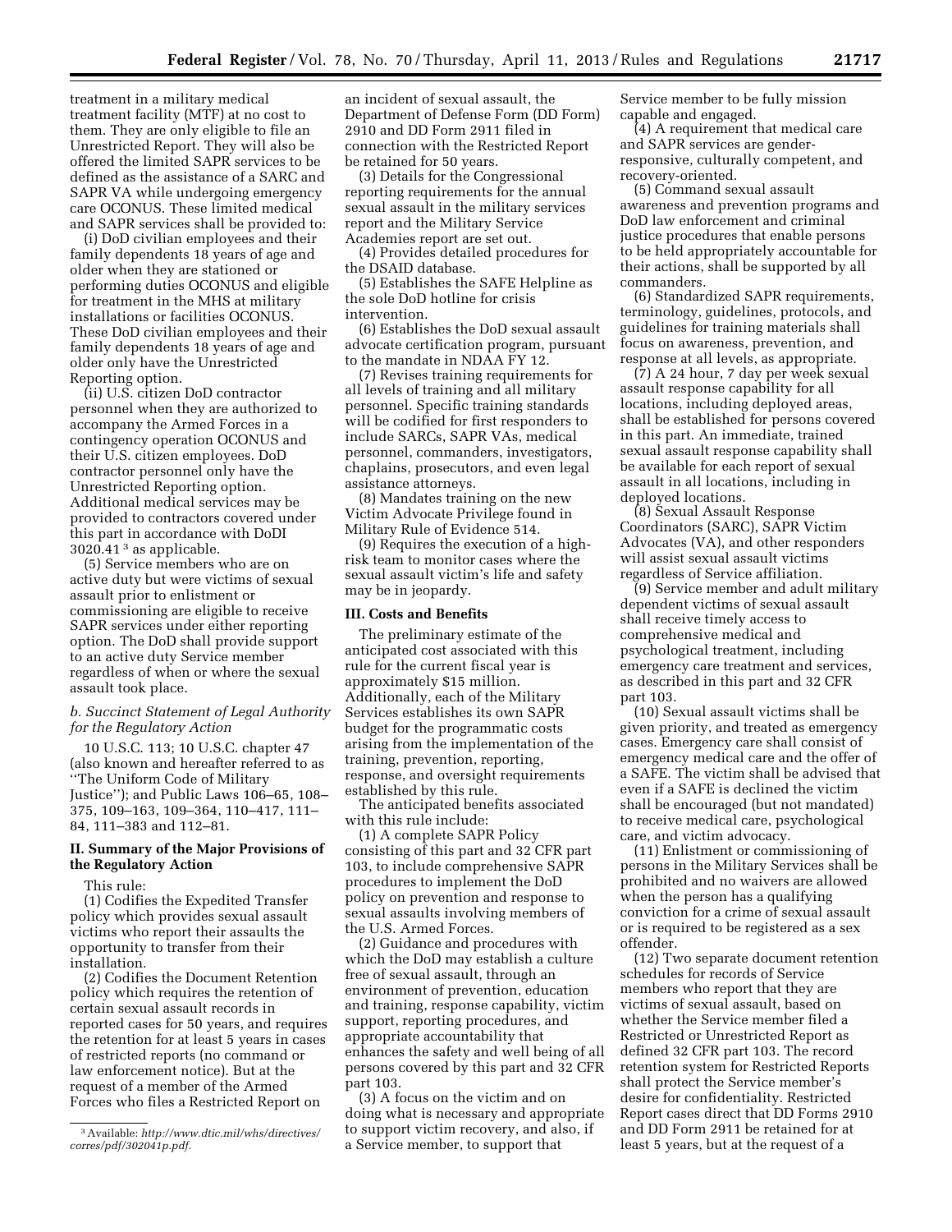treatment in a military medical treatment facility (MTF) at no cost to them. They are only eligible to file an Unrestricted Report. They will also be offered the limited SAPR services to be defined as the assistance of a SARC and SAPR VA while undergoing emergency care OCONUS. These limited medical and SAPR services shall be provided to:

(i) DoD civilian employees and their family dependents 18 years of age and older when they are stationed or performing duties OCONUS and eligible for treatment in the MHS at military installations or facilities OCONUS. These DoD civilian employees and their family dependents 18 years of age and older only have the Unrestricted Reporting option.

(ii) U.S. citizen DoD contractor personnel when they are authorized to accompany the Armed Forces in a contingency operation OCONUS and their U.S. citizen employees. DoD contractor personnel only have the Unrestricted Reporting option. Additional medical services may be provided to contractors covered under this part in accordance with DoDI 3020.41 [3] as applicable.

(5) Service members who are on active duty but were victims of sexual assault prior to enlistment or commissioning are eligible to receive SAPR services under either reporting option. The DoD shall provide support to an active duty Service member regardless of when or where the sexual assault took place.

*b. Succinct Statement of Legal Authority for the Regulatory Action*

10 U.S.C. 113; 10 U.S.C. chapter 47 (also known and hereafter referred to as ''The Uniform Code of Military Justice''); and Public Laws 106–65, 108–375, 109–163, 109–364, 110–417, 111–84, 111–383 and 112–81.

## II. Summary of the Major Provisions of the Regulatory Action

This rule:

(1) Codifies the Expedited Transfer policy which provides sexual assault victims who report their assaults the opportunity to transfer from their installation.

(2) Codifies the Document Retention policy which requires the retention of certain sexual assault records in reported cases for 50 years, and requires the retention for at least 5 years in cases of restricted reports (no command or law enforcement notice). But at the request of a member of the Armed Forces who files a Restricted Report on an incident of sexual assault, the Department of Defense Form (DD Form) 2910 and DD Form 2911 filed in connection with the Restricted Report be retained for 50 years.

(3) Details for the Congressional reporting requirements for the annual sexual assault in the military services report and the Military Service Academies report are set out.

(4) Provides detailed procedures for the DSAID database.

(5) Establishes the SAFE Helpline as the sole DoD hotline for crisis intervention.

(6) Establishes the DoD sexual assault advocate certification program, pursuant to the mandate in NDAA FY 12.

(7) Revises training requirements for all levels of training and all military personnel. Specific training standards will be codified for first responders to include SARCs, SAPR VAs, medical personnel, commanders, investigators, chaplains, prosecutors, and even legal assistance attorneys.

(8) Mandates training on the new Victim Advocate Privilege found in Military Rule of Evidence 514.

(9) Requires the execution of a high-risk team to monitor cases where the sexual assault victim's life and safety may be in jeopardy.

## III. Costs and Benefits

The preliminary estimate of the anticipated cost associated with this rule for the current fiscal year is approximately $15 million. Additionally, each of the Military Services establishes its own SAPR budget for the programmatic costs arising from the implementation of the training, prevention, reporting, response, and oversight requirements established by this rule.

The anticipated benefits associated with this rule include:

(1) A complete SAPR Policy consisting of this part and 32 CFR part 103, to include comprehensive SAPR procedures to implement the DoD policy on prevention and response to sexual assaults involving members of the U.S. Armed Forces.

(2) Guidance and procedures with which the DoD may establish a culture free of sexual assault, through an environment of prevention, education and training, response capability, victim support, reporting procedures, and appropriate accountability that enhances the safety and well being of all persons covered by this part and 32 CFR part 103.

(3) A focus on the victim and on doing what is necessary and appropriate to support victim recovery, and also, if a Service member, to support that Service member to be fully mission capable and engaged.

(4) A requirement that medical care and SAPR services are gender-responsive, culturally competent, and recovery-oriented.

(5) Command sexual assault awareness and prevention programs and DoD law enforcement and criminal justice procedures that enable persons to be held appropriately accountable for their actions, shall be supported by all commanders.

(6) Standardized SAPR requirements, terminology, guidelines, protocols, and guidelines for training materials shall focus on awareness, prevention, and response at all levels, as appropriate.

(7) A 24 hour, 7 day per week sexual assault response capability for all locations, including deployed areas, shall be established for persons covered in this part. An immediate, trained sexual assault response capability shall be available for each report of sexual assault in all locations, including in deployed locations.

(8) Sexual Assault Response Coordinators (SARC), SAPR Victim Advocates (VA), and other responders will assist sexual assault victims regardless of Service affiliation.

(9) Service member and adult military dependent victims of sexual assault shall receive timely access to comprehensive medical and psychological treatment, including emergency care treatment and services, as described in this part and 32 CFR part 103.

(10) Sexual assault victims shall be given priority, and treated as emergency cases. Emergency care shall consist of emergency medical care and the offer of a SAFE. The victim shall be advised that even if a SAFE is declined the victim shall be encouraged (but not mandated) to receive medical care, psychological care, and victim advocacy.

(11) Enlistment or commissioning of persons in the Military Services shall be prohibited and no waivers are allowed when the person has a qualifying conviction for a crime of sexual assault or is required to be registered as a sex offender.

(12) Two separate document retention schedules for records of Service members who report that they are victims of sexual assault, based on whether the Service member filed a Restricted or Unrestricted Report as defined 32 CFR part 103. The record retention system for Restricted Reports shall protect the Service member's desire for confidentiality. Restricted Report cases direct that DD Forms 2910 and DD Form 2911 be retained for at least 5 years, but at the request of a

[3] Available: *http://www.dtic.mil/whs/directives/corres/pdf/302041p.pdf.*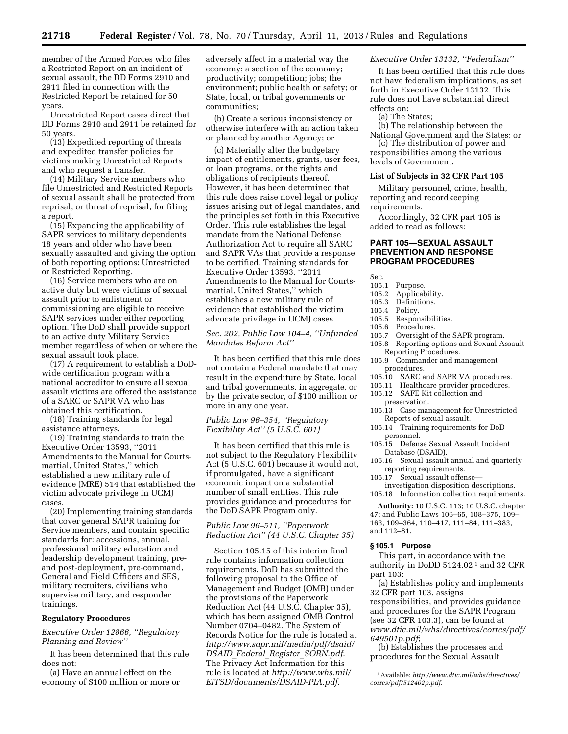member of the Armed Forces who files a Restricted Report on an incident of sexual assault, the DD Forms 2910 and 2911 filed in connection with the Restricted Report be retained for 50 years.

Unrestricted Report cases direct that DD Forms 2910 and 2911 be retained for 50 years.

(13) Expedited reporting of threats and expedited transfer policies for victims making Unrestricted Reports and who request a transfer.

(14) Military Service members who file Unrestricted and Restricted Reports of sexual assault shall be protected from reprisal, or threat of reprisal, for filing a report.

(15) Expanding the applicability of SAPR services to military dependents 18 years and older who have been sexually assaulted and giving the option of both reporting options: Unrestricted or Restricted Reporting.

(16) Service members who are on active duty but were victims of sexual assault prior to enlistment or commissioning are eligible to receive SAPR services under either reporting option. The DoD shall provide support to an active duty Military Service member regardless of when or where the sexual assault took place.

(17) A requirement to establish a DoD-wide certification program with a national accreditor to ensure all sexual assault victims are offered the assistance of a SARC or SAPR VA who has obtained this certification.

(18) Training standards for legal assistance attorneys.

(19) Training standards to train the Executive Order 13593, "2011 Amendments to the Manual for Courts-martial, United States," which established a new military rule of evidence (MRE) 514 that established the victim advocate privilege in UCMJ cases.

(20) Implementing training standards that cover general SAPR training for Service members, and contain specific standards for: accessions, annual, professional military education and leadership development training, pre- and post-deployment, pre-command, General and Field Officers and SES, military recruiters, civilians who supervise military, and responder trainings.

## Regulatory Procedures

*Executive Order 12866, "Regulatory Planning and Review"*

It has been determined that this rule does not:

(a) Have an annual effect on the economy of $100 million or more or adversely affect in a material way the economy; a section of the economy; productivity; competition; jobs; the environment; public health or safety; or State, local, or tribal governments or communities;

(b) Create a serious inconsistency or otherwise interfere with an action taken or planned by another Agency; or

(c) Materially alter the budgetary impact of entitlements, grants, user fees, or loan programs, or the rights and obligations of recipients thereof. However, it has been determined that this rule does raise novel legal or policy issues arising out of legal mandates, and the principles set forth in this Executive Order. This rule establishes the legal mandate from the National Defense Authorization Act to require all SARC and SAPR VAs that provide a response to be certified. Training standards for Executive Order 13593, "2011 Amendments to the Manual for Courts-martial, United States," which establishes a new military rule of evidence that established the victim advocate privilege in UCMJ cases.

*Sec. 202, Public Law 104–4, "Unfunded Mandates Reform Act"*

It has been certified that this rule does not contain a Federal mandate that may result in the expenditure by State, local and tribal governments, in aggregate, or by the private sector, of $100 million or more in any one year.

*Public Law 96–354, "Regulatory Flexibility Act" (5 U.S.C. 601)*

It has been certified that this rule is not subject to the Regulatory Flexibility Act (5 U.S.C. 601) because it would not, if promulgated, have a significant economic impact on a substantial number of small entities. This rule provides guidance and procedures for the DoD SAPR Program only.

*Public Law 96–511, "Paperwork Reduction Act" (44 U.S.C. Chapter 35)*

Section 105.15 of this interim final rule contains information collection requirements. DoD has submitted the following proposal to the Office of Management and Budget (OMB) under the provisions of the Paperwork Reduction Act (44 U.S.C. Chapter 35), which has been assigned OMB Control Number 0704–0482. The System of Records Notice for the rule is located at *http://www.sapr.mil/media/pdf/dsaid/DSAID_Federal_Register_SORN.pdf*. The Privacy Act Information for this rule is located at *http://www.whs.mil/EITSD/documents/DSAID-PIA.pdf*.

*Executive Order 13132, "Federalism"*

It has been certified that this rule does not have federalism implications, as set forth in Executive Order 13132. This rule does not have substantial direct effects on:

(a) The States;

(b) The relationship between the National Government and the States; or

(c) The distribution of power and responsibilities among the various levels of Government.

### List of Subjects in 32 CFR Part 105

Military personnel, crime, health, reporting and recordkeeping requirements.

Accordingly, 32 CFR part 105 is added to read as follows:

## PART 105—SEXUAL ASSAULT PREVENTION AND RESPONSE PROGRAM PROCEDURES

Sec.
- 105.1 Purpose.
- 105.2 Applicability.
- 105.3 Definitions.
- 105.4 Policy.
- 105.5 Responsibilities.
- 105.6 Procedures.
- 105.7 Oversight of the SAPR program.
- 105.8 Reporting options and Sexual Assault Reporting Procedures.
- 105.9 Commander and management procedures.
- 105.10 SARC and SAPR VA procedures.
- 105.11 Healthcare provider procedures.
- 105.12 SAFE Kit collection and preservation.
- 105.13 Case management for Unrestricted Reports of sexual assault.
- 105.14 Training requirements for DoD personnel.
- 105.15 Defense Sexual Assault Incident Database (DSAID).
- 105.16 Sexual assault annual and quarterly reporting requirements.
- 105.17 Sexual assault offense—investigation disposition descriptions.
- 105.18 Information collection requirements.

**Authority:** 10 U.S.C. 113; 10 U.S.C. chapter 47; and Public Laws 106–65, 108–375, 109–163, 109–364, 110–417, 111–84, 111–383, and 112–81.

### § 105.1 Purpose

This part, in accordance with the authority in DoDD 5124.02 [1] and 32 CFR part 103:

(a) Establishes policy and implements 32 CFR part 103, assigns responsibilities, and provides guidance and procedures for the SAPR Program (see 32 CFR 103.3), can be found at *www.dtic.mil/whs/directives/corres/pdf/649501p.pdf*;

(b) Establishes the processes and procedures for the Sexual Assault

[1] Available: *http://www.dtic.mil/whs/directives/corres/pdf/512402p.pdf*.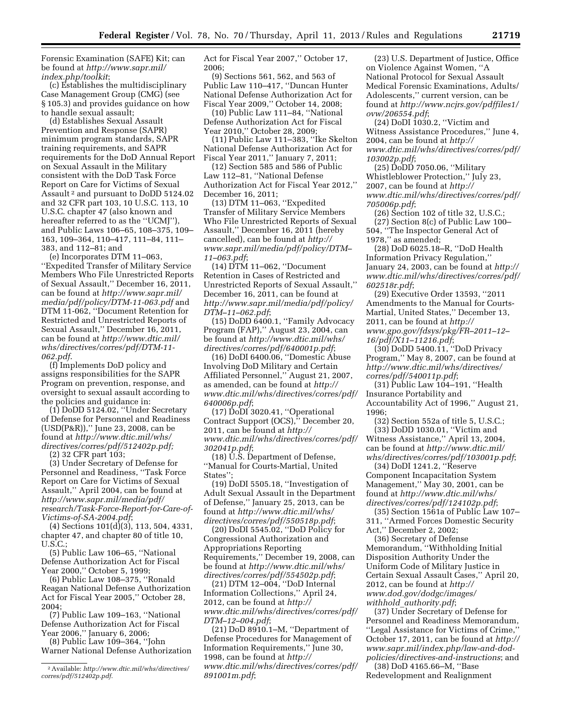Forensic Examination (SAFE) Kit; can be found at *http://www.sapr.mil/index.php/toolkit*;

(c) Establishes the multidisciplinary Case Management Group (CMG) (see § 105.3) and provides guidance on how to handle sexual assault;

(d) Establishes Sexual Assault Prevention and Response (SAPR) minimum program standards, SAPR training requirements, and SAPR requirements for the DoD Annual Report on Sexual Assault in the Military consistent with the DoD Task Force Report on Care for Victims of Sexual Assault [2] and pursuant to DoDD 5124.02 and 32 CFR part 103, 10 U.S.C. 113, 10 U.S.C. chapter 47 (also known and hereafter referred to as the ''UCMJ''), and Public Laws 106–65, 108–375, 109–163, 109–364, 110–417, 111–84, 111–383, and 112–81; and

(e) Incorporates DTM 11–063, ''Expedited Transfer of Military Service Members Who File Unrestricted Reports of Sexual Assault,'' December 16, 2011, can be found at *http://www.sapr.mil/media/pdf/policy/DTM-11-063.pdf* and DTM 11-062, ''Document Retention for Restricted and Unrestricted Reports of Sexual Assault,'' December 16, 2011, can be found at *http://www.dtic.mil/whs/directives/corres/pdf/DTM-11-062.pdf*.

(f) Implements DoD policy and assigns responsibilities for the SAPR Program on prevention, response, and oversight to sexual assault according to the policies and guidance in:

(1) DoDD 5124.02, ''Under Secretary of Defense for Personnel and Readiness (USD(P&R)),'' June 23, 2008, can be found at *http://www.dtic.mil/whs/directives/corres/pdf/512402p.pdf;*

(2) 32 CFR part 103;

(3) Under Secretary of Defense for Personnel and Readiness, ''Task Force Report on Care for Victims of Sexual Assault,'' April 2004, can be found at *http://www.sapr.mil/media/pdf/research/Task-Force-Report-for-Care-of-Victims-of-SA-2004.pdf*;

(4) Sections 101(d)(3), 113, 504, 4331, chapter 47, and chapter 80 of title 10, U.S.C.;

(5) Public Law 106–65, ''National Defense Authorization Act for Fiscal Year 2000,'' October 5, 1999;

(6) Public Law 108–375, ''Ronald Reagan National Defense Authorization Act for Fiscal Year 2005,'' October 28, 2004;

(7) Public Law 109–163, ''National Defense Authorization Act for Fiscal Year 2006,'' January 6, 2006;

(8) Public Law 109–364, ''John Warner National Defense Authorization Act for Fiscal Year 2007,'' October 17, 2006;

(9) Sections 561, 562, and 563 of Public Law 110–417, ''Duncan Hunter National Defense Authorization Act for Fiscal Year 2009,'' October 14, 2008;

(10) Public Law 111–84, ''National Defense Authorization Act for Fiscal Year 2010,'' October 28, 2009;

(11) Public Law 111–383, ''Ike Skelton National Defense Authorization Act for Fiscal Year 2011,'' January 7, 2011;

(12) Section 585 and 586 of Public Law 112–81, ''National Defense Authorization Act for Fiscal Year 2012,'' December 16, 2011;

(13) DTM 11–063, ''Expedited Transfer of Military Service Members Who File Unrestricted Reports of Sexual Assault,'' December 16, 2011 (hereby cancelled), can be found at *http://www.sapr.mil/media/pdf/policy/DTM–11–063.pdf*;

(14) DTM 11–062, ''Document Retention in Cases of Restricted and Unrestricted Reports of Sexual Assault,'' December 16, 2011, can be found at *http://www.sapr.mil/media/pdf/policy/DTM–11–062.pdf*;

(15) DoDD 6400.1, ''Family Advocacy Program (FAP),'' August 23, 2004, can be found at *http://www.dtic.mil/whs/directives/corres/pdf/640001p.pdf*;

(16) DoDI 6400.06, ''Domestic Abuse Involving DoD Military and Certain Affiliated Personnel,'' August 21, 2007, as amended, can be found at *http://www.dtic.mil/whs/directives/corres/pdf/640006p.pdf*;

(17) DoDI 3020.41, ''Operational Contract Support (OCS),'' December 20, 2011, can be found at *http://www.dtic.mil/whs/directives/corres/pdf/302041p.pdf*;

(18) U.S. Department of Defense, ''Manual for Courts-Martial, United States'';

(19) DoDI 5505.18, ''Investigation of Adult Sexual Assault in the Department of Defense,'' January 25, 2013, can be found at *http://www.dtic.mil/whs/directives/corres/pdf/550518p.pdf*;

(20) DoDI 5545.02, ''DoD Policy for Congressional Authorization and Appropriations Reporting Requirements,'' December 19, 2008, can be found at *http://www.dtic.mil/whs/directives/corres/pdf/554502p.pdf*;

(21) DTM 12–004, ''DoD Internal Information Collections,'' April 24, 2012, can be found at *http://www.dtic.mil/whs/directives/corres/pdf/DTM–12–004.pdf*;

(21) DoD 8910.1–M, ''Department of Defense Procedures for Management of Information Requirements,'' June 30, 1998, can be found at *http://www.dtic.mil/whs/directives/corres/pdf/891001m.pdf*;

(23) U.S. Department of Justice, Office on Violence Against Women, ''A National Protocol for Sexual Assault Medical Forensic Examinations, Adults/Adolescents,'' current version, can be found at *http://www.ncjrs.gov/pdffiles1/ovw/206554.pdf*;

(24) DoDI 1030.2, ''Victim and Witness Assistance Procedures,'' June 4, 2004, can be found at *http://www.dtic.mil/whs/directives/corres/pdf/103002p.pdf*;

(25) DoDD 7050.06, ''Military Whistleblower Protection,'' July 23, 2007, can be found at *http://www.dtic.mil/whs/directives/corres/pdf/705006p.pdf*;

(26) Section 102 of title 32, U.S.C.;

(27) Section 8(c) of Public Law 100–504, ''The Inspector General Act of 1978,'' as amended;

(28) DoD 6025.18–R, ''DoD Health Information Privacy Regulation,'' January 24, 2003, can be found at *http://www.dtic.mil/whs/directives/corres/pdf/602518r.pdf*;

(29) Executive Order 13593, ''2011 Amendments to the Manual for Courts-Martial, United States,'' December 13, 2011, can be found at *http://www.gpo.gov/fdsys/pkg/FR–2011–12–16/pdf/X11–11216.pdf*;

(30) DoDD 5400.11, ''DoD Privacy Program,'' May 8, 2007, can be found at *http://www.dtic.mil/whs/directives/corres/pdf/540011p.pdf*;

(31) Public Law 104–191, ''Health Insurance Portability and Accountability Act of 1996,'' August 21, 1996;

(32) Section 552a of title 5, U.S.C.;

(33) DoDD 1030.01, ''Victim and Witness Assistance,'' April 13, 2004, can be found at *http://www.dtic.mil/whs/directives/corres/pdf/103001p.pdf*;

(34) DoDI 1241.2, ''Reserve Component Incapacitation System Management,'' May 30, 2001, can be found at *http://www.dtic.mil/whs/directives/corres/pdf/124102p.pdf*;

(35) Section 1561a of Public Law 107–311, ''Armed Forces Domestic Security Act,'' December 2, 2002;

(36) Secretary of Defense Memorandum, ''Withholding Initial Disposition Authority Under the Uniform Code of Military Justice in Certain Sexual Assault Cases,'' April 20, 2012, can be found at *http://www.dod.gov/dodgc/images/withhold_authority.pdf*;

(37) Under Secretary of Defense for Personnel and Readiness Memorandum, ''Legal Assistance for Victims of Crime,'' October 17, 2011, can be found at *http://www.sapr.mil/index.php/law-and-dod-policies/directives-and-instructions*; and

(38) DoD 4165.66–M, ''Base Redevelopment and Realignment

[2] Available: *http://www.dtic.mil/whs/directives/corres/pdf/512402p.pdf.*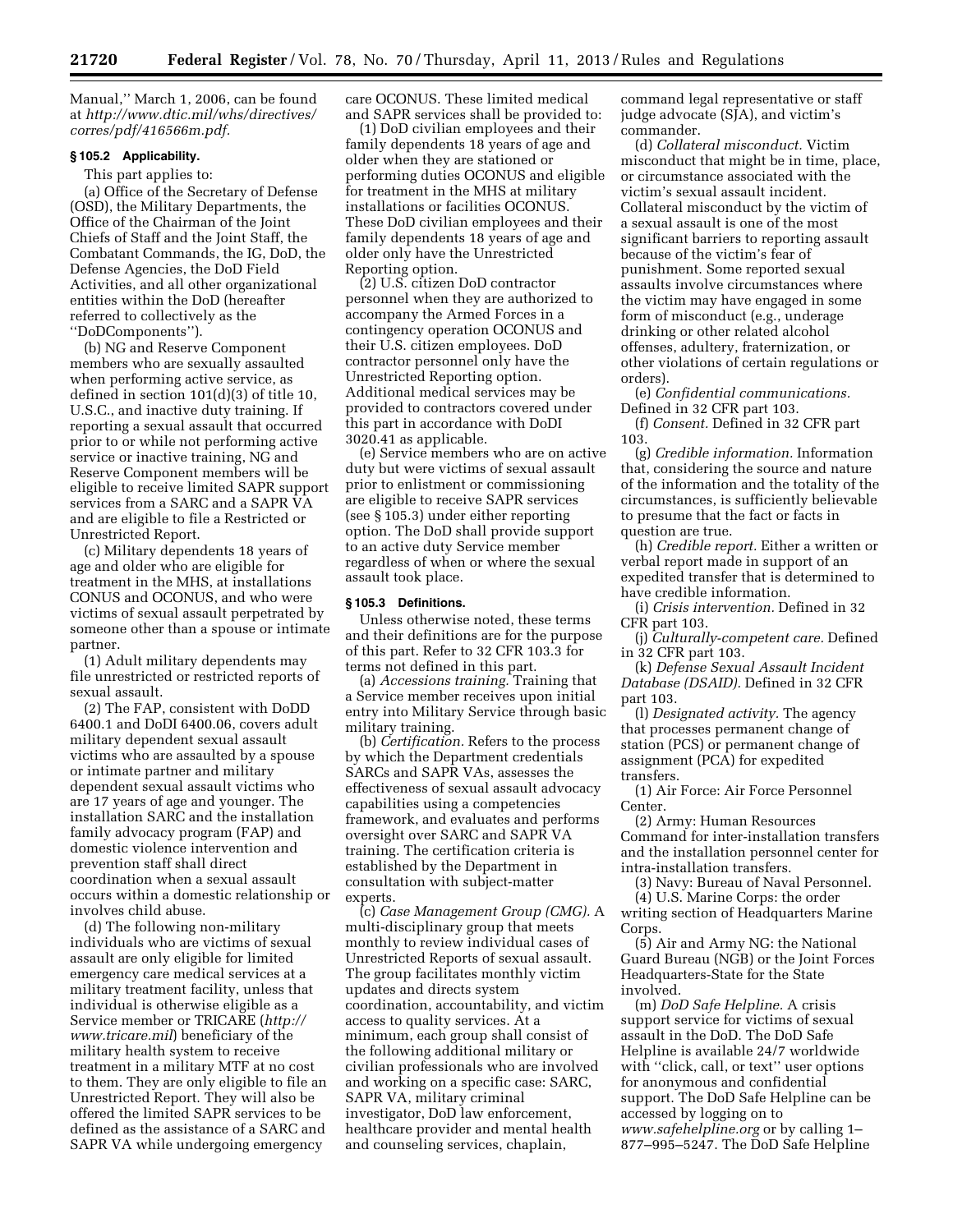Manual,'' March 1, 2006, can be found at *http://www.dtic.mil/whs/directives/corres/pdf/416566m.pdf*.

### § 105.2 Applicability.

This part applies to:

(a) Office of the Secretary of Defense (OSD), the Military Departments, the Office of the Chairman of the Joint Chiefs of Staff and the Joint Staff, the Combatant Commands, the IG, DoD, the Defense Agencies, the DoD Field Activities, and all other organizational entities within the DoD (hereafter referred to collectively as the ''DoDComponents'').

(b) NG and Reserve Component members who are sexually assaulted when performing active service, as defined in section 101(d)(3) of title 10, U.S.C., and inactive duty training. If reporting a sexual assault that occurred prior to or while not performing active service or inactive training, NG and Reserve Component members will be eligible to receive limited SAPR support services from a SARC and a SAPR VA and are eligible to file a Restricted or Unrestricted Report.

(c) Military dependents 18 years of age and older who are eligible for treatment in the MHS, at installations CONUS and OCONUS, and who were victims of sexual assault perpetrated by someone other than a spouse or intimate partner.

(1) Adult military dependents may file unrestricted or restricted reports of sexual assault.

(2) The FAP, consistent with DoDD 6400.1 and DoDI 6400.06, covers adult military dependent sexual assault victims who are assaulted by a spouse or intimate partner and military dependent sexual assault victims who are 17 years of age and younger. The installation SARC and the installation family advocacy program (FAP) and domestic violence intervention and prevention staff shall direct coordination when a sexual assault occurs within a domestic relationship or involves child abuse.

(d) The following non-military individuals who are victims of sexual assault are only eligible for limited emergency care medical services at a military treatment facility, unless that individual is otherwise eligible as a Service member or TRICARE (*http://www.tricare.mil*) beneficiary of the military health system to receive treatment in a military MTF at no cost to them. They are only eligible to file an Unrestricted Report. They will also be offered the limited SAPR services to be defined as the assistance of a SARC and SAPR VA while undergoing emergency care OCONUS. These limited medical and SAPR services shall be provided to:

(1) DoD civilian employees and their family dependents 18 years of age and older when they are stationed or performing duties OCONUS and eligible for treatment in the MHS at military installations or facilities OCONUS. These DoD civilian employees and their family dependents 18 years of age and older only have the Unrestricted Reporting option.

(2) U.S. citizen DoD contractor personnel when they are authorized to accompany the Armed Forces in a contingency operation OCONUS and their U.S. citizen employees. DoD contractor personnel only have the Unrestricted Reporting option. Additional medical services may be provided to contractors covered under this part in accordance with DoDI 3020.41 as applicable.

(e) Service members who are on active duty but were victims of sexual assault prior to enlistment or commissioning are eligible to receive SAPR services (see § 105.3) under either reporting option. The DoD shall provide support to an active duty Service member regardless of when or where the sexual assault took place.

### § 105.3 Definitions.

Unless otherwise noted, these terms and their definitions are for the purpose of this part. Refer to 32 CFR 103.3 for terms not defined in this part.

(a) *Accessions training.* Training that a Service member receives upon initial entry into Military Service through basic military training.

(b) *Certification.* Refers to the process by which the Department credentials SARCs and SAPR VAs, assesses the effectiveness of sexual assault advocacy capabilities using a competencies framework, and evaluates and performs oversight over SARC and SAPR VA training. The certification criteria is established by the Department in consultation with subject-matter experts.

(c) *Case Management Group (CMG).* A multi-disciplinary group that meets monthly to review individual cases of Unrestricted Reports of sexual assault. The group facilitates monthly victim updates and directs system coordination, accountability, and victim access to quality services. At a minimum, each group shall consist of the following additional military or civilian professionals who are involved and working on a specific case: SARC, SAPR VA, military criminal investigator, DoD law enforcement, healthcare provider and mental health and counseling services, chaplain, command legal representative or staff judge advocate (SJA), and victim's commander.

(d) *Collateral misconduct.* Victim misconduct that might be in time, place, or circumstance associated with the victim's sexual assault incident. Collateral misconduct by the victim of a sexual assault is one of the most significant barriers to reporting assault because of the victim's fear of punishment. Some reported sexual assaults involve circumstances where the victim may have engaged in some form of misconduct (e.g., underage drinking or other related alcohol offenses, adultery, fraternization, or other violations of certain regulations or orders).

(e) *Confidential communications.* Defined in 32 CFR part 103.

(f) *Consent.* Defined in 32 CFR part 103.

(g) *Credible information.* Information that, considering the source and nature of the information and the totality of the circumstances, is sufficiently believable to presume that the fact or facts in question are true.

(h) *Credible report.* Either a written or verbal report made in support of an expedited transfer that is determined to have credible information.

(i) *Crisis intervention.* Defined in 32 CFR part 103.

(j) *Culturally-competent care.* Defined in 32 CFR part 103.

(k) *Defense Sexual Assault Incident Database (DSAID).* Defined in 32 CFR part 103.

(l) *Designated activity.* The agency that processes permanent change of station (PCS) or permanent change of assignment (PCA) for expedited transfers.

(1) Air Force: Air Force Personnel Center.

(2) Army: Human Resources Command for inter-installation transfers and the installation personnel center for intra-installation transfers.

(3) Navy: Bureau of Naval Personnel.

(4) U.S. Marine Corps: the order writing section of Headquarters Marine Corps.

(5) Air and Army NG: the National Guard Bureau (NGB) or the Joint Forces Headquarters-State for the State involved.

(m) *DoD Safe Helpline.* A crisis support service for victims of sexual assault in the DoD. The DoD Safe Helpline is available 24/7 worldwide with ''click, call, or text'' user options for anonymous and confidential support. The DoD Safe Helpline can be accessed by logging on to *www.safehelpline.org* or by calling 1–877–995–5247. The DoD Safe Helpline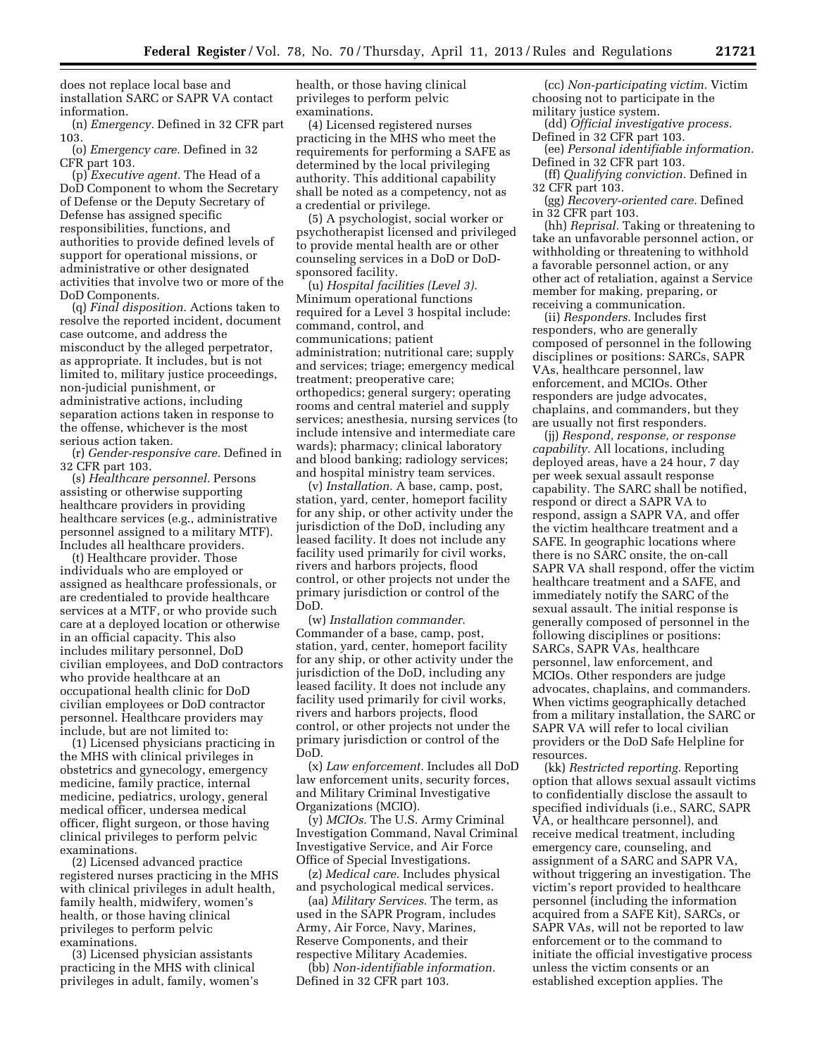does not replace local base and installation SARC or SAPR VA contact information.

(n) *Emergency.* Defined in 32 CFR part 103.

(o) *Emergency care.* Defined in 32 CFR part 103.

(p) *Executive agent.* The Head of a DoD Component to whom the Secretary of Defense or the Deputy Secretary of Defense has assigned specific responsibilities, functions, and authorities to provide defined levels of support for operational missions, or administrative or other designated activities that involve two or more of the DoD Components.

(q) *Final disposition.* Actions taken to resolve the reported incident, document case outcome, and address the misconduct by the alleged perpetrator, as appropriate. It includes, but is not limited to, military justice proceedings, non-judicial punishment, or administrative actions, including separation actions taken in response to the offense, whichever is the most serious action taken.

(r) *Gender-responsive care.* Defined in 32 CFR part 103.

(s) *Healthcare personnel.* Persons assisting or otherwise supporting healthcare providers in providing healthcare services (e.g., administrative personnel assigned to a military MTF). Includes all healthcare providers.

(t) Healthcare provider. Those individuals who are employed or assigned as healthcare professionals, or are credentialed to provide healthcare services at a MTF, or who provide such care at a deployed location or otherwise in an official capacity. This also includes military personnel, DoD civilian employees, and DoD contractors who provide healthcare at an occupational health clinic for DoD civilian employees or DoD contractor personnel. Healthcare providers may include, but are not limited to:

(1) Licensed physicians practicing in the MHS with clinical privileges in obstetrics and gynecology, emergency medicine, family practice, internal medicine, pediatrics, urology, general medical officer, undersea medical officer, flight surgeon, or those having clinical privileges to perform pelvic examinations.

(2) Licensed advanced practice registered nurses practicing in the MHS with clinical privileges in adult health, family health, midwifery, women's health, or those having clinical privileges to perform pelvic examinations.

(3) Licensed physician assistants practicing in the MHS with clinical privileges in adult, family, women's health, or those having clinical privileges to perform pelvic examinations.

(4) Licensed registered nurses practicing in the MHS who meet the requirements for performing a SAFE as determined by the local privileging authority. This additional capability shall be noted as a competency, not as a credential or privilege.

(5) A psychologist, social worker or psychotherapist licensed and privileged to provide mental health are or other counseling services in a DoD or DoD-sponsored facility.

(u) *Hospital facilities (Level 3).* Minimum operational functions required for a Level 3 hospital include: command, control, and communications; patient administration; nutritional care; supply and services; triage; emergency medical treatment; preoperative care; orthopedics; general surgery; operating rooms and central materiel and supply services; anesthesia, nursing services (to include intensive and intermediate care wards); pharmacy; clinical laboratory and blood banking; radiology services; and hospital ministry team services.

(v) *Installation.* A base, camp, post, station, yard, center, homeport facility for any ship, or other activity under the jurisdiction of the DoD, including any leased facility. It does not include any facility used primarily for civil works, rivers and harbors projects, flood control, or other projects not under the primary jurisdiction or control of the DoD.

(w) *Installation commander.* Commander of a base, camp, post, station, yard, center, homeport facility for any ship, or other activity under the jurisdiction of the DoD, including any leased facility. It does not include any facility used primarily for civil works, rivers and harbors projects, flood control, or other projects not under the primary jurisdiction or control of the DoD.

(x) *Law enforcement.* Includes all DoD law enforcement units, security forces, and Military Criminal Investigative Organizations (MCIO).

(y) *MCIOs.* The U.S. Army Criminal Investigation Command, Naval Criminal Investigative Service, and Air Force Office of Special Investigations.

(z) *Medical care.* Includes physical and psychological medical services.

(aa) *Military Services.* The term, as used in the SAPR Program, includes Army, Air Force, Navy, Marines, Reserve Components, and their respective Military Academies.

(bb) *Non-identifiable information.* Defined in 32 CFR part 103.

(cc) *Non-participating victim.* Victim choosing not to participate in the military justice system.

(dd) *Official investigative process.* Defined in 32 CFR part 103.

(ee) *Personal identifiable information.* Defined in 32 CFR part 103.

(ff) *Qualifying conviction.* Defined in 32 CFR part 103.

(gg) *Recovery-oriented care.* Defined in 32 CFR part 103.

(hh) *Reprisal.* Taking or threatening to take an unfavorable personnel action, or withholding or threatening to withhold a favorable personnel action, or any other act of retaliation, against a Service member for making, preparing, or receiving a communication.

(ii) *Responders.* Includes first responders, who are generally composed of personnel in the following disciplines or positions: SARCs, SAPR VAs, healthcare personnel, law enforcement, and MCIOs. Other responders are judge advocates, chaplains, and commanders, but they are usually not first responders.

(jj) *Respond, response, or response capability.* All locations, including deployed areas, have a 24 hour, 7 day per week sexual assault response capability. The SARC shall be notified, respond or direct a SAPR VA to respond, assign a SAPR VA, and offer the victim healthcare treatment and a SAFE. In geographic locations where there is no SARC onsite, the on-call SAPR VA shall respond, offer the victim healthcare treatment and a SAFE, and immediately notify the SARC of the sexual assault. The initial response is generally composed of personnel in the following disciplines or positions: SARCs, SAPR VAs, healthcare personnel, law enforcement, and MCIOs. Other responders are judge advocates, chaplains, and commanders. When victims geographically detached from a military installation, the SARC or SAPR VA will refer to local civilian providers or the DoD Safe Helpline for resources.

(kk) *Restricted reporting.* Reporting option that allows sexual assault victims to confidentially disclose the assault to specified individuals (i.e., SARC, SAPR VA, or healthcare personnel), and receive medical treatment, including emergency care, counseling, and assignment of a SARC and SAPR VA, without triggering an investigation. The victim's report provided to healthcare personnel (including the information acquired from a SAFE Kit), SARCs, or SAPR VAs, will not be reported to law enforcement or to the command to initiate the official investigative process unless the victim consents or an established exception applies. The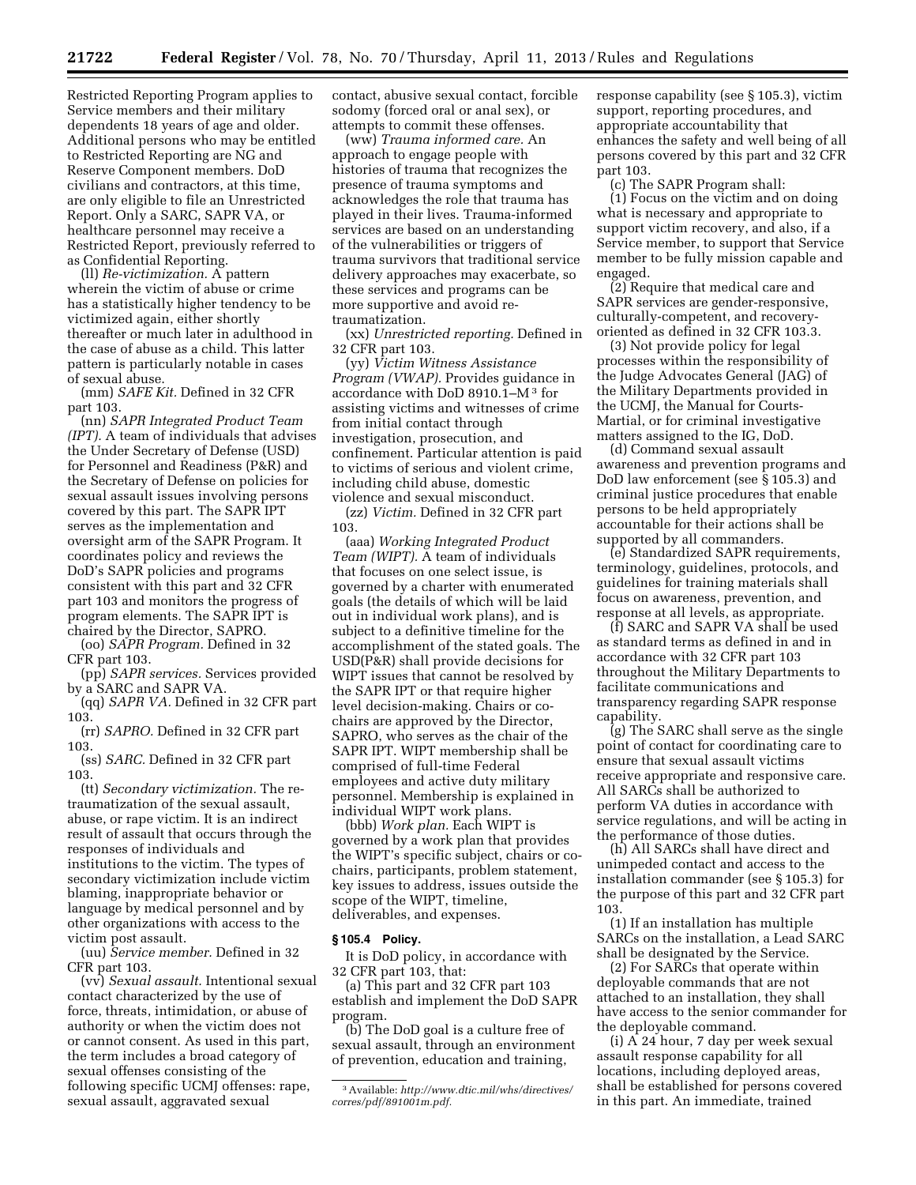Restricted Reporting Program applies to Service members and their military dependents 18 years of age and older. Additional persons who may be entitled to Restricted Reporting are NG and Reserve Component members. DoD civilians and contractors, at this time, are only eligible to file an Unrestricted Report. Only a SARC, SAPR VA, or healthcare personnel may receive a Restricted Report, previously referred to as Confidential Reporting.

(ll) *Re-victimization.* A pattern wherein the victim of abuse or crime has a statistically higher tendency to be victimized again, either shortly thereafter or much later in adulthood in the case of abuse as a child. This latter pattern is particularly notable in cases of sexual abuse.

(mm) *SAFE Kit.* Defined in 32 CFR part 103.

(nn) *SAPR Integrated Product Team (IPT).* A team of individuals that advises the Under Secretary of Defense (USD) for Personnel and Readiness (P&R) and the Secretary of Defense on policies for sexual assault issues involving persons covered by this part. The SAPR IPT serves as the implementation and oversight arm of the SAPR Program. It coordinates policy and reviews the DoD's SAPR policies and programs consistent with this part and 32 CFR part 103 and monitors the progress of program elements. The SAPR IPT is chaired by the Director, SAPRO.

(oo) *SAPR Program.* Defined in 32 CFR part 103.

(pp) *SAPR services.* Services provided by a SARC and SAPR VA.

(qq) *SAPR VA.* Defined in 32 CFR part 103.

(rr) *SAPRO.* Defined in 32 CFR part 103.

(ss) *SARC.* Defined in 32 CFR part 103.

(tt) *Secondary victimization.* The re-traumatization of the sexual assault, abuse, or rape victim. It is an indirect result of assault that occurs through the responses of individuals and institutions to the victim. The types of secondary victimization include victim blaming, inappropriate behavior or language by medical personnel and by other organizations with access to the victim post assault.

(uu) *Service member.* Defined in 32 CFR part 103.

(vv) *Sexual assault.* Intentional sexual contact characterized by the use of force, threats, intimidation, or abuse of authority or when the victim does not or cannot consent. As used in this part, the term includes a broad category of sexual offenses consisting of the following specific UCMJ offenses: rape, sexual assault, aggravated sexual contact, abusive sexual contact, forcible sodomy (forced oral or anal sex), or attempts to commit these offenses.

(ww) *Trauma informed care.* An approach to engage people with histories of trauma that recognizes the presence of trauma symptoms and acknowledges the role that trauma has played in their lives. Trauma-informed services are based on an understanding of the vulnerabilities or triggers of trauma survivors that traditional service delivery approaches may exacerbate, so these services and programs can be more supportive and avoid re-traumatization.

(xx) *Unrestricted reporting.* Defined in 32 CFR part 103.

(yy) *Victim Witness Assistance Program (VWAP).* Provides guidance in accordance with DoD 8910.1–M[3] for assisting victims and witnesses of crime from initial contact through investigation, prosecution, and confinement. Particular attention is paid to victims of serious and violent crime, including child abuse, domestic violence and sexual misconduct.

(zz) *Victim.* Defined in 32 CFR part 103.

(aaa) *Working Integrated Product Team (WIPT).* A team of individuals that focuses on one select issue, is governed by a charter with enumerated goals (the details of which will be laid out in individual work plans), and is subject to a definitive timeline for the accomplishment of the stated goals. The USD(P&R) shall provide decisions for WIPT issues that cannot be resolved by the SAPR IPT or that require higher level decision-making. Chairs or co-chairs are approved by the Director, SAPRO, who serves as the chair of the SAPR IPT. WIPT membership shall be comprised of full-time Federal employees and active duty military personnel. Membership is explained in individual WIPT work plans.

(bbb) *Work plan.* Each WIPT is governed by a work plan that provides the WIPT's specific subject, chairs or co-chairs, participants, problem statement, key issues to address, issues outside the scope of the WIPT, timeline, deliverables, and expenses.

### § 105.4 Policy.

It is DoD policy, in accordance with 32 CFR part 103, that:

(a) This part and 32 CFR part 103 establish and implement the DoD SAPR program.

(b) The DoD goal is a culture free of sexual assault, through an environment of prevention, education and training, response capability (see § 105.3), victim support, reporting procedures, and appropriate accountability that enhances the safety and well being of all persons covered by this part and 32 CFR part 103.

(c) The SAPR Program shall:

(1) Focus on the victim and on doing what is necessary and appropriate to support victim recovery, and also, if a Service member, to support that Service member to be fully mission capable and engaged.

(2) Require that medical care and SAPR services are gender-responsive, culturally-competent, and recovery-oriented as defined in 32 CFR 103.3.

(3) Not provide policy for legal processes within the responsibility of the Judge Advocates General (JAG) of the Military Departments provided in the UCMJ, the Manual for Courts-Martial, or for criminal investigative matters assigned to the IG, DoD.

(d) Command sexual assault awareness and prevention programs and DoD law enforcement (see § 105.3) and criminal justice procedures that enable persons to be held appropriately accountable for their actions shall be supported by all commanders.

(e) Standardized SAPR requirements, terminology, guidelines, protocols, and guidelines for training materials shall focus on awareness, prevention, and response at all levels, as appropriate.

(f) SARC and SAPR VA shall be used as standard terms as defined in and in accordance with 32 CFR part 103 throughout the Military Departments to facilitate communications and transparency regarding SAPR response capability.

(g) The SARC shall serve as the single point of contact for coordinating care to ensure that sexual assault victims receive appropriate and responsive care. All SARCs shall be authorized to perform VA duties in accordance with service regulations, and will be acting in the performance of those duties.

(h) All SARCs shall have direct and unimpeded contact and access to the installation commander (see § 105.3) for the purpose of this part and 32 CFR part 103.

(1) If an installation has multiple SARCs on the installation, a Lead SARC shall be designated by the Service.

(2) For SARCs that operate within deployable commands that are not attached to an installation, they shall have access to the senior commander for the deployable command.

(i) A 24 hour, 7 day per week sexual assault response capability for all locations, including deployed areas, shall be established for persons covered in this part. An immediate, trained

[3] Available: *http://www.dtic.mil/whs/directives/corres/pdf/891001m.pdf.*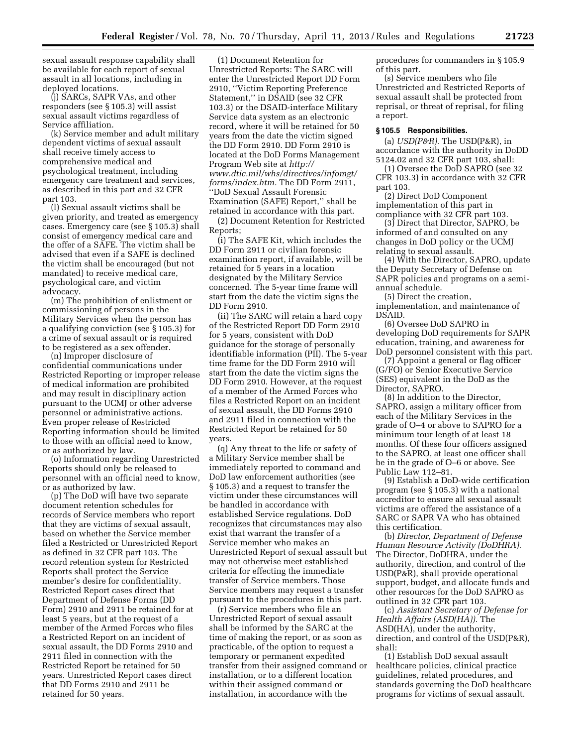sexual assault response capability shall be available for each report of sexual assault in all locations, including in deployed locations.

(j) SARCs, SAPR VAs, and other responders (see § 105.3) will assist sexual assault victims regardless of Service affiliation.

(k) Service member and adult military dependent victims of sexual assault shall receive timely access to comprehensive medical and psychological treatment, including emergency care treatment and services, as described in this part and 32 CFR part 103.

(l) Sexual assault victims shall be given priority, and treated as emergency cases. Emergency care (see § 105.3) shall consist of emergency medical care and the offer of a SAFE. The victim shall be advised that even if a SAFE is declined the victim shall be encouraged (but not mandated) to receive medical care, psychological care, and victim advocacy.

(m) The prohibition of enlistment or commissioning of persons in the Military Services when the person has a qualifying conviction (see § 105.3) for a crime of sexual assault or is required to be registered as a sex offender.

(n) Improper disclosure of confidential communications under Restricted Reporting or improper release of medical information are prohibited and may result in disciplinary action pursuant to the UCMJ or other adverse personnel or administrative actions. Even proper release of Restricted Reporting information should be limited to those with an official need to know, or as authorized by law.

(o) Information regarding Unrestricted Reports should only be released to personnel with an official need to know, or as authorized by law.

(p) The DoD will have two separate document retention schedules for records of Service members who report that they are victims of sexual assault, based on whether the Service member filed a Restricted or Unrestricted Report as defined in 32 CFR part 103. The record retention system for Restricted Reports shall protect the Service member's desire for confidentiality. Restricted Report cases direct that Department of Defense Forms (DD Form) 2910 and 2911 be retained for at least 5 years, but at the request of a member of the Armed Forces who files a Restricted Report on an incident of sexual assault, the DD Forms 2910 and 2911 filed in connection with the Restricted Report be retained for 50 years. Unrestricted Report cases direct that DD Forms 2910 and 2911 be retained for 50 years.

(1) Document Retention for Unrestricted Reports: The SARC will enter the Unrestricted Report DD Form 2910, ''Victim Reporting Preference Statement,'' in DSAID (see 32 CFR 103.3) or the DSAID-interface Military Service data system as an electronic record, where it will be retained for 50 years from the date the victim signed the DD Form 2910. DD Form 2910 is located at the DoD Forms Management Program Web site at *http://www.dtic.mil/whs/directives/infomgt/forms/index.htm.* The DD Form 2911, ''DoD Sexual Assault Forensic Examination (SAFE) Report,'' shall be retained in accordance with this part.

(2) Document Retention for Restricted Reports;

(i) The SAFE Kit, which includes the DD Form 2911 or civilian forensic examination report, if available, will be retained for 5 years in a location designated by the Military Service concerned. The 5-year time frame will start from the date the victim signs the DD Form 2910.

(ii) The SARC will retain a hard copy of the Restricted Report DD Form 2910 for 5 years, consistent with DoD guidance for the storage of personally identifiable information (PII). The 5-year time frame for the DD Form 2910 will start from the date the victim signs the DD Form 2910. However, at the request of a member of the Armed Forces who files a Restricted Report on an incident of sexual assault, the DD Forms 2910 and 2911 filed in connection with the Restricted Report be retained for 50 years.

(q) Any threat to the life or safety of a Military Service member shall be immediately reported to command and DoD law enforcement authorities (see § 105.3) and a request to transfer the victim under these circumstances will be handled in accordance with established Service regulations. DoD recognizes that circumstances may also exist that warrant the transfer of a Service member who makes an Unrestricted Report of sexual assault but may not otherwise meet established criteria for effecting the immediate transfer of Service members. Those Service members may request a transfer pursuant to the procedures in this part.

(r) Service members who file an Unrestricted Report of sexual assault shall be informed by the SARC at the time of making the report, or as soon as practicable, of the option to request a temporary or permanent expedited transfer from their assigned command or installation, or to a different location within their assigned command or installation, in accordance with the procedures for commanders in § 105.9 of this part.

(s) Service members who file Unrestricted and Restricted Reports of sexual assault shall be protected from reprisal, or threat of reprisal, for filing a report.

**§ 105.5 Responsibilities.**

(a) *USD(P&R).* The USD(P&R), in accordance with the authority in DoDD 5124.02 and 32 CFR part 103, shall:

(1) Oversee the DoD SAPRO (see 32 CFR 103.3) in accordance with 32 CFR part 103.

(2) Direct DoD Component implementation of this part in compliance with 32 CFR part 103.

(3) Direct that Director, SAPRO, be informed of and consulted on any changes in DoD policy or the UCMJ relating to sexual assault.

(4) With the Director, SAPRO, update the Deputy Secretary of Defense on SAPR policies and programs on a semi-annual schedule.

(5) Direct the creation, implementation, and maintenance of DSAID.

(6) Oversee DoD SAPRO in developing DoD requirements for SAPR education, training, and awareness for DoD personnel consistent with this part.

(7) Appoint a general or flag officer (G/FO) or Senior Executive Service (SES) equivalent in the DoD as the Director, SAPRO.

(8) In addition to the Director, SAPRO, assign a military officer from each of the Military Services in the grade of O–4 or above to SAPRO for a minimum tour length of at least 18 months. Of these four officers assigned to the SAPRO, at least one officer shall be in the grade of O–6 or above. See Public Law 112–81.

(9) Establish a DoD-wide certification program (see § 105.3) with a national accreditor to ensure all sexual assault victims are offered the assistance of a SARC or SAPR VA who has obtained this certification.

(b) *Director, Department of Defense Human Resource Activity (DoDHRA).* The Director, DoDHRA, under the authority, direction, and control of the USD(P&R), shall provide operational support, budget, and allocate funds and other resources for the DoD SAPRO as outlined in 32 CFR part 103.

(c) *Assistant Secretary of Defense for Health Affairs (ASD(HA)).* The ASD(HA), under the authority, direction, and control of the USD(P&R), shall:

(1) Establish DoD sexual assault healthcare policies, clinical practice guidelines, related procedures, and standards governing the DoD healthcare programs for victims of sexual assault.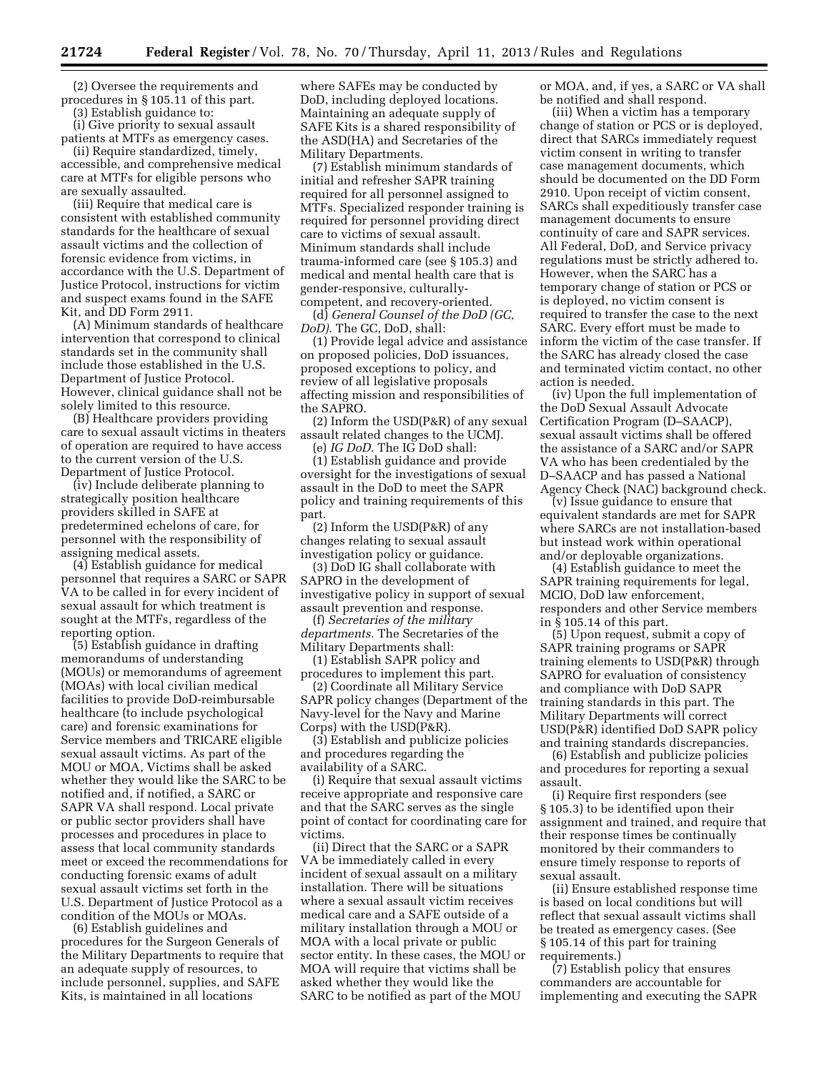(2) Oversee the requirements and procedures in § 105.11 of this part.

(3) Establish guidance to:

(i) Give priority to sexual assault patients at MTFs as emergency cases.

(ii) Require standardized, timely, accessible, and comprehensive medical care at MTFs for eligible persons who are sexually assaulted.

(iii) Require that medical care is consistent with established community standards for the healthcare of sexual assault victims and the collection of forensic evidence from victims, in accordance with the U.S. Department of Justice Protocol, instructions for victim and suspect exams found in the SAFE Kit, and DD Form 2911.

(A) Minimum standards of healthcare intervention that correspond to clinical standards set in the community shall include those established in the U.S. Department of Justice Protocol. However, clinical guidance shall not be solely limited to this resource.

(B) Healthcare providers providing care to sexual assault victims in theaters of operation are required to have access to the current version of the U.S. Department of Justice Protocol.

(iv) Include deliberate planning to strategically position healthcare providers skilled in SAFE at predetermined echelons of care, for personnel with the responsibility of assigning medical assets.

(4) Establish guidance for medical personnel that requires a SARC or SAPR VA to be called in for every incident of sexual assault for which treatment is sought at the MTFs, regardless of the reporting option.

(5) Establish guidance in drafting memorandums of understanding (MOUs) or memorandums of agreement (MOAs) with local civilian medical facilities to provide DoD-reimbursable healthcare (to include psychological care) and forensic examinations for Service members and TRICARE eligible sexual assault victims. As part of the MOU or MOA, Victims shall be asked whether they would like the SARC to be notified and, if notified, a SARC or SAPR VA shall respond. Local private or public sector providers shall have processes and procedures in place to assess that local community standards meet or exceed the recommendations for conducting forensic exams of adult sexual assault victims set forth in the U.S. Department of Justice Protocol as a condition of the MOUs or MOAs.

(6) Establish guidelines and procedures for the Surgeon Generals of the Military Departments to require that an adequate supply of resources, to include personnel, supplies, and SAFE Kits, is maintained in all locations where SAFEs may be conducted by DoD, including deployed locations. Maintaining an adequate supply of SAFE Kits is a shared responsibility of the ASD(HA) and Secretaries of the Military Departments.

(7) Establish minimum standards of initial and refresher SAPR training required for all personnel assigned to MTFs. Specialized responder training is required for personnel providing direct care to victims of sexual assault. Minimum standards shall include trauma-informed care (see § 105.3) and medical and mental health care that is gender-responsive, culturally-competent, and recovery-oriented.

(d) *General Counsel of the DoD (GC, DoD).* The GC, DoD, shall:

(1) Provide legal advice and assistance on proposed policies, DoD issuances, proposed exceptions to policy, and review of all legislative proposals affecting mission and responsibilities of the SAPRO.

(2) Inform the USD(P&R) of any sexual assault related changes to the UCMJ.

(e) *IG DoD.* The IG DoD shall:

(1) Establish guidance and provide oversight for the investigations of sexual assault in the DoD to meet the SAPR policy and training requirements of this part.

(2) Inform the USD(P&R) of any changes relating to sexual assault investigation policy or guidance.

(3) DoD IG shall collaborate with SAPRO in the development of investigative policy in support of sexual assault prevention and response.

(f) *Secretaries of the military departments.* The Secretaries of the Military Departments shall:

(1) Establish SAPR policy and procedures to implement this part.

(2) Coordinate all Military Service SAPR policy changes (Department of the Navy-level for the Navy and Marine Corps) with the USD(P&R).

(3) Establish and publicize policies and procedures regarding the availability of a SARC.

(i) Require that sexual assault victims receive appropriate and responsive care and that the SARC serves as the single point of contact for coordinating care for victims.

(ii) Direct that the SARC or a SAPR VA be immediately called in every incident of sexual assault on a military installation. There will be situations where a sexual assault victim receives medical care and a SAFE outside of a military installation through a MOU or MOA with a local private or public sector entity. In these cases, the MOU or MOA will require that victims shall be asked whether they would like the SARC to be notified as part of the MOU or MOA, and, if yes, a SARC or VA shall be notified and shall respond.

(iii) When a victim has a temporary change of station or PCS or is deployed, direct that SARCs immediately request victim consent in writing to transfer case management documents, which should be documented on the DD Form 2910. Upon receipt of victim consent, SARCs shall expeditiously transfer case management documents to ensure continuity of care and SAPR services. All Federal, DoD, and Service privacy regulations must be strictly adhered to. However, when the SARC has a temporary change of station or PCS or is deployed, no victim consent is required to transfer the case to the next SARC. Every effort must be made to inform the victim of the case transfer. If the SARC has already closed the case and terminated victim contact, no other action is needed.

(iv) Upon the full implementation of the DoD Sexual Assault Advocate Certification Program (D–SAACP), sexual assault victims shall be offered the assistance of a SARC and/or SAPR VA who has been credentialed by the D–SAACP and has passed a National Agency Check (NAC) background check.

(v) Issue guidance to ensure that equivalent standards are met for SAPR where SARCs are not installation-based but instead work within operational and/or deployable organizations.

(4) Establish guidance to meet the SAPR training requirements for legal, MCIO, DoD law enforcement, responders and other Service members in § 105.14 of this part.

(5) Upon request, submit a copy of SAPR training programs or SAPR training elements to USD(P&R) through SAPRO for evaluation of consistency and compliance with DoD SAPR training standards in this part. The Military Departments will correct USD(P&R) identified DoD SAPR policy and training standards discrepancies.

(6) Establish and publicize policies and procedures for reporting a sexual assault.

(i) Require first responders (see § 105.3) to be identified upon their assignment and trained, and require that their response times be continually monitored by their commanders to ensure timely response to reports of sexual assault.

(ii) Ensure established response time is based on local conditions but will reflect that sexual assault victims shall be treated as emergency cases. (See § 105.14 of this part for training requirements.)

(7) Establish policy that ensures commanders are accountable for implementing and executing the SAPR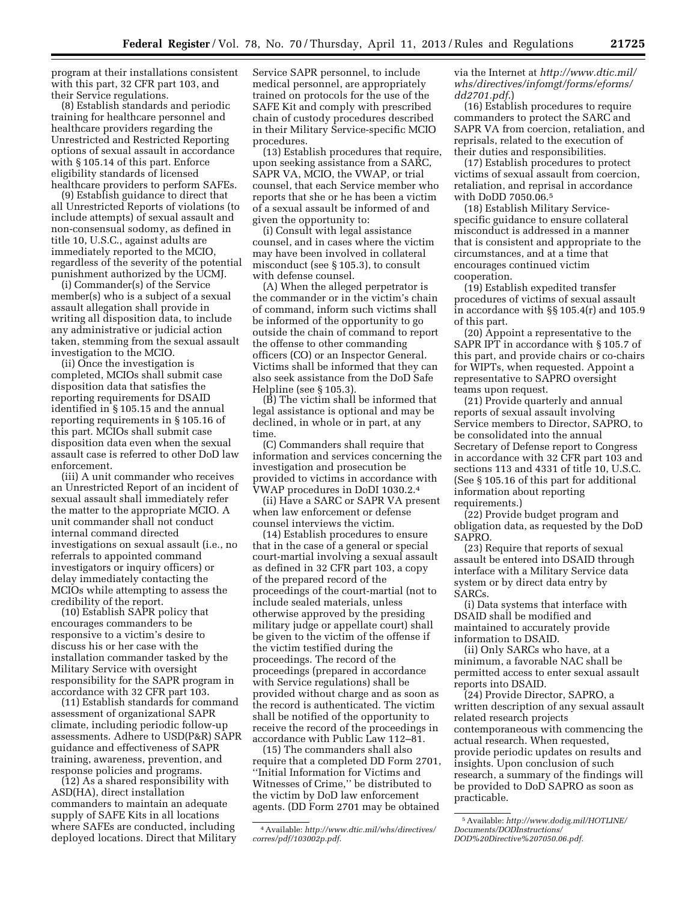program at their installations consistent with this part, 32 CFR part 103, and their Service regulations.

(8) Establish standards and periodic training for healthcare personnel and healthcare providers regarding the Unrestricted and Restricted Reporting options of sexual assault in accordance with § 105.14 of this part. Enforce eligibility standards of licensed healthcare providers to perform SAFEs.

(9) Establish guidance to direct that all Unrestricted Reports of violations (to include attempts) of sexual assault and non-consensual sodomy, as defined in title 10, U.S.C., against adults are immediately reported to the MCIO, regardless of the severity of the potential punishment authorized by the UCMJ.

(i) Commander(s) of the Service member(s) who is a subject of a sexual assault allegation shall provide in writing all disposition data, to include any administrative or judicial action taken, stemming from the sexual assault investigation to the MCIO.

(ii) Once the investigation is completed, MCIOs shall submit case disposition data that satisfies the reporting requirements for DSAID identified in § 105.15 and the annual reporting requirements in § 105.16 of this part. MCIOs shall submit case disposition data even when the sexual assault case is referred to other DoD law enforcement.

(iii) A unit commander who receives an Unrestricted Report of an incident of sexual assault shall immediately refer the matter to the appropriate MCIO. A unit commander shall not conduct internal command directed investigations on sexual assault (i.e., no referrals to appointed command investigators or inquiry officers) or delay immediately contacting the MCIOs while attempting to assess the credibility of the report.

(10) Establish SAPR policy that encourages commanders to be responsive to a victim's desire to discuss his or her case with the installation commander tasked by the Military Service with oversight responsibility for the SAPR program in accordance with 32 CFR part 103.

(11) Establish standards for command assessment of organizational SAPR climate, including periodic follow-up assessments. Adhere to USD(P&R) SAPR guidance and effectiveness of SAPR training, awareness, prevention, and response policies and programs.

(12) As a shared responsibility with ASD(HA), direct installation commanders to maintain an adequate supply of SAFE Kits in all locations where SAFEs are conducted, including deployed locations. Direct that Military Service SAPR personnel, to include medical personnel, are appropriately trained on protocols for the use of the SAFE Kit and comply with prescribed chain of custody procedures described in their Military Service-specific MCIO procedures.

(13) Establish procedures that require, upon seeking assistance from a SARC, SAPR VA, MCIO, the VWAP, or trial counsel, that each Service member who reports that she or he has been a victim of a sexual assault be informed of and given the opportunity to:

(i) Consult with legal assistance counsel, and in cases where the victim may have been involved in collateral misconduct (see § 105.3), to consult with defense counsel.

(A) When the alleged perpetrator is the commander or in the victim's chain of command, inform such victims shall be informed of the opportunity to go outside the chain of command to report the offense to other commanding officers (CO) or an Inspector General. Victims shall be informed that they can also seek assistance from the DoD Safe Helpline (see § 105.3).

(B) The victim shall be informed that legal assistance is optional and may be declined, in whole or in part, at any time.

(C) Commanders shall require that information and services concerning the investigation and prosecution be provided to victims in accordance with VWAP procedures in DoDI 1030.2.[4]

(ii) Have a SARC or SAPR VA present when law enforcement or defense counsel interviews the victim.

(14) Establish procedures to ensure that in the case of a general or special court-martial involving a sexual assault as defined in 32 CFR part 103, a copy of the prepared record of the proceedings of the court-martial (not to include sealed materials, unless otherwise approved by the presiding military judge or appellate court) shall be given to the victim of the offense if the victim testified during the proceedings. The record of the proceedings (prepared in accordance with Service regulations) shall be provided without charge and as soon as the record is authenticated. The victim shall be notified of the opportunity to receive the record of the proceedings in accordance with Public Law 112–81.

(15) The commanders shall also require that a completed DD Form 2701, ''Initial Information for Victims and Witnesses of Crime,'' be distributed to the victim by DoD law enforcement agents. (DD Form 2701 may be obtained via the Internet at *http://www.dtic.mil/whs/directives/infomgt/forms/eforms/dd2701.pdf*.)

(16) Establish procedures to require commanders to protect the SARC and SAPR VA from coercion, retaliation, and reprisals, related to the execution of their duties and responsibilities.

(17) Establish procedures to protect victims of sexual assault from coercion, retaliation, and reprisal in accordance with DoDD 7050.06.[5]

(18) Establish Military Service-specific guidance to ensure collateral misconduct is addressed in a manner that is consistent and appropriate to the circumstances, and at a time that encourages continued victim cooperation.

(19) Establish expedited transfer procedures of victims of sexual assault in accordance with §§ 105.4(r) and 105.9 of this part.

(20) Appoint a representative to the SAPR IPT in accordance with § 105.7 of this part, and provide chairs or co-chairs for WIPTs, when requested. Appoint a representative to SAPRO oversight teams upon request.

(21) Provide quarterly and annual reports of sexual assault involving Service members to Director, SAPRO, to be consolidated into the annual Secretary of Defense report to Congress in accordance with 32 CFR part 103 and sections 113 and 4331 of title 10, U.S.C. (See § 105.16 of this part for additional information about reporting requirements.)

(22) Provide budget program and obligation data, as requested by the DoD SAPRO.

(23) Require that reports of sexual assault be entered into DSAID through interface with a Military Service data system or by direct data entry by SARCs.

(i) Data systems that interface with DSAID shall be modified and maintained to accurately provide information to DSAID.

(ii) Only SARCs who have, at a minimum, a favorable NAC shall be permitted access to enter sexual assault reports into DSAID.

(24) Provide Director, SAPRO, a written description of any sexual assault related research projects contemporaneous with commencing the actual research. When requested, provide periodic updates on results and insights. Upon conclusion of such research, a summary of the findings will be provided to DoD SAPRO as soon as practicable.

---

[4] Available: *http://www.dtic.mil/whs/directives/corres/pdf/103002p.pdf*.

[5] Available: *http://www.dodig.mil/HOTLINE/Documents/DODInstructions/DOD%20Directive%207050.06.pdf*.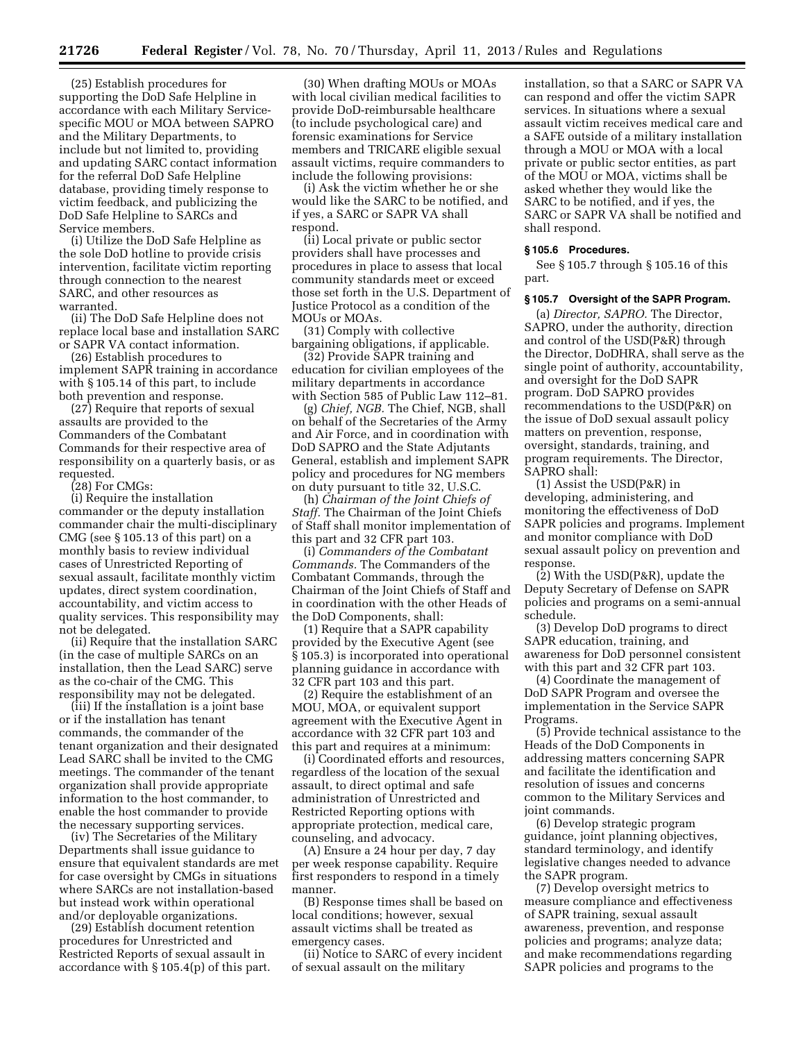(25) Establish procedures for supporting the DoD Safe Helpline in accordance with each Military Service-specific MOU or MOA between SAPRO and the Military Departments, to include but not limited to, providing and updating SARC contact information for the referral DoD Safe Helpline database, providing timely response to victim feedback, and publicizing the DoD Safe Helpline to SARCs and Service members.

(i) Utilize the DoD Safe Helpline as the sole DoD hotline to provide crisis intervention, facilitate victim reporting through connection to the nearest SARC, and other resources as warranted.

(ii) The DoD Safe Helpline does not replace local base and installation SARC or SAPR VA contact information.

(26) Establish procedures to implement SAPR training in accordance with § 105.14 of this part, to include both prevention and response.

(27) Require that reports of sexual assaults are provided to the Commanders of the Combatant Commands for their respective area of responsibility on a quarterly basis, or as requested.

(28) For CMGs:

(i) Require the installation commander or the deputy installation commander chair the multi-disciplinary CMG (see § 105.13 of this part) on a monthly basis to review individual cases of Unrestricted Reporting of sexual assault, facilitate monthly victim updates, direct system coordination, accountability, and victim access to quality services. This responsibility may not be delegated.

(ii) Require that the installation SARC (in the case of multiple SARCs on an installation, then the Lead SARC) serve as the co-chair of the CMG. This responsibility may not be delegated.

(iii) If the installation is a joint base or if the installation has tenant commands, the commander of the tenant organization and their designated Lead SARC shall be invited to the CMG meetings. The commander of the tenant organization shall provide appropriate information to the host commander, to enable the host commander to provide the necessary supporting services.

(iv) The Secretaries of the Military Departments shall issue guidance to ensure that equivalent standards are met for case oversight by CMGs in situations where SARCs are not installation-based but instead work within operational and/or deployable organizations.

(29) Establish document retention procedures for Unrestricted and Restricted Reports of sexual assault in accordance with § 105.4(p) of this part.

(30) When drafting MOUs or MOAs with local civilian medical facilities to provide DoD-reimbursable healthcare (to include psychological care) and forensic examinations for Service members and TRICARE eligible sexual assault victims, require commanders to include the following provisions:

(i) Ask the victim whether he or she would like the SARC to be notified, and if yes, a SARC or SAPR VA shall respond.

(ii) Local private or public sector providers shall have processes and procedures in place to assess that local community standards meet or exceed those set forth in the U.S. Department of Justice Protocol as a condition of the MOUs or MOAs.

(31) Comply with collective bargaining obligations, if applicable.

(32) Provide SAPR training and education for civilian employees of the military departments in accordance with Section 585 of Public Law 112–81.

(g) *Chief, NGB.* The Chief, NGB, shall on behalf of the Secretaries of the Army and Air Force, and in coordination with DoD SAPRO and the State Adjutants General, establish and implement SAPR policy and procedures for NG members on duty pursuant to title 32, U.S.C.

(h) *Chairman of the Joint Chiefs of Staff.* The Chairman of the Joint Chiefs of Staff shall monitor implementation of this part and 32 CFR part 103.

(i) *Commanders of the Combatant Commands.* The Commanders of the Combatant Commands, through the Chairman of the Joint Chiefs of Staff and in coordination with the other Heads of the DoD Components, shall:

(1) Require that a SAPR capability provided by the Executive Agent (see § 105.3) is incorporated into operational planning guidance in accordance with 32 CFR part 103 and this part.

(2) Require the establishment of an MOU, MOA, or equivalent support agreement with the Executive Agent in accordance with 32 CFR part 103 and this part and requires at a minimum:

(i) Coordinated efforts and resources, regardless of the location of the sexual assault, to direct optimal and safe administration of Unrestricted and Restricted Reporting options with appropriate protection, medical care, counseling, and advocacy.

(A) Ensure a 24 hour per day, 7 day per week response capability. Require first responders to respond in a timely manner.

(B) Response times shall be based on local conditions; however, sexual assault victims shall be treated as emergency cases.

(ii) Notice to SARC of every incident of sexual assault on the military installation, so that a SARC or SAPR VA can respond and offer the victim SAPR services. In situations where a sexual assault victim receives medical care and a SAFE outside of a military installation through a MOU or MOA with a local private or public sector entities, as part of the MOU or MOA, victims shall be asked whether they would like the SARC to be notified, and if yes, the SARC or SAPR VA shall be notified and shall respond.

## § 105.6 Procedures.

See § 105.7 through § 105.16 of this part.

## § 105.7 Oversight of the SAPR Program.

(a) *Director, SAPRO.* The Director, SAPRO, under the authority, direction and control of the USD(P&R) through the Director, DoDHRA, shall serve as the single point of authority, accountability, and oversight for the DoD SAPR program. DoD SAPRO provides recommendations to the USD(P&R) on the issue of DoD sexual assault policy matters on prevention, response, oversight, standards, training, and program requirements. The Director, SAPRO shall:

(1) Assist the USD(P&R) in developing, administering, and monitoring the effectiveness of DoD SAPR policies and programs. Implement and monitor compliance with DoD sexual assault policy on prevention and response.

(2) With the USD(P&R), update the Deputy Secretary of Defense on SAPR policies and programs on a semi-annual schedule.

(3) Develop DoD programs to direct SAPR education, training, and awareness for DoD personnel consistent with this part and 32 CFR part 103.

(4) Coordinate the management of DoD SAPR Program and oversee the implementation in the Service SAPR Programs.

(5) Provide technical assistance to the Heads of the DoD Components in addressing matters concerning SAPR and facilitate the identification and resolution of issues and concerns common to the Military Services and joint commands.

(6) Develop strategic program guidance, joint planning objectives, standard terminology, and identify legislative changes needed to advance the SAPR program.

(7) Develop oversight metrics to measure compliance and effectiveness of SAPR training, sexual assault awareness, prevention, and response policies and programs; analyze data; and make recommendations regarding SAPR policies and programs to the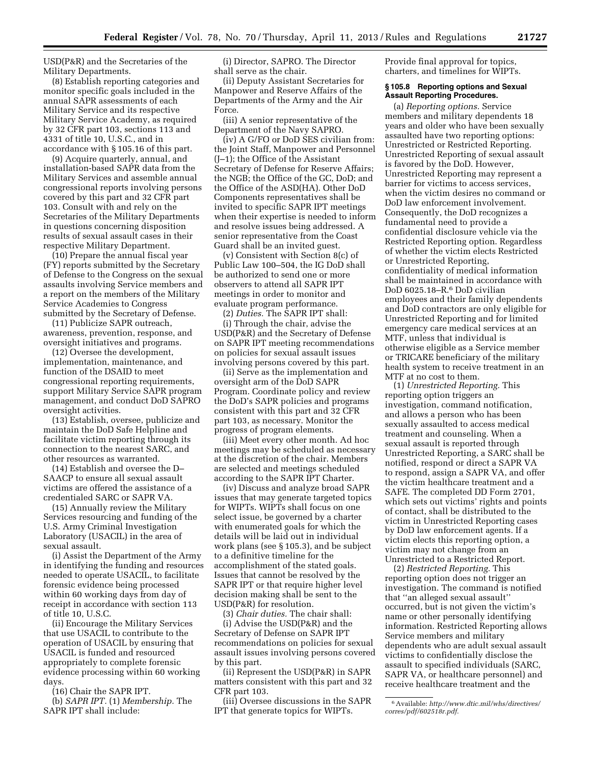USD(P&R) and the Secretaries of the Military Departments.

(8) Establish reporting categories and monitor specific goals included in the annual SAPR assessments of each Military Service and its respective Military Service Academy, as required by 32 CFR part 103, sections 113 and 4331 of title 10, U.S.C., and in accordance with § 105.16 of this part.

(9) Acquire quarterly, annual, and installation-based SAPR data from the Military Services and assemble annual congressional reports involving persons covered by this part and 32 CFR part 103. Consult with and rely on the Secretaries of the Military Departments in questions concerning disposition results of sexual assault cases in their respective Military Department.

(10) Prepare the annual fiscal year (FY) reports submitted by the Secretary of Defense to the Congress on the sexual assaults involving Service members and a report on the members of the Military Service Academies to Congress submitted by the Secretary of Defense.

(11) Publicize SAPR outreach, awareness, prevention, response, and oversight initiatives and programs.

(12) Oversee the development, implementation, maintenance, and function of the DSAID to meet congressional reporting requirements, support Military Service SAPR program management, and conduct DoD SAPRO oversight activities.

(13) Establish, oversee, publicize and maintain the DoD Safe Helpline and facilitate victim reporting through its connection to the nearest SARC, and other resources as warranted.

(14) Establish and oversee the D–SAACP to ensure all sexual assault victims are offered the assistance of a credentialed SARC or SAPR VA.

(15) Annually review the Military Services resourcing and funding of the U.S. Army Criminal Investigation Laboratory (USACIL) in the area of sexual assault.

(i) Assist the Department of the Army in identifying the funding and resources needed to operate USACIL, to facilitate forensic evidence being processed within 60 working days from day of receipt in accordance with section 113 of title 10, U.S.C.

(ii) Encourage the Military Services that use USACIL to contribute to the operation of USACIL by ensuring that USACIL is funded and resourced appropriately to complete forensic evidence processing within 60 working days.

(16) Chair the SAPR IPT.

(b) *SAPR IPT.* (1) *Membership.* The SAPR IPT shall include:

(i) Director, SAPRO. The Director shall serve as the chair.

(ii) Deputy Assistant Secretaries for Manpower and Reserve Affairs of the Departments of the Army and the Air Force.

(iii) A senior representative of the Department of the Navy SAPRO.

(iv) A G/FO or DoD SES civilian from: the Joint Staff, Manpower and Personnel (J–1); the Office of the Assistant Secretary of Defense for Reserve Affairs; the NGB; the Office of the GC, DoD; and the Office of the ASD(HA). Other DoD Components representatives shall be invited to specific SAPR IPT meetings when their expertise is needed to inform and resolve issues being addressed. A senior representative from the Coast Guard shall be an invited guest.

(v) Consistent with Section 8(c) of Public Law 100–504, the IG DoD shall be authorized to send one or more observers to attend all SAPR IPT meetings in order to monitor and evaluate program performance.

(2) *Duties.* The SAPR IPT shall:

(i) Through the chair, advise the USD(P&R) and the Secretary of Defense on SAPR IPT meeting recommendations on policies for sexual assault issues involving persons covered by this part.

(ii) Serve as the implementation and oversight arm of the DoD SAPR Program. Coordinate policy and review the DoD's SAPR policies and programs consistent with this part and 32 CFR part 103, as necessary. Monitor the progress of program elements.

(iii) Meet every other month. Ad hoc meetings may be scheduled as necessary at the discretion of the chair. Members are selected and meetings scheduled according to the SAPR IPT Charter.

(iv) Discuss and analyze broad SAPR issues that may generate targeted topics for WIPTs. WIPTs shall focus on one select issue, be governed by a charter with enumerated goals for which the details will be laid out in individual work plans (see § 105.3), and be subject to a definitive timeline for the accomplishment of the stated goals. Issues that cannot be resolved by the SAPR IPT or that require higher level decision making shall be sent to the USD(P&R) for resolution.

(3) *Chair duties.* The chair shall:

(i) Advise the USD(P&R) and the Secretary of Defense on SAPR IPT recommendations on policies for sexual assault issues involving persons covered by this part.

(ii) Represent the USD(P&R) in SAPR matters consistent with this part and 32 CFR part 103.

(iii) Oversee discussions in the SAPR IPT that generate topics for WIPTs. Provide final approval for topics, charters, and timelines for WIPTs.

### § 105.8 Reporting options and Sexual Assault Reporting Procedures.

(a) *Reporting options.* Service members and military dependents 18 years and older who have been sexually assaulted have two reporting options: Unrestricted or Restricted Reporting. Unrestricted Reporting of sexual assault is favored by the DoD. However, Unrestricted Reporting may represent a barrier for victims to access services, when the victim desires no command or DoD law enforcement involvement. Consequently, the DoD recognizes a fundamental need to provide a confidential disclosure vehicle via the Restricted Reporting option. Regardless of whether the victim elects Restricted or Unrestricted Reporting, confidentiality of medical information shall be maintained in accordance with DoD 6025.18–R.[6] DoD civilian employees and their family dependents and DoD contractors are only eligible for Unrestricted Reporting and for limited emergency care medical services at an MTF, unless that individual is otherwise eligible as a Service member or TRICARE beneficiary of the military health system to receive treatment in an MTF at no cost to them.

(1) *Unrestricted Reporting.* This reporting option triggers an investigation, command notification, and allows a person who has been sexually assaulted to access medical treatment and counseling. When a sexual assault is reported through Unrestricted Reporting, a SARC shall be notified, respond or direct a SAPR VA to respond, assign a SAPR VA, and offer the victim healthcare treatment and a SAFE. The completed DD Form 2701, which sets out victims' rights and points of contact, shall be distributed to the victim in Unrestricted Reporting cases by DoD law enforcement agents. If a victim elects this reporting option, a victim may not change from an Unrestricted to a Restricted Report.

(2) *Restricted Reporting.* This reporting option does not trigger an investigation. The command is notified that ''an alleged sexual assault'' occurred, but is not given the victim's name or other personally identifying information. Restricted Reporting allows Service members and military dependents who are adult sexual assault victims to confidentially disclose the assault to specified individuals (SARC, SAPR VA, or healthcare personnel) and receive healthcare treatment and the

[6] Available: *http://www.dtic.mil/whs/directives/corres/pdf/602518r.pdf.*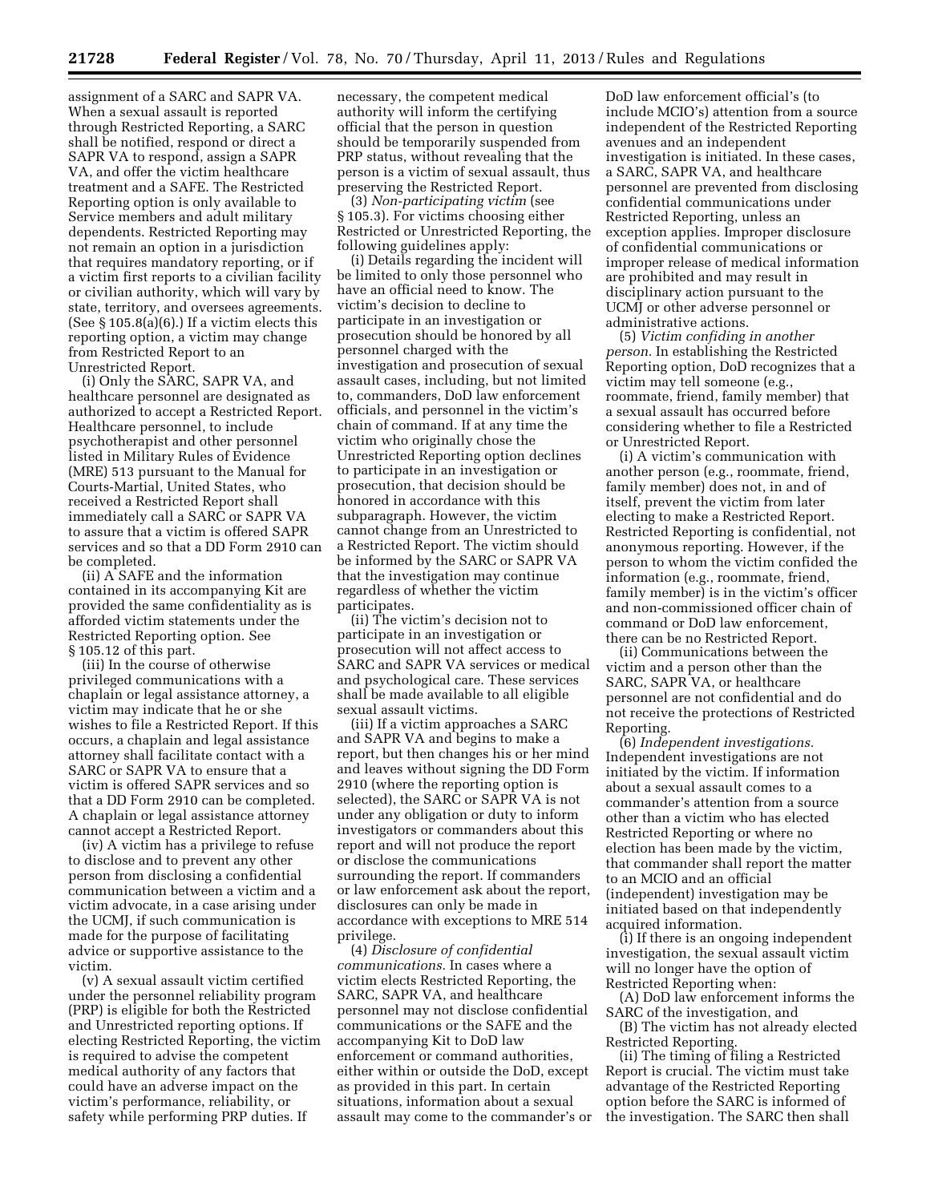assignment of a SARC and SAPR VA. When a sexual assault is reported through Restricted Reporting, a SARC shall be notified, respond or direct a SAPR VA to respond, assign a SAPR VA, and offer the victim healthcare treatment and a SAFE. The Restricted Reporting option is only available to Service members and adult military dependents. Restricted Reporting may not remain an option in a jurisdiction that requires mandatory reporting, or if a victim first reports to a civilian facility or civilian authority, which will vary by state, territory, and oversees agreements. (See § 105.8(a)(6).) If a victim elects this reporting option, a victim may change from Restricted Report to an Unrestricted Report.

(i) Only the SARC, SAPR VA, and healthcare personnel are designated as authorized to accept a Restricted Report. Healthcare personnel, to include psychotherapist and other personnel listed in Military Rules of Evidence (MRE) 513 pursuant to the Manual for Courts-Martial, United States, who received a Restricted Report shall immediately call a SARC or SAPR VA to assure that a victim is offered SAPR services and so that a DD Form 2910 can be completed.

(ii) A SAFE and the information contained in its accompanying Kit are provided the same confidentiality as is afforded victim statements under the Restricted Reporting option. See § 105.12 of this part.

(iii) In the course of otherwise privileged communications with a chaplain or legal assistance attorney, a victim may indicate that he or she wishes to file a Restricted Report. If this occurs, a chaplain and legal assistance attorney shall facilitate contact with a SARC or SAPR VA to ensure that a victim is offered SAPR services and so that a DD Form 2910 can be completed. A chaplain or legal assistance attorney cannot accept a Restricted Report.

(iv) A victim has a privilege to refuse to disclose and to prevent any other person from disclosing a confidential communication between a victim and a victim advocate, in a case arising under the UCMJ, if such communication is made for the purpose of facilitating advice or supportive assistance to the victim.

(v) A sexual assault victim certified under the personnel reliability program (PRP) is eligible for both the Restricted and Unrestricted reporting options. If electing Restricted Reporting, the victim is required to advise the competent medical authority of any factors that could have an adverse impact on the victim's performance, reliability, or safety while performing PRP duties. If necessary, the competent medical authority will inform the certifying official that the person in question should be temporarily suspended from PRP status, without revealing that the person is a victim of sexual assault, thus preserving the Restricted Report.

(3) *Non-participating victim* (see § 105.3). For victims choosing either Restricted or Unrestricted Reporting, the following guidelines apply:

(i) Details regarding the incident will be limited to only those personnel who have an official need to know. The victim's decision to decline to participate in an investigation or prosecution should be honored by all personnel charged with the investigation and prosecution of sexual assault cases, including, but not limited to, commanders, DoD law enforcement officials, and personnel in the victim's chain of command. If at any time the victim who originally chose the Unrestricted Reporting option declines to participate in an investigation or prosecution, that decision should be honored in accordance with this subparagraph. However, the victim cannot change from an Unrestricted to a Restricted Report. The victim should be informed by the SARC or SAPR VA that the investigation may continue regardless of whether the victim participates.

(ii) The victim's decision not to participate in an investigation or prosecution will not affect access to SARC and SAPR VA services or medical and psychological care. These services shall be made available to all eligible sexual assault victims.

(iii) If a victim approaches a SARC and SAPR VA and begins to make a report, but then changes his or her mind and leaves without signing the DD Form 2910 (where the reporting option is selected), the SARC or SAPR VA is not under any obligation or duty to inform investigators or commanders about this report and will not produce the report or disclose the communications surrounding the report. If commanders or law enforcement ask about the report, disclosures can only be made in accordance with exceptions to MRE 514 privilege.

(4) *Disclosure of confidential communications.* In cases where a victim elects Restricted Reporting, the SARC, SAPR VA, and healthcare personnel may not disclose confidential communications or the SAFE and the accompanying Kit to DoD law enforcement or command authorities, either within or outside the DoD, except as provided in this part. In certain situations, information about a sexual assault may come to the commander's or DoD law enforcement official's (to include MCIO's) attention from a source independent of the Restricted Reporting avenues and an independent investigation is initiated. In these cases, a SARC, SAPR VA, and healthcare personnel are prevented from disclosing confidential communications under Restricted Reporting, unless an exception applies. Improper disclosure of confidential communications or improper release of medical information are prohibited and may result in disciplinary action pursuant to the UCMJ or other adverse personnel or administrative actions.

(5) *Victim confiding in another person.* In establishing the Restricted Reporting option, DoD recognizes that a victim may tell someone (e.g., roommate, friend, family member) that a sexual assault has occurred before considering whether to file a Restricted or Unrestricted Report.

(i) A victim's communication with another person (e.g., roommate, friend, family member) does not, in and of itself, prevent the victim from later electing to make a Restricted Report. Restricted Reporting is confidential, not anonymous reporting. However, if the person to whom the victim confided the information (e.g., roommate, friend, family member) is in the victim's officer and non-commissioned officer chain of command or DoD law enforcement, there can be no Restricted Report.

(ii) Communications between the victim and a person other than the SARC, SAPR VA, or healthcare personnel are not confidential and do not receive the protections of Restricted Reporting.

(6) *Independent investigations.* Independent investigations are not initiated by the victim. If information about a sexual assault comes to a commander's attention from a source other than a victim who has elected Restricted Reporting or where no election has been made by the victim, that commander shall report the matter to an MCIO and an official (independent) investigation may be initiated based on that independently acquired information.

(i) If there is an ongoing independent investigation, the sexual assault victim will no longer have the option of Restricted Reporting when:

(A) DoD law enforcement informs the SARC of the investigation, and

(B) The victim has not already elected Restricted Reporting.

(ii) The timing of filing a Restricted Report is crucial. The victim must take advantage of the Restricted Reporting option before the SARC is informed of the investigation. The SARC then shall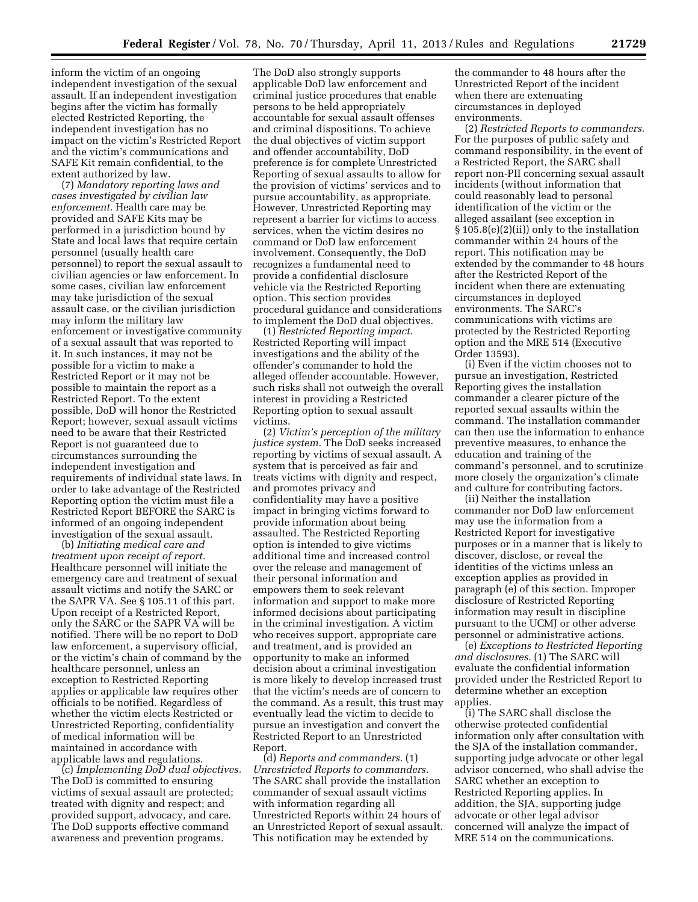inform the victim of an ongoing independent investigation of the sexual assault. If an independent investigation begins after the victim has formally elected Restricted Reporting, the independent investigation has no impact on the victim's Restricted Report and the victim's communications and SAFE Kit remain confidential, to the extent authorized by law.

(7) *Mandatory reporting laws and cases investigated by civilian law enforcement.* Health care may be provided and SAFE Kits may be performed in a jurisdiction bound by State and local laws that require certain personnel (usually health care personnel) to report the sexual assault to civilian agencies or law enforcement. In some cases, civilian law enforcement may take jurisdiction of the sexual assault case, or the civilian jurisdiction may inform the military law enforcement or investigative community of a sexual assault that was reported to it. In such instances, it may not be possible for a victim to make a Restricted Report or it may not be possible to maintain the report as a Restricted Report. To the extent possible, DoD will honor the Restricted Report; however, sexual assault victims need to be aware that their Restricted Report is not guaranteed due to circumstances surrounding the independent investigation and requirements of individual state laws. In order to take advantage of the Restricted Reporting option the victim must file a Restricted Report BEFORE the SARC is informed of an ongoing independent investigation of the sexual assault.

(b) *Initiating medical care and treatment upon receipt of report.* Healthcare personnel will initiate the emergency care and treatment of sexual assault victims and notify the SARC or the SAPR VA. See § 105.11 of this part. Upon receipt of a Restricted Report, only the SARC or the SAPR VA will be notified. There will be no report to DoD law enforcement, a supervisory official, or the victim's chain of command by the healthcare personnel, unless an exception to Restricted Reporting applies or applicable law requires other officials to be notified. Regardless of whether the victim elects Restricted or Unrestricted Reporting, confidentiality of medical information will be maintained in accordance with applicable laws and regulations.

(c) *Implementing DoD dual objectives.* The DoD is committed to ensuring victims of sexual assault are protected; treated with dignity and respect; and provided support, advocacy, and care. The DoD supports effective command awareness and prevention programs. The DoD also strongly supports applicable DoD law enforcement and criminal justice procedures that enable persons to be held appropriately accountable for sexual assault offenses and criminal dispositions. To achieve the dual objectives of victim support and offender accountability, DoD preference is for complete Unrestricted Reporting of sexual assaults to allow for the provision of victims' services and to pursue accountability, as appropriate. However, Unrestricted Reporting may represent a barrier for victims to access services, when the victim desires no command or DoD law enforcement involvement. Consequently, the DoD recognizes a fundamental need to provide a confidential disclosure vehicle via the Restricted Reporting option. This section provides procedural guidance and considerations to implement the DoD dual objectives.

(1) *Restricted Reporting impact.* Restricted Reporting will impact investigations and the ability of the offender's commander to hold the alleged offender accountable. However, such risks shall not outweigh the overall interest in providing a Restricted Reporting option to sexual assault victims.

(2) *Victim's perception of the military justice system.* The DoD seeks increased reporting by victims of sexual assault. A system that is perceived as fair and treats victims with dignity and respect, and promotes privacy and confidentiality may have a positive impact in bringing victims forward to provide information about being assaulted. The Restricted Reporting option is intended to give victims additional time and increased control over the release and management of their personal information and empowers them to seek relevant information and support to make more informed decisions about participating in the criminal investigation. A victim who receives support, appropriate care and treatment, and is provided an opportunity to make an informed decision about a criminal investigation is more likely to develop increased trust that the victim's needs are of concern to the command. As a result, this trust may eventually lead the victim to decide to pursue an investigation and convert the Restricted Report to an Unrestricted Report.

(d) *Reports and commanders.* (1) *Unrestricted Reports to commanders.* The SARC shall provide the installation commander of sexual assault victims with information regarding all Unrestricted Reports within 24 hours of an Unrestricted Report of sexual assault. This notification may be extended by the commander to 48 hours after the Unrestricted Report of the incident when there are extenuating circumstances in deployed environments.

(2) *Restricted Reports to commanders.* For the purposes of public safety and command responsibility, in the event of a Restricted Report, the SARC shall report non-PII concerning sexual assault incidents (without information that could reasonably lead to personal identification of the victim or the alleged assailant (see exception in § 105.8(e)(2)(ii)) only to the installation commander within 24 hours of the report. This notification may be extended by the commander to 48 hours after the Restricted Report of the incident when there are extenuating circumstances in deployed environments. The SARC's communications with victims are protected by the Restricted Reporting option and the MRE 514 (Executive Order 13593).

(i) Even if the victim chooses not to pursue an investigation, Restricted Reporting gives the installation commander a clearer picture of the reported sexual assaults within the command. The installation commander can then use the information to enhance preventive measures, to enhance the education and training of the command's personnel, and to scrutinize more closely the organization's climate and culture for contributing factors.

(ii) Neither the installation commander nor DoD law enforcement may use the information from a Restricted Report for investigative purposes or in a manner that is likely to discover, disclose, or reveal the identities of the victims unless an exception applies as provided in paragraph (e) of this section. Improper disclosure of Restricted Reporting information may result in discipline pursuant to the UCMJ or other adverse personnel or administrative actions.

(e) *Exceptions to Restricted Reporting and disclosures.* (1) The SARC will evaluate the confidential information provided under the Restricted Report to determine whether an exception applies.

(i) The SARC shall disclose the otherwise protected confidential information only after consultation with the SJA of the installation commander, supporting judge advocate or other legal advisor concerned, who shall advise the SARC whether an exception to Restricted Reporting applies. In addition, the SJA, supporting judge advocate or other legal advisor concerned will analyze the impact of MRE 514 on the communications.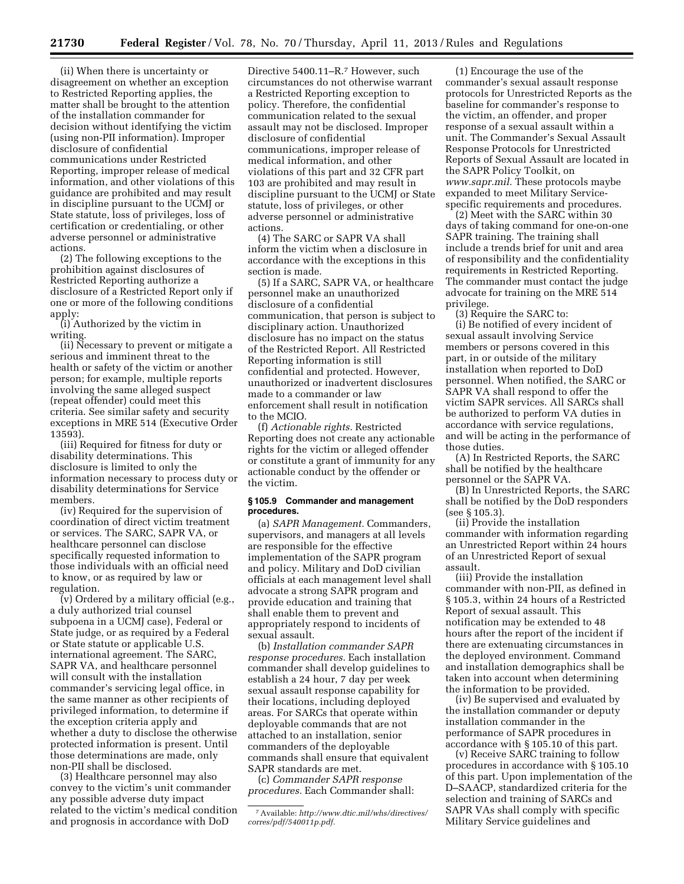(ii) When there is uncertainty or disagreement on whether an exception to Restricted Reporting applies, the matter shall be brought to the attention of the installation commander for decision without identifying the victim (using non-PII information). Improper disclosure of confidential communications under Restricted Reporting, improper release of medical information, and other violations of this guidance are prohibited and may result in discipline pursuant to the UCMJ or State statute, loss of privileges, loss of certification or credentialing, or other adverse personnel or administrative actions.

(2) The following exceptions to the prohibition against disclosures of Restricted Reporting authorize a disclosure of a Restricted Report only if one or more of the following conditions apply:

(i) Authorized by the victim in writing.

(ii) Necessary to prevent or mitigate a serious and imminent threat to the health or safety of the victim or another person; for example, multiple reports involving the same alleged suspect (repeat offender) could meet this criteria. See similar safety and security exceptions in MRE 514 (Executive Order 13593).

(iii) Required for fitness for duty or disability determinations. This disclosure is limited to only the information necessary to process duty or disability determinations for Service members.

(iv) Required for the supervision of coordination of direct victim treatment or services. The SARC, SAPR VA, or healthcare personnel can disclose specifically requested information to those individuals with an official need to know, or as required by law or regulation.

(v) Ordered by a military official (e.g., a duly authorized trial counsel subpoena in a UCMJ case), Federal or State judge, or as required by a Federal or State statute or applicable U.S. international agreement. The SARC, SAPR VA, and healthcare personnel will consult with the installation commander's servicing legal office, in the same manner as other recipients of privileged information, to determine if the exception criteria apply and whether a duty to disclose the otherwise protected information is present. Until those determinations are made, only non-PII shall be disclosed.

(3) Healthcare personnel may also convey to the victim's unit commander any possible adverse duty impact related to the victim's medical condition and prognosis in accordance with DoD Directive 5400.11–R.[7] However, such circumstances do not otherwise warrant a Restricted Reporting exception to policy. Therefore, the confidential communication related to the sexual assault may not be disclosed. Improper disclosure of confidential communications, improper release of medical information, and other violations of this part and 32 CFR part 103 are prohibited and may result in discipline pursuant to the UCMJ or State statute, loss of privileges, or other adverse personnel or administrative actions.

(4) The SARC or SAPR VA shall inform the victim when a disclosure in accordance with the exceptions in this section is made.

(5) If a SARC, SAPR VA, or healthcare personnel make an unauthorized disclosure of a confidential communication, that person is subject to disciplinary action. Unauthorized disclosure has no impact on the status of the Restricted Report. All Restricted Reporting information is still confidential and protected. However, unauthorized or inadvertent disclosures made to a commander or law enforcement shall result in notification to the MCIO.

(f) *Actionable rights.* Restricted Reporting does not create any actionable rights for the victim or alleged offender or constitute a grant of immunity for any actionable conduct by the offender or the victim.

**§ 105.9 Commander and management procedures.**

(a) *SAPR Management.* Commanders, supervisors, and managers at all levels are responsible for the effective implementation of the SAPR program and policy. Military and DoD civilian officials at each management level shall advocate a strong SAPR program and provide education and training that shall enable them to prevent and appropriately respond to incidents of sexual assault.

(b) *Installation commander SAPR response procedures.* Each installation commander shall develop guidelines to establish a 24 hour, 7 day per week sexual assault response capability for their locations, including deployed areas. For SARCs that operate within deployable commands that are not attached to an installation, senior commanders of the deployable commands shall ensure that equivalent SAPR standards are met.

(c) *Commander SAPR response procedures.* Each Commander shall:

(1) Encourage the use of the commander's sexual assault response protocols for Unrestricted Reports as the baseline for commander's response to the victim, an offender, and proper response of a sexual assault within a unit. The Commander's Sexual Assault Response Protocols for Unrestricted Reports of Sexual Assault are located in the SAPR Policy Toolkit, on *www.sapr.mil.* These protocols maybe expanded to meet Military Service-specific requirements and procedures.

(2) Meet with the SARC within 30 days of taking command for one-on-one SAPR training. The training shall include a trends brief for unit and area of responsibility and the confidentiality requirements in Restricted Reporting. The commander must contact the judge advocate for training on the MRE 514 privilege.

(3) Require the SARC to:

(i) Be notified of every incident of sexual assault involving Service members or persons covered in this part, in or outside of the military installation when reported to DoD personnel. When notified, the SARC or SAPR VA shall respond to offer the victim SAPR services. All SARCs shall be authorized to perform VA duties in accordance with service regulations, and will be acting in the performance of those duties.

(A) In Restricted Reports, the SARC shall be notified by the healthcare personnel or the SAPR VA.

(B) In Unrestricted Reports, the SARC shall be notified by the DoD responders (see § 105.3).

(ii) Provide the installation commander with information regarding an Unrestricted Report within 24 hours of an Unrestricted Report of sexual assault.

(iii) Provide the installation commander with non-PII, as defined in § 105.3, within 24 hours of a Restricted Report of sexual assault. This notification may be extended to 48 hours after the report of the incident if there are extenuating circumstances in the deployed environment. Command and installation demographics shall be taken into account when determining the information to be provided.

(iv) Be supervised and evaluated by the installation commander or deputy installation commander in the performance of SAPR procedures in accordance with § 105.10 of this part.

(v) Receive SARC training to follow procedures in accordance with § 105.10 of this part. Upon implementation of the D–SAACP, standardized criteria for the selection and training of SARCs and SAPR VAs shall comply with specific Military Service guidelines and

---

[7] Available: *http://www.dtic.mil/whs/directives/corres/pdf/540011p.pdf.*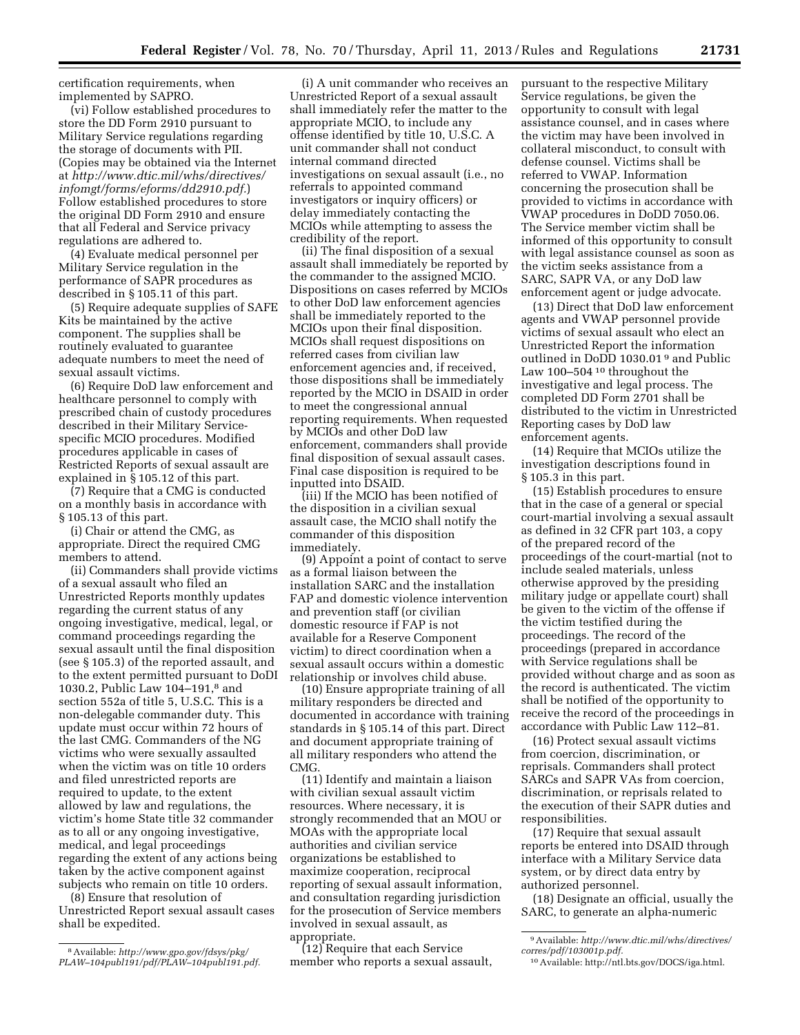certification requirements, when implemented by SAPRO.

(vi) Follow established procedures to store the DD Form 2910 pursuant to Military Service regulations regarding the storage of documents with PII. (Copies may be obtained via the Internet at *http://www.dtic.mil/whs/directives/infomgt/forms/eforms/dd2910.pdf.*) Follow established procedures to store the original DD Form 2910 and ensure that all Federal and Service privacy regulations are adhered to.

(4) Evaluate medical personnel per Military Service regulation in the performance of SAPR procedures as described in § 105.11 of this part.

(5) Require adequate supplies of SAFE Kits be maintained by the active component. The supplies shall be routinely evaluated to guarantee adequate numbers to meet the need of sexual assault victims.

(6) Require DoD law enforcement and healthcare personnel to comply with prescribed chain of custody procedures described in their Military Service-specific MCIO procedures. Modified procedures applicable in cases of Restricted Reports of sexual assault are explained in § 105.12 of this part.

(7) Require that a CMG is conducted on a monthly basis in accordance with § 105.13 of this part.

(i) Chair or attend the CMG, as appropriate. Direct the required CMG members to attend.

(ii) Commanders shall provide victims of a sexual assault who filed an Unrestricted Reports monthly updates regarding the current status of any ongoing investigative, medical, legal, or command proceedings regarding the sexual assault until the final disposition (see § 105.3) of the reported assault, and to the extent permitted pursuant to DoDI 1030.2, Public Law 104–191,[8] and section 552a of title 5, U.S.C. This is a non-delegable commander duty. This update must occur within 72 hours of the last CMG. Commanders of the NG victims who were sexually assaulted when the victim was on title 10 orders and filed unrestricted reports are required to update, to the extent allowed by law and regulations, the victim's home State title 32 commander as to all or any ongoing investigative, medical, and legal proceedings regarding the extent of any actions being taken by the active component against subjects who remain on title 10 orders.

(8) Ensure that resolution of Unrestricted Report sexual assault cases shall be expedited.

(i) A unit commander who receives an Unrestricted Report of a sexual assault shall immediately refer the matter to the appropriate MCIO, to include any offense identified by title 10, U.S.C. A unit commander shall not conduct internal command directed investigations on sexual assault (i.e., no referrals to appointed command investigators or inquiry officers) or delay immediately contacting the MCIOs while attempting to assess the credibility of the report.

(ii) The final disposition of a sexual assault shall immediately be reported by the commander to the assigned MCIO. Dispositions on cases referred by MCIOs to other DoD law enforcement agencies shall be immediately reported to the MCIOs upon their final disposition. MCIOs shall request dispositions on referred cases from civilian law enforcement agencies and, if received, those dispositions shall be immediately reported by the MCIO in DSAID in order to meet the congressional annual reporting requirements. When requested by MCIOs and other DoD law enforcement, commanders shall provide final disposition of sexual assault cases. Final case disposition is required to be inputted into DSAID.

(iii) If the MCIO has been notified of the disposition in a civilian sexual assault case, the MCIO shall notify the commander of this disposition immediately.

(9) Appoint a point of contact to serve as a formal liaison between the installation SARC and the installation FAP and domestic violence intervention and prevention staff (or civilian domestic resource if FAP is not available for a Reserve Component victim) to direct coordination when a sexual assault occurs within a domestic relationship or involves child abuse.

(10) Ensure appropriate training of all military responders be directed and documented in accordance with training standards in § 105.14 of this part. Direct and document appropriate training of all military responders who attend the CMG.

(11) Identify and maintain a liaison with civilian sexual assault victim resources. Where necessary, it is strongly recommended that an MOU or MOAs with the appropriate local authorities and civilian service organizations be established to maximize cooperation, reciprocal reporting of sexual assault information, and consultation regarding jurisdiction for the prosecution of Service members involved in sexual assault, as appropriate.

(12) Require that each Service member who reports a sexual assault, pursuant to the respective Military Service regulations, be given the opportunity to consult with legal assistance counsel, and in cases where the victim may have been involved in collateral misconduct, to consult with defense counsel. Victims shall be referred to VWAP. Information concerning the prosecution shall be provided to victims in accordance with VWAP procedures in DoDD 7050.06. The Service member victim shall be informed of this opportunity to consult with legal assistance counsel as soon as the victim seeks assistance from a SARC, SAPR VA, or any DoD law enforcement agent or judge advocate.

(13) Direct that DoD law enforcement agents and VWAP personnel provide victims of sexual assault who elect an Unrestricted Report the information outlined in DoDD 1030.01[9] and Public Law 100–504[10] throughout the investigative and legal process. The completed DD Form 2701 shall be distributed to the victim in Unrestricted Reporting cases by DoD law enforcement agents.

(14) Require that MCIOs utilize the investigation descriptions found in § 105.3 in this part.

(15) Establish procedures to ensure that in the case of a general or special court-martial involving a sexual assault as defined in 32 CFR part 103, a copy of the prepared record of the proceedings of the court-martial (not to include sealed materials, unless otherwise approved by the presiding military judge or appellate court) shall be given to the victim of the offense if the victim testified during the proceedings. The record of the proceedings (prepared in accordance with Service regulations shall be provided without charge and as soon as the record is authenticated. The victim shall be notified of the opportunity to receive the record of the proceedings in accordance with Public Law 112–81.

(16) Protect sexual assault victims from coercion, discrimination, or reprisals. Commanders shall protect SARCs and SAPR VAs from coercion, discrimination, or reprisals related to the execution of their SAPR duties and responsibilities.

(17) Require that sexual assault reports be entered into DSAID through interface with a Military Service data system, or by direct data entry by authorized personnel.

(18) Designate an official, usually the SARC, to generate an alpha-numeric

---

[8] Available: *http://www.gpo.gov/fdsys/pkg/PLAW–104publ191/pdf/PLAW–104publ191.pdf.*

[9] Available: *http://www.dtic.mil/whs/directives/corres/pdf/103001p.pdf.*

[10] Available: http://ntl.bts.gov/DOCS/iga.html.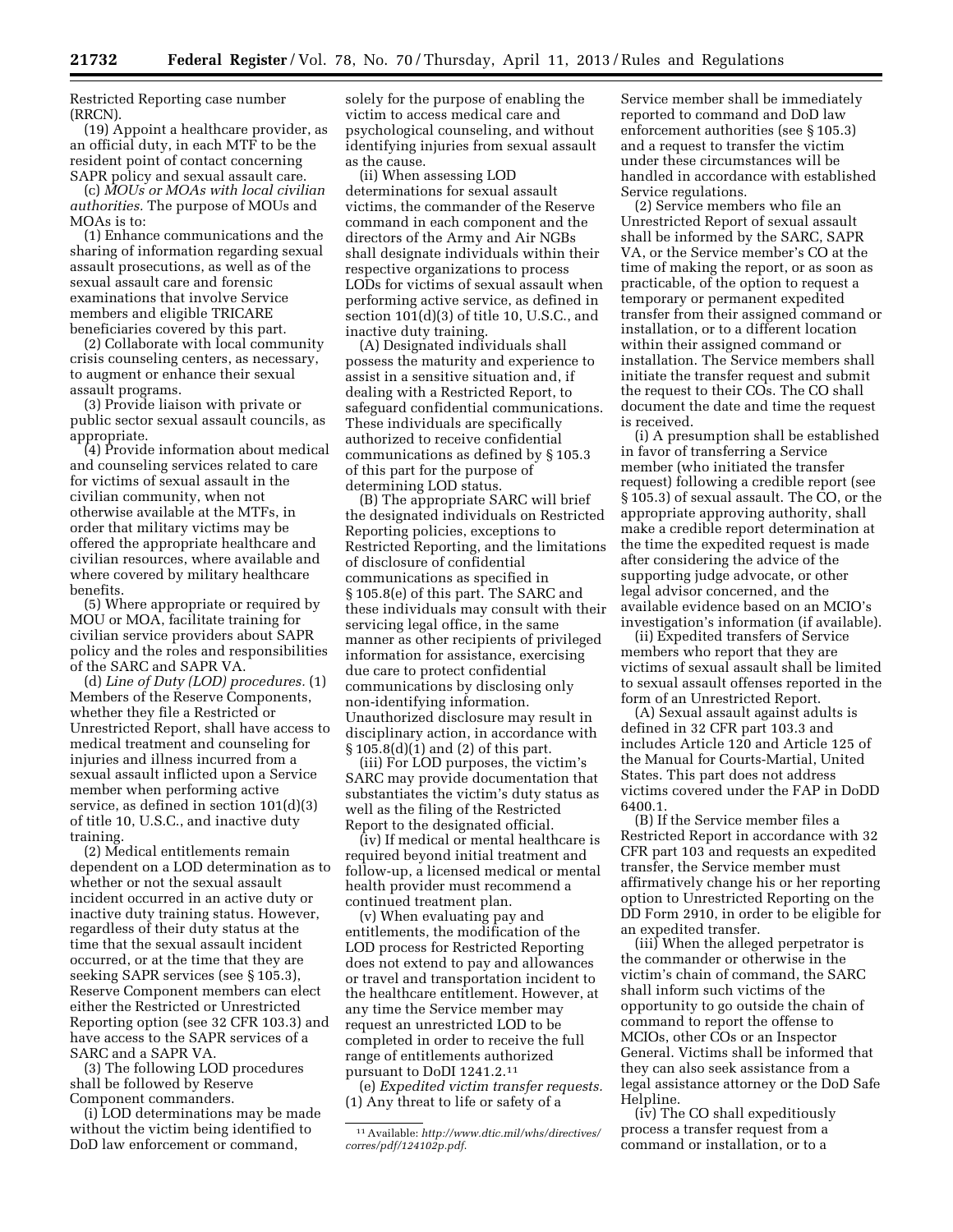Restricted Reporting case number (RRCN).

(19) Appoint a healthcare provider, as an official duty, in each MTF to be the resident point of contact concerning SAPR policy and sexual assault care.

(c) *MOUs or MOAs with local civilian authorities.* The purpose of MOUs and MOAs is to:

(1) Enhance communications and the sharing of information regarding sexual assault prosecutions, as well as of the sexual assault care and forensic examinations that involve Service members and eligible TRICARE beneficiaries covered by this part.

(2) Collaborate with local community crisis counseling centers, as necessary, to augment or enhance their sexual assault programs.

(3) Provide liaison with private or public sector sexual assault councils, as appropriate.

(4) Provide information about medical and counseling services related to care for victims of sexual assault in the civilian community, when not otherwise available at the MTFs, in order that military victims may be offered the appropriate healthcare and civilian resources, where available and where covered by military healthcare benefits.

(5) Where appropriate or required by MOU or MOA, facilitate training for civilian service providers about SAPR policy and the roles and responsibilities of the SARC and SAPR VA.

(d) *Line of Duty (LOD) procedures.* (1) Members of the Reserve Components, whether they file a Restricted or Unrestricted Report, shall have access to medical treatment and counseling for injuries and illness incurred from a sexual assault inflicted upon a Service member when performing active service, as defined in section 101(d)(3) of title 10, U.S.C., and inactive duty training.

(2) Medical entitlements remain dependent on a LOD determination as to whether or not the sexual assault incident occurred in an active duty or inactive duty training status. However, regardless of their duty status at the time that the sexual assault incident occurred, or at the time that they are seeking SAPR services (see § 105.3), Reserve Component members can elect either the Restricted or Unrestricted Reporting option (see 32 CFR 103.3) and have access to the SAPR services of a SARC and a SAPR VA.

(3) The following LOD procedures shall be followed by Reserve Component commanders.

(i) LOD determinations may be made without the victim being identified to DoD law enforcement or command, solely for the purpose of enabling the victim to access medical care and psychological counseling, and without identifying injuries from sexual assault as the cause.

(ii) When assessing LOD determinations for sexual assault victims, the commander of the Reserve command in each component and the directors of the Army and Air NGBs shall designate individuals within their respective organizations to process LODs for victims of sexual assault when performing active service, as defined in section 101(d)(3) of title 10, U.S.C., and inactive duty training.

(A) Designated individuals shall possess the maturity and experience to assist in a sensitive situation and, if dealing with a Restricted Report, to safeguard confidential communications. These individuals are specifically authorized to receive confidential communications as defined by § 105.3 of this part for the purpose of determining LOD status.

(B) The appropriate SARC will brief the designated individuals on Restricted Reporting policies, exceptions to Restricted Reporting, and the limitations of disclosure of confidential communications as specified in § 105.8(e) of this part. The SARC and these individuals may consult with their servicing legal office, in the same manner as other recipients of privileged information for assistance, exercising due care to protect confidential communications by disclosing only non-identifying information. Unauthorized disclosure may result in disciplinary action, in accordance with § 105.8(d)(1) and (2) of this part.

(iii) For LOD purposes, the victim's SARC may provide documentation that substantiates the victim's duty status as well as the filing of the Restricted Report to the designated official.

(iv) If medical or mental healthcare is required beyond initial treatment and follow-up, a licensed medical or mental health provider must recommend a continued treatment plan.

(v) When evaluating pay and entitlements, the modification of the LOD process for Restricted Reporting does not extend to pay and allowances or travel and transportation incident to the healthcare entitlement. However, at any time the Service member may request an unrestricted LOD to be completed in order to receive the full range of entitlements authorized pursuant to DoDI 1241.2.[11]

(e) *Expedited victim transfer requests.* (1) Any threat to life or safety of a Service member shall be immediately reported to command and DoD law enforcement authorities (see § 105.3) and a request to transfer the victim under these circumstances will be handled in accordance with established Service regulations.

(2) Service members who file an Unrestricted Report of sexual assault shall be informed by the SARC, SAPR VA, or the Service member's CO at the time of making the report, or as soon as practicable, of the option to request a temporary or permanent expedited transfer from their assigned command or installation, or to a different location within their assigned command or installation. The Service members shall initiate the transfer request and submit the request to their COs. The CO shall document the date and time the request is received.

(i) A presumption shall be established in favor of transferring a Service member (who initiated the transfer request) following a credible report (see § 105.3) of sexual assault. The CO, or the appropriate approving authority, shall make a credible report determination at the time the expedited request is made after considering the advice of the supporting judge advocate, or other legal advisor concerned, and the available evidence based on an MCIO's investigation's information (if available).

(ii) Expedited transfers of Service members who report that they are victims of sexual assault shall be limited to sexual assault offenses reported in the form of an Unrestricted Report.

(A) Sexual assault against adults is defined in 32 CFR part 103.3 and includes Article 120 and Article 125 of the Manual for Courts-Martial, United States. This part does not address victims covered under the FAP in DoDD 6400.1.

(B) If the Service member files a Restricted Report in accordance with 32 CFR part 103 and requests an expedited transfer, the Service member must affirmatively change his or her reporting option to Unrestricted Reporting on the DD Form 2910, in order to be eligible for an expedited transfer.

(iii) When the alleged perpetrator is the commander or otherwise in the victim's chain of command, the SARC shall inform such victims of the opportunity to go outside the chain of command to report the offense to MCIOs, other COs or an Inspector General. Victims shall be informed that they can also seek assistance from a legal assistance attorney or the DoD Safe Helpline.

(iv) The CO shall expeditiously process a transfer request from a command or installation, or to a

---

[11] Available: *http://www.dtic.mil/whs/directives/corres/pdf/124102p.pdf.*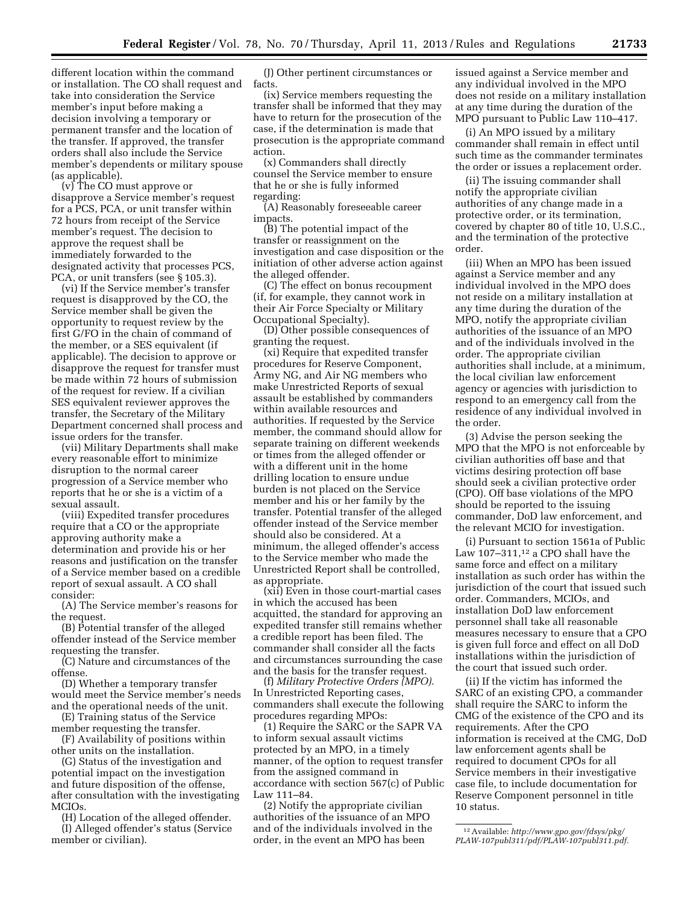different location within the command or installation. The CO shall request and take into consideration the Service member's input before making a decision involving a temporary or permanent transfer and the location of the transfer. If approved, the transfer orders shall also include the Service member's dependents or military spouse (as applicable).

(v) The CO must approve or disapprove a Service member's request for a PCS, PCA, or unit transfer within 72 hours from receipt of the Service member's request. The decision to approve the request shall be immediately forwarded to the designated activity that processes PCS, PCA, or unit transfers (see § 105.3).

(vi) If the Service member's transfer request is disapproved by the CO, the Service member shall be given the opportunity to request review by the first G/FO in the chain of command of the member, or a SES equivalent (if applicable). The decision to approve or disapprove the request for transfer must be made within 72 hours of submission of the request for review. If a civilian SES equivalent reviewer approves the transfer, the Secretary of the Military Department concerned shall process and issue orders for the transfer.

(vii) Military Departments shall make every reasonable effort to minimize disruption to the normal career progression of a Service member who reports that he or she is a victim of a sexual assault.

(viii) Expedited transfer procedures require that a CO or the appropriate approving authority make a determination and provide his or her reasons and justification on the transfer of a Service member based on a credible report of sexual assault. A CO shall consider:

(A) The Service member's reasons for the request.

(B) Potential transfer of the alleged offender instead of the Service member requesting the transfer.

(C) Nature and circumstances of the offense.

(D) Whether a temporary transfer would meet the Service member's needs and the operational needs of the unit.

(E) Training status of the Service member requesting the transfer.

(F) Availability of positions within other units on the installation.

(G) Status of the investigation and potential impact on the investigation and future disposition of the offense, after consultation with the investigating MCIOs.

(H) Location of the alleged offender.

(I) Alleged offender's status (Service member or civilian).

(J) Other pertinent circumstances or facts.

(ix) Service members requesting the transfer shall be informed that they may have to return for the prosecution of the case, if the determination is made that prosecution is the appropriate command action.

(x) Commanders shall directly counsel the Service member to ensure that he or she is fully informed regarding:

(A) Reasonably foreseeable career impacts.

(B) The potential impact of the transfer or reassignment on the investigation and case disposition or the initiation of other adverse action against the alleged offender.

(C) The effect on bonus recoupment (if, for example, they cannot work in their Air Force Specialty or Military Occupational Specialty).

(D) Other possible consequences of granting the request.

(xi) Require that expedited transfer procedures for Reserve Component, Army NG, and Air NG members who make Unrestricted Reports of sexual assault be established by commanders within available resources and authorities. If requested by the Service member, the command should allow for separate training on different weekends or times from the alleged offender or with a different unit in the home drilling location to ensure undue burden is not placed on the Service member and his or her family by the transfer. Potential transfer of the alleged offender instead of the Service member should also be considered. At a minimum, the alleged offender's access to the Service member who made the Unrestricted Report shall be controlled, as appropriate.

(xii) Even in those court-martial cases in which the accused has been acquitted, the standard for approving an expedited transfer still remains whether a credible report has been filed. The commander shall consider all the facts and circumstances surrounding the case and the basis for the transfer request.

(f) *Military Protective Orders (MPO).* In Unrestricted Reporting cases, commanders shall execute the following procedures regarding MPOs:

(1) Require the SARC or the SAPR VA to inform sexual assault victims protected by an MPO, in a timely manner, of the option to request transfer from the assigned command in accordance with section 567(c) of Public Law 111–84.

(2) Notify the appropriate civilian authorities of the issuance of an MPO and of the individuals involved in the order, in the event an MPO has been issued against a Service member and any individual involved in the MPO does not reside on a military installation at any time during the duration of the MPO pursuant to Public Law 110–417.

(i) An MPO issued by a military commander shall remain in effect until such time as the commander terminates the order or issues a replacement order.

(ii) The issuing commander shall notify the appropriate civilian authorities of any change made in a protective order, or its termination, covered by chapter 80 of title 10, U.S.C., and the termination of the protective order.

(iii) When an MPO has been issued against a Service member and any individual involved in the MPO does not reside on a military installation at any time during the duration of the MPO, notify the appropriate civilian authorities of the issuance of an MPO and of the individuals involved in the order. The appropriate civilian authorities shall include, at a minimum, the local civilian law enforcement agency or agencies with jurisdiction to respond to an emergency call from the residence of any individual involved in the order.

(3) Advise the person seeking the MPO that the MPO is not enforceable by civilian authorities off base and that victims desiring protection off base should seek a civilian protective order (CPO). Off base violations of the MPO should be reported to the issuing commander, DoD law enforcement, and the relevant MCIO for investigation.

(i) Pursuant to section 1561a of Public Law 107–311,[12] a CPO shall have the same force and effect on a military installation as such order has within the jurisdiction of the court that issued such order. Commanders, MCIOs, and installation DoD law enforcement personnel shall take all reasonable measures necessary to ensure that a CPO is given full force and effect on all DoD installations within the jurisdiction of the court that issued such order.

(ii) If the victim has informed the SARC of an existing CPO, a commander shall require the SARC to inform the CMG of the existence of the CPO and its requirements. After the CPO information is received at the CMG, DoD law enforcement agents shall be required to document CPOs for all Service members in their investigative case file, to include documentation for Reserve Component personnel in title 10 status.

---

[12] Available: *http://www.gpo.gov/fdsys/pkg/PLAW-107publ311/pdf/PLAW-107publ311.pdf.*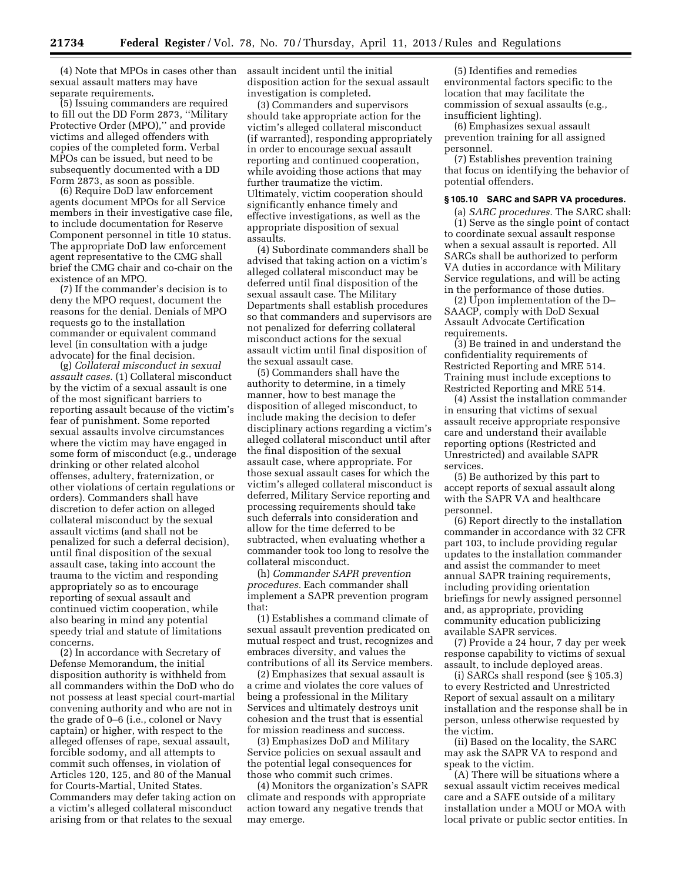(4) Note that MPOs in cases other than sexual assault matters may have separate requirements.

(5) Issuing commanders are required to fill out the DD Form 2873, ''Military Protective Order (MPO),'' and provide victims and alleged offenders with copies of the completed form. Verbal MPOs can be issued, but need to be subsequently documented with a DD Form 2873, as soon as possible.

(6) Require DoD law enforcement agents document MPOs for all Service members in their investigative case file, to include documentation for Reserve Component personnel in title 10 status. The appropriate DoD law enforcement agent representative to the CMG shall brief the CMG chair and co-chair on the existence of an MPO.

(7) If the commander's decision is to deny the MPO request, document the reasons for the denial. Denials of MPO requests go to the installation commander or equivalent command level (in consultation with a judge advocate) for the final decision.

(g) *Collateral misconduct in sexual assault cases.* (1) Collateral misconduct by the victim of a sexual assault is one of the most significant barriers to reporting assault because of the victim's fear of punishment. Some reported sexual assaults involve circumstances where the victim may have engaged in some form of misconduct (e.g., underage drinking or other related alcohol offenses, adultery, fraternization, or other violations of certain regulations or orders). Commanders shall have discretion to defer action on alleged collateral misconduct by the sexual assault victims (and shall not be penalized for such a deferral decision), until final disposition of the sexual assault case, taking into account the trauma to the victim and responding appropriately so as to encourage reporting of sexual assault and continued victim cooperation, while also bearing in mind any potential speedy trial and statute of limitations concerns.

(2) In accordance with Secretary of Defense Memorandum, the initial disposition authority is withheld from all commanders within the DoD who do not possess at least special court-martial convening authority and who are not in the grade of 0–6 (i.e., colonel or Navy captain) or higher, with respect to the alleged offenses of rape, sexual assault, forcible sodomy, and all attempts to commit such offenses, in violation of Articles 120, 125, and 80 of the Manual for Courts-Martial, United States. Commanders may defer taking action on a victim's alleged collateral misconduct arising from or that relates to the sexual assault incident until the initial disposition action for the sexual assault investigation is completed.

(3) Commanders and supervisors should take appropriate action for the victim's alleged collateral misconduct (if warranted), responding appropriately in order to encourage sexual assault reporting and continued cooperation, while avoiding those actions that may further traumatize the victim. Ultimately, victim cooperation should significantly enhance timely and effective investigations, as well as the appropriate disposition of sexual assaults.

(4) Subordinate commanders shall be advised that taking action on a victim's alleged collateral misconduct may be deferred until final disposition of the sexual assault case. The Military Departments shall establish procedures so that commanders and supervisors are not penalized for deferring collateral misconduct actions for the sexual assault victim until final disposition of the sexual assault case.

(5) Commanders shall have the authority to determine, in a timely manner, how to best manage the disposition of alleged misconduct, to include making the decision to defer disciplinary actions regarding a victim's alleged collateral misconduct until after the final disposition of the sexual assault case, where appropriate. For those sexual assault cases for which the victim's alleged collateral misconduct is deferred, Military Service reporting and processing requirements should take such deferrals into consideration and allow for the time deferred to be subtracted, when evaluating whether a commander took too long to resolve the collateral misconduct.

(h) *Commander SAPR prevention procedures.* Each commander shall implement a SAPR prevention program that:

(1) Establishes a command climate of sexual assault prevention predicated on mutual respect and trust, recognizes and embraces diversity, and values the contributions of all its Service members.

(2) Emphasizes that sexual assault is a crime and violates the core values of being a professional in the Military Services and ultimately destroys unit cohesion and the trust that is essential for mission readiness and success.

(3) Emphasizes DoD and Military Service policies on sexual assault and the potential legal consequences for those who commit such crimes.

(4) Monitors the organization's SAPR climate and responds with appropriate action toward any negative trends that may emerge.

(5) Identifies and remedies environmental factors specific to the location that may facilitate the commission of sexual assaults (e.g., insufficient lighting).

(6) Emphasizes sexual assault prevention training for all assigned personnel.

(7) Establishes prevention training that focus on identifying the behavior of potential offenders.

### § 105.10 SARC and SAPR VA procedures.

(a) *SARC procedures.* The SARC shall:

(1) Serve as the single point of contact to coordinate sexual assault response when a sexual assault is reported. All SARCs shall be authorized to perform VA duties in accordance with Military Service regulations, and will be acting in the performance of those duties.

(2) Upon implementation of the D–SAACP, comply with DoD Sexual Assault Advocate Certification requirements.

(3) Be trained in and understand the confidentiality requirements of Restricted Reporting and MRE 514. Training must include exceptions to Restricted Reporting and MRE 514.

(4) Assist the installation commander in ensuring that victims of sexual assault receive appropriate responsive care and understand their available reporting options (Restricted and Unrestricted) and available SAPR services.

(5) Be authorized by this part to accept reports of sexual assault along with the SAPR VA and healthcare personnel.

(6) Report directly to the installation commander in accordance with 32 CFR part 103, to include providing regular updates to the installation commander and assist the commander to meet annual SAPR training requirements, including providing orientation briefings for newly assigned personnel and, as appropriate, providing community education publicizing available SAPR services.

(7) Provide a 24 hour, 7 day per week response capability to victims of sexual assault, to include deployed areas.

(i) SARCs shall respond (see § 105.3) to every Restricted and Unrestricted Report of sexual assault on a military installation and the response shall be in person, unless otherwise requested by the victim.

(ii) Based on the locality, the SARC may ask the SAPR VA to respond and speak to the victim.

(A) There will be situations where a sexual assault victim receives medical care and a SAFE outside of a military installation under a MOU or MOA with local private or public sector entities. In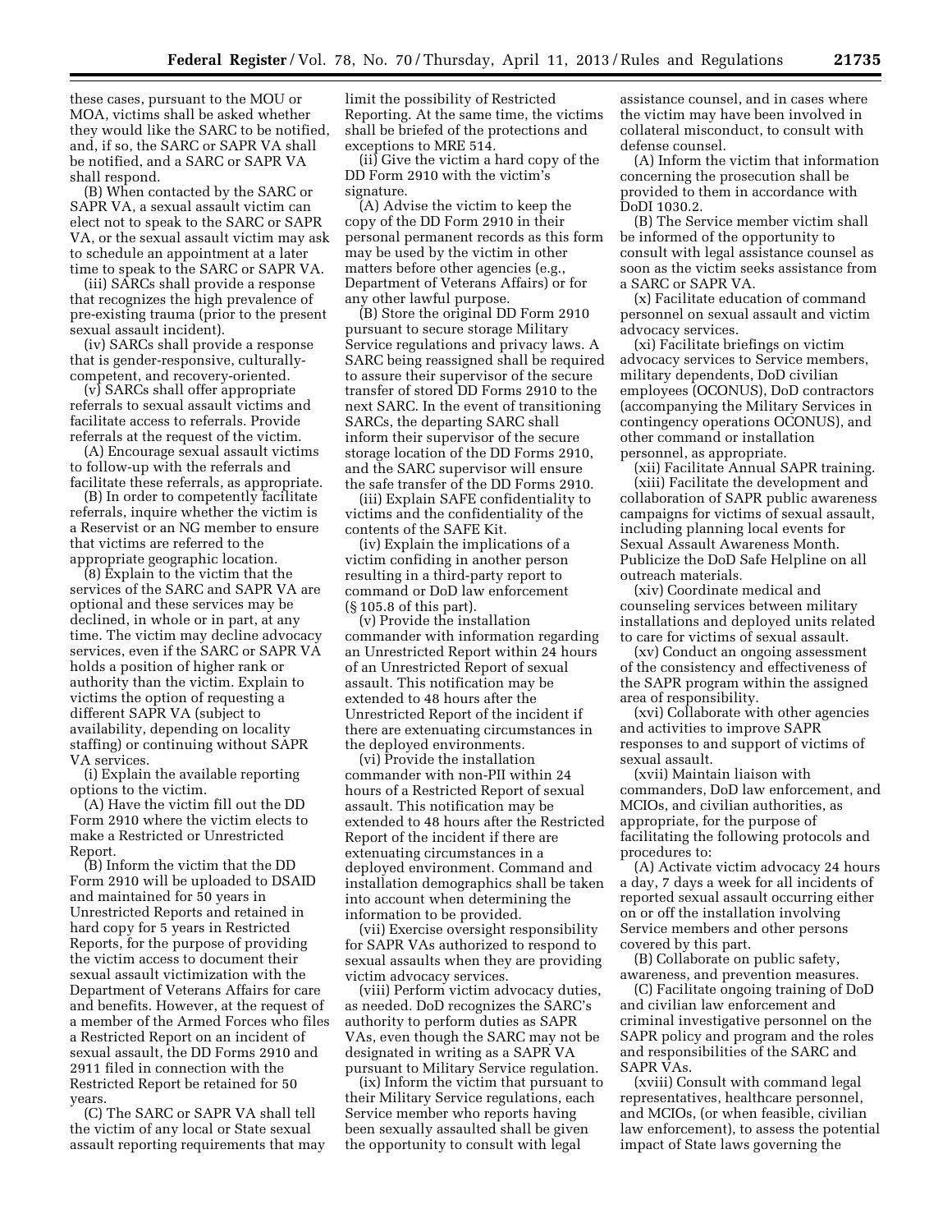these cases, pursuant to the MOU or MOA, victims shall be asked whether they would like the SARC to be notified, and, if so, the SARC or SAPR VA shall be notified, and a SARC or SAPR VA shall respond.

(B) When contacted by the SARC or SAPR VA, a sexual assault victim can elect not to speak to the SARC or SAPR VA, or the sexual assault victim may ask to schedule an appointment at a later time to speak to the SARC or SAPR VA.

(iii) SARCs shall provide a response that recognizes the high prevalence of pre-existing trauma (prior to the present sexual assault incident).

(iv) SARCs shall provide a response that is gender-responsive, culturally-competent, and recovery-oriented.

(v) SARCs shall offer appropriate referrals to sexual assault victims and facilitate access to referrals. Provide referrals at the request of the victim.

(A) Encourage sexual assault victims to follow-up with the referrals and facilitate these referrals, as appropriate.

(B) In order to competently facilitate referrals, inquire whether the victim is a Reservist or an NG member to ensure that victims are referred to the appropriate geographic location.

(8) Explain to the victim that the services of the SARC and SAPR VA are optional and these services may be declined, in whole or in part, at any time. The victim may decline advocacy services, even if the SARC or SAPR VA holds a position of higher rank or authority than the victim. Explain to victims the option of requesting a different SAPR VA (subject to availability, depending on locality staffing) or continuing without SAPR VA services.

(i) Explain the available reporting options to the victim.

(A) Have the victim fill out the DD Form 2910 where the victim elects to make a Restricted or Unrestricted Report.

(B) Inform the victim that the DD Form 2910 will be uploaded to DSAID and maintained for 50 years in Unrestricted Reports and retained in hard copy for 5 years in Restricted Reports, for the purpose of providing the victim access to document their sexual assault victimization with the Department of Veterans Affairs for care and benefits. However, at the request of a member of the Armed Forces who files a Restricted Report on an incident of sexual assault, the DD Forms 2910 and 2911 filed in connection with the Restricted Report be retained for 50 years.

(C) The SARC or SAPR VA shall tell the victim of any local or State sexual assault reporting requirements that may limit the possibility of Restricted Reporting. At the same time, the victims shall be briefed of the protections and exceptions to MRE 514.

(ii) Give the victim a hard copy of the DD Form 2910 with the victim's signature.

(A) Advise the victim to keep the copy of the DD Form 2910 in their personal permanent records as this form may be used by the victim in other matters before other agencies (e.g., Department of Veterans Affairs) or for any other lawful purpose.

(B) Store the original DD Form 2910 pursuant to secure storage Military Service regulations and privacy laws. A SARC being reassigned shall be required to assure their supervisor of the secure transfer of stored DD Forms 2910 to the next SARC. In the event of transitioning SARCs, the departing SARC shall inform their supervisor of the secure storage location of the DD Forms 2910, and the SARC supervisor will ensure the safe transfer of the DD Forms 2910.

(iii) Explain SAFE confidentiality to victims and the confidentiality of the contents of the SAFE Kit.

(iv) Explain the implications of a victim confiding in another person resulting in a third-party report to command or DoD law enforcement (§ 105.8 of this part).

(v) Provide the installation commander with information regarding an Unrestricted Report within 24 hours of an Unrestricted Report of sexual assault. This notification may be extended to 48 hours after the Unrestricted Report of the incident if there are extenuating circumstances in the deployed environments.

(vi) Provide the installation commander with non-PII within 24 hours of a Restricted Report of sexual assault. This notification may be extended to 48 hours after the Restricted Report of the incident if there are extenuating circumstances in a deployed environment. Command and installation demographics shall be taken into account when determining the information to be provided.

(vii) Exercise oversight responsibility for SAPR VAs authorized to respond to sexual assaults when they are providing victim advocacy services.

(viii) Perform victim advocacy duties, as needed. DoD recognizes the SARC's authority to perform duties as SAPR VAs, even though the SARC may not be designated in writing as a SAPR VA pursuant to Military Service regulation.

(ix) Inform the victim that pursuant to their Military Service regulations, each Service member who reports having been sexually assaulted shall be given the opportunity to consult with legal assistance counsel, and in cases where the victim may have been involved in collateral misconduct, to consult with defense counsel.

(A) Inform the victim that information concerning the prosecution shall be provided to them in accordance with DoDI 1030.2.

(B) The Service member victim shall be informed of the opportunity to consult with legal assistance counsel as soon as the victim seeks assistance from a SARC or SAPR VA.

(x) Facilitate education of command personnel on sexual assault and victim advocacy services.

(xi) Facilitate briefings on victim advocacy services to Service members, military dependents, DoD civilian employees (OCONUS), DoD contractors (accompanying the Military Services in contingency operations OCONUS), and other command or installation personnel, as appropriate.

(xii) Facilitate Annual SAPR training.

(xiii) Facilitate the development and collaboration of SAPR public awareness campaigns for victims of sexual assault, including planning local events for Sexual Assault Awareness Month. Publicize the DoD Safe Helpline on all outreach materials.

(xiv) Coordinate medical and counseling services between military installations and deployed units related to care for victims of sexual assault.

(xv) Conduct an ongoing assessment of the consistency and effectiveness of the SAPR program within the assigned area of responsibility.

(xvi) Collaborate with other agencies and activities to improve SAPR responses to and support of victims of sexual assault.

(xvii) Maintain liaison with commanders, DoD law enforcement, and MCIOs, and civilian authorities, as appropriate, for the purpose of facilitating the following protocols and procedures to:

(A) Activate victim advocacy 24 hours a day, 7 days a week for all incidents of reported sexual assault occurring either on or off the installation involving Service members and other persons covered by this part.

(B) Collaborate on public safety, awareness, and prevention measures.

(C) Facilitate ongoing training of DoD and civilian law enforcement and criminal investigative personnel on the SAPR policy and program and the roles and responsibilities of the SARC and SAPR VAs.

(xviii) Consult with command legal representatives, healthcare personnel, and MCIOs, (or when feasible, civilian law enforcement), to assess the potential impact of State laws governing the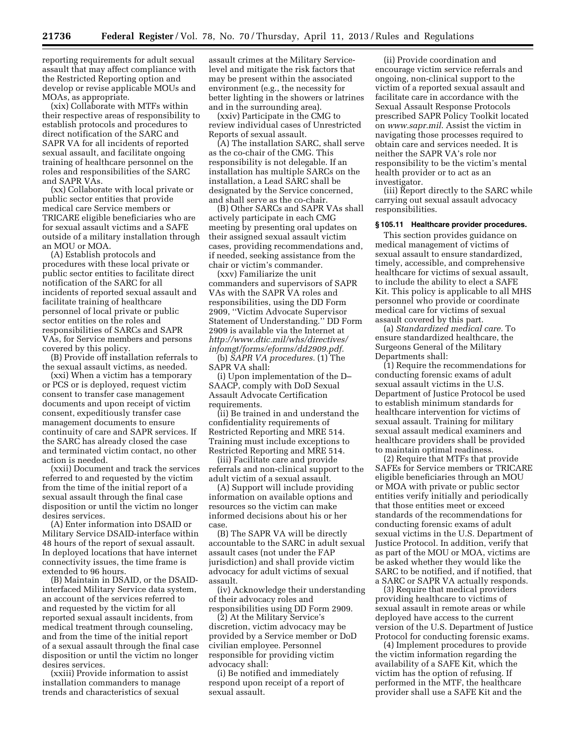reporting requirements for adult sexual assault that may affect compliance with the Restricted Reporting option and develop or revise applicable MOUs and MOAs, as appropriate.

(xix) Collaborate with MTFs within their respective areas of responsibility to establish protocols and procedures to direct notification of the SARC and SAPR VA for all incidents of reported sexual assault, and facilitate ongoing training of healthcare personnel on the roles and responsibilities of the SARC and SAPR VAs.

(xx) Collaborate with local private or public sector entities that provide medical care Service members or TRICARE eligible beneficiaries who are for sexual assault victims and a SAFE outside of a military installation through an MOU or MOA.

(A) Establish protocols and procedures with these local private or public sector entities to facilitate direct notification of the SARC for all incidents of reported sexual assault and facilitate training of healthcare personnel of local private or public sector entities on the roles and responsibilities of SARCs and SAPR VAs, for Service members and persons covered by this policy.

(B) Provide off installation referrals to the sexual assault victims, as needed.

(xxi) When a victim has a temporary or PCS or is deployed, request victim consent to transfer case management documents and upon receipt of victim consent, expeditiously transfer case management documents to ensure continuity of care and SAPR services. If the SARC has already closed the case and terminated victim contact, no other action is needed.

(xxii) Document and track the services referred to and requested by the victim from the time of the initial report of a sexual assault through the final case disposition or until the victim no longer desires services.

(A) Enter information into DSAID or Military Service DSAID-interface within 48 hours of the report of sexual assault. In deployed locations that have internet connectivity issues, the time frame is extended to 96 hours.

(B) Maintain in DSAID, or the DSAID-interfaced Military Service data system, an account of the services referred to and requested by the victim for all reported sexual assault incidents, from medical treatment through counseling, and from the time of the initial report of a sexual assault through the final case disposition or until the victim no longer desires services.

(xxiii) Provide information to assist installation commanders to manage trends and characteristics of sexual assault crimes at the Military Service-level and mitigate the risk factors that may be present within the associated environment (e.g., the necessity for better lighting in the showers or latrines and in the surrounding area).

(xxiv) Participate in the CMG to review individual cases of Unrestricted Reports of sexual assault.

(A) The installation SARC, shall serve as the co-chair of the CMG. This responsibility is not delegable. If an installation has multiple SARCs on the installation, a Lead SARC shall be designated by the Service concerned, and shall serve as the co-chair.

(B) Other SARCs and SAPR VAs shall actively participate in each CMG meeting by presenting oral updates on their assigned sexual assault victim cases, providing recommendations and, if needed, seeking assistance from the chair or victim's commander.

(xxv) Familiarize the unit commanders and supervisors of SAPR VAs with the SAPR VA roles and responsibilities, using the DD Form 2909, "Victim Advocate Supervisor Statement of Understanding." DD Form 2909 is available via the Internet at *http://www.dtic.mil/whs/directives/infomgt/forms/eforms/dd2909.pdf.*

(b) *SAPR VA procedures.* (1) The SAPR VA shall:

(i) Upon implementation of the D–SAACP, comply with DoD Sexual Assault Advocate Certification requirements.

(ii) Be trained in and understand the confidentiality requirements of Restricted Reporting and MRE 514. Training must include exceptions to Restricted Reporting and MRE 514.

(iii) Facilitate care and provide referrals and non-clinical support to the adult victim of a sexual assault.

(A) Support will include providing information on available options and resources so the victim can make informed decisions about his or her case.

(B) The SAPR VA will be directly accountable to the SARC in adult sexual assault cases (not under the FAP jurisdiction) and shall provide victim advocacy for adult victims of sexual assault.

(iv) Acknowledge their understanding of their advocacy roles and responsibilities using DD Form 2909.

(2) At the Military Service's discretion, victim advocacy may be provided by a Service member or DoD civilian employee. Personnel responsible for providing victim advocacy shall:

(i) Be notified and immediately respond upon receipt of a report of sexual assault.

(ii) Provide coordination and encourage victim service referrals and ongoing, non-clinical support to the victim of a reported sexual assault and facilitate care in accordance with the Sexual Assault Response Protocols prescribed SAPR Policy Toolkit located on *www.sapr.mil.* Assist the victim in navigating those processes required to obtain care and services needed. It is neither the SAPR VA's role nor responsibility to be the victim's mental health provider or to act as an investigator.

(iii) Report directly to the SARC while carrying out sexual assault advocacy responsibilities.

**§ 105.11 Healthcare provider procedures.**

This section provides guidance on medical management of victims of sexual assault to ensure standardized, timely, accessible, and comprehensive healthcare for victims of sexual assault, to include the ability to elect a SAFE Kit. This policy is applicable to all MHS personnel who provide or coordinate medical care for victims of sexual assault covered by this part.

(a) *Standardized medical care.* To ensure standardized healthcare, the Surgeons General of the Military Departments shall:

(1) Require the recommendations for conducting forensic exams of adult sexual assault victims in the U.S. Department of Justice Protocol be used to establish minimum standards for healthcare intervention for victims of sexual assault. Training for military sexual assault medical examiners and healthcare providers shall be provided to maintain optimal readiness.

(2) Require that MTFs that provide SAFEs for Service members or TRICARE eligible beneficiaries through an MOU or MOA with private or public sector entities verify initially and periodically that those entities meet or exceed standards of the recommendations for conducting forensic exams of adult sexual victims in the U.S. Department of Justice Protocol. In addition, verify that as part of the MOU or MOA, victims are be asked whether they would like the SARC to be notified, and if notified, that a SARC or SAPR VA actually responds.

(3) Require that medical providers providing healthcare to victims of sexual assault in remote areas or while deployed have access to the current version of the U.S. Department of Justice Protocol for conducting forensic exams.

(4) Implement procedures to provide the victim information regarding the availability of a SAFE Kit, which the victim has the option of refusing. If performed in the MTF, the healthcare provider shall use a SAFE Kit and the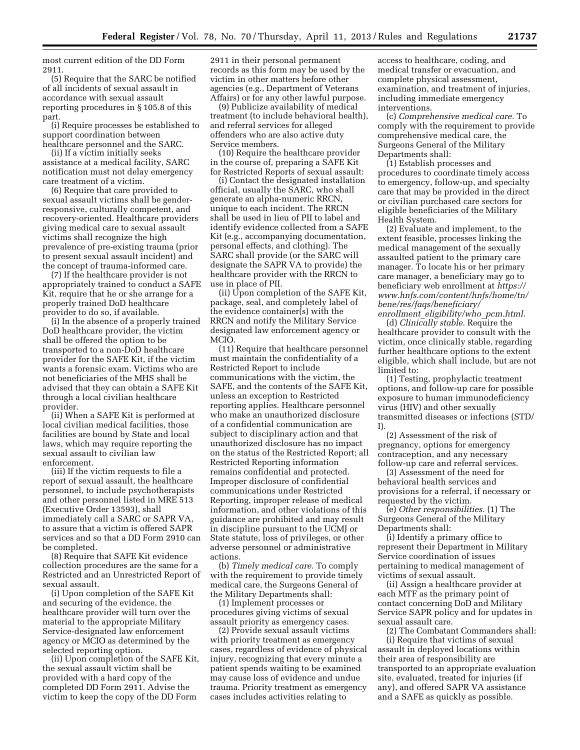most current edition of the DD Form 2911.

(5) Require that the SARC be notified of all incidents of sexual assault in accordance with sexual assault reporting procedures in § 105.8 of this part.

(i) Require processes be established to support coordination between healthcare personnel and the SARC.

(ii) If a victim initially seeks assistance at a medical facility, SARC notification must not delay emergency care treatment of a victim.

(6) Require that care provided to sexual assault victims shall be gender-responsive, culturally competent, and recovery-oriented. Healthcare providers giving medical care to sexual assault victims shall recognize the high prevalence of pre-existing trauma (prior to present sexual assault incident) and the concept of trauma-informed care.

(7) If the healthcare provider is not appropriately trained to conduct a SAFE Kit, require that he or she arrange for a properly trained DoD healthcare provider to do so, if available.

(i) In the absence of a properly trained DoD healthcare provider, the victim shall be offered the option to be transported to a non-DoD healthcare provider for the SAFE Kit, if the victim wants a forensic exam. Victims who are not beneficiaries of the MHS shall be advised that they can obtain a SAFE Kit through a local civilian healthcare provider.

(ii) When a SAFE Kit is performed at local civilian medical facilities, those facilities are bound by State and local laws, which may require reporting the sexual assault to civilian law enforcement.

(iii) If the victim requests to file a report of sexual assault, the healthcare personnel, to include psychotherapists and other personnel listed in MRE 513 (Executive Order 13593), shall immediately call a SARC or SAPR VA, to assure that a victim is offered SAPR services and so that a DD Form 2910 can be completed.

(8) Require that SAFE Kit evidence collection procedures are the same for a Restricted and an Unrestricted Report of sexual assault.

(i) Upon completion of the SAFE Kit and securing of the evidence, the healthcare provider will turn over the material to the appropriate Military Service-designated law enforcement agency or MCIO as determined by the selected reporting option.

(ii) Upon completion of the SAFE Kit, the sexual assault victim shall be provided with a hard copy of the completed DD Form 2911. Advise the victim to keep the copy of the DD Form 2911 in their personal permanent records as this form may be used by the victim in other matters before other agencies (e.g., Department of Veterans Affairs) or for any other lawful purpose.

(9) Publicize availability of medical treatment (to include behavioral health), and referral services for alleged offenders who are also active duty Service members.

(10) Require the healthcare provider in the course of, preparing a SAFE Kit for Restricted Reports of sexual assault:

(i) Contact the designated installation official, usually the SARC, who shall generate an alpha-numeric RRCN, unique to each incident. The RRCN shall be used in lieu of PII to label and identify evidence collected from a SAFE Kit (e.g., accompanying documentation, personal effects, and clothing). The SARC shall provide (or the SARC will designate the SAPR VA to provide) the healthcare provider with the RRCN to use in place of PII.

(ii) Upon completion of the SAFE Kit, package, seal, and completely label of the evidence container(s) with the RRCN and notify the Military Service designated law enforcement agency or MCIO.

(11) Require that healthcare personnel must maintain the confidentiality of a Restricted Report to include communications with the victim, the SAFE, and the contents of the SAFE Kit, unless an exception to Restricted reporting applies. Healthcare personnel who make an unauthorized disclosure of a confidential communication are subject to disciplinary action and that unauthorized disclosure has no impact on the status of the Restricted Report; all Restricted Reporting information remains confidential and protected. Improper disclosure of confidential communications under Restricted Reporting, improper release of medical information, and other violations of this guidance are prohibited and may result in discipline pursuant to the UCMJ or State statute, loss of privileges, or other adverse personnel or administrative actions.

(b) *Timely medical care.* To comply with the requirement to provide timely medical care, the Surgeons General of the Military Departments shall:

(1) Implement processes or procedures giving victims of sexual assault priority as emergency cases.

(2) Provide sexual assault victims with priority treatment as emergency cases, regardless of evidence of physical injury, recognizing that every minute a patient spends waiting to be examined may cause loss of evidence and undue trauma. Priority treatment as emergency cases includes activities relating to access to healthcare, coding, and medical transfer or evacuation, and complete physical assessment, examination, and treatment of injuries, including immediate emergency interventions.

(c) *Comprehensive medical care.* To comply with the requirement to provide comprehensive medical care, the Surgeons General of the Military Departments shall:

(1) Establish processes and procedures to coordinate timely access to emergency, follow-up, and specialty care that may be provided in the direct or civilian purchased care sectors for eligible beneficiaries of the Military Health System.

(2) Evaluate and implement, to the extent feasible, processes linking the medical management of the sexually assaulted patient to the primary care manager. To locate his or her primary care manager, a beneficiary may go to beneficiary web enrollment at *https://www.hnfs.com/content/hnfs/home/tn/bene/res/faqs/beneficiary/enrollment_eligibility/who_pcm.html.*

(d) *Clinically stable.* Require the healthcare provider to consult with the victim, once clinically stable, regarding further healthcare options to the extent eligible, which shall include, but are not limited to:

(1) Testing, prophylactic treatment options, and follow-up care for possible exposure to human immunodeficiency virus (HIV) and other sexually transmitted diseases or infections (STD/I).

(2) Assessment of the risk of pregnancy, options for emergency contraception, and any necessary follow-up care and referral services.

(3) Assessment of the need for behavioral health services and provisions for a referral, if necessary or requested by the victim.

(e) *Other responsibilities.* (1) The Surgeons General of the Military Departments shall:

(i) Identify a primary office to represent their Department in Military Service coordination of issues pertaining to medical management of victims of sexual assault.

(ii) Assign a healthcare provider at each MTF as the primary point of contact concerning DoD and Military Service SAPR policy and for updates in sexual assault care.

(2) The Combatant Commanders shall:

(i) Require that victims of sexual assault in deployed locations within their area of responsibility are transported to an appropriate evaluation site, evaluated, treated for injuries (if any), and offered SAPR VA assistance and a SAFE as quickly as possible.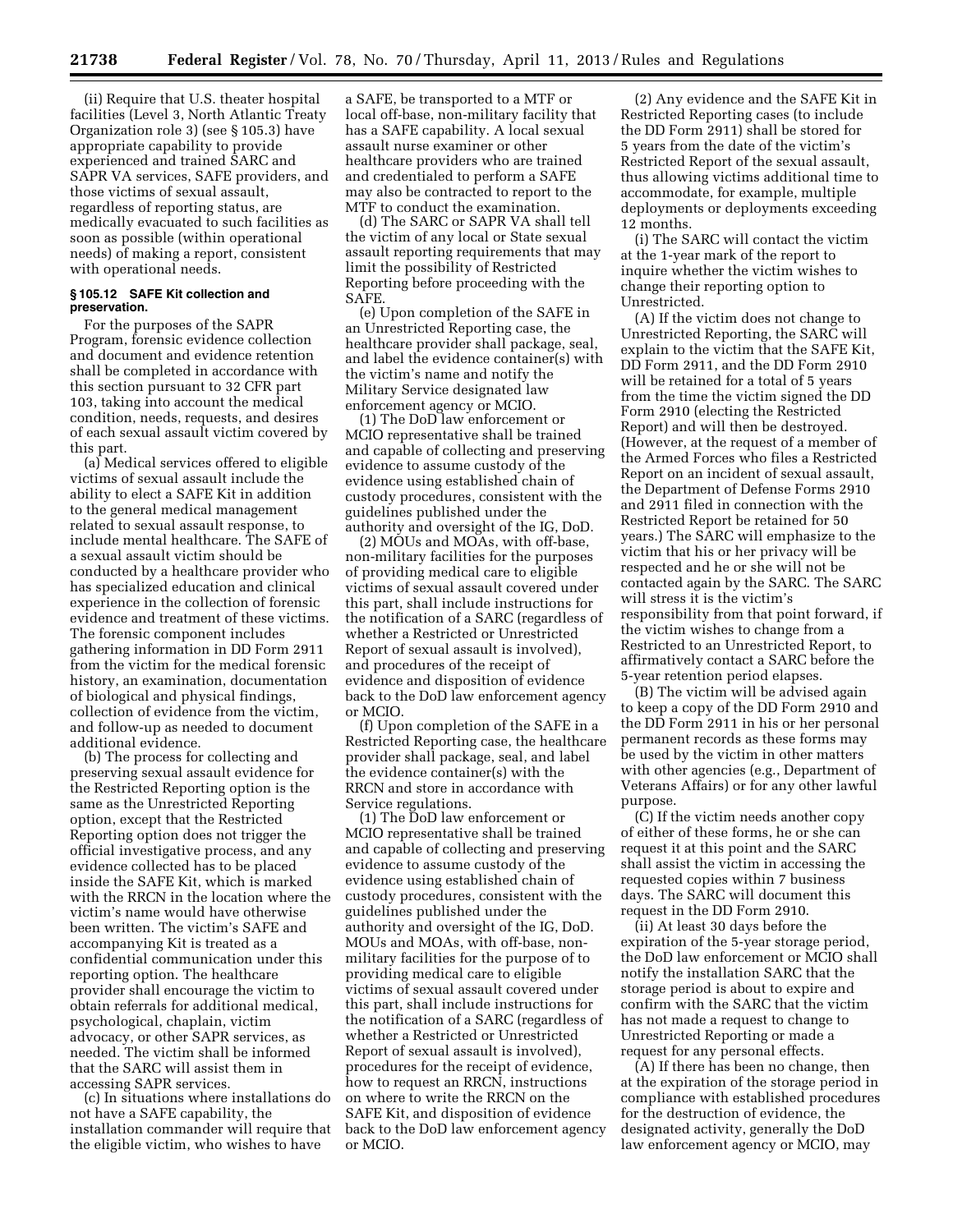(ii) Require that U.S. theater hospital facilities (Level 3, North Atlantic Treaty Organization role 3) (see § 105.3) have appropriate capability to provide experienced and trained SARC and SAPR VA services, SAFE providers, and those victims of sexual assault, regardless of reporting status, are medically evacuated to such facilities as soon as possible (within operational needs) of making a report, consistent with operational needs.

### § 105.12 SAFE Kit collection and preservation.

For the purposes of the SAPR Program, forensic evidence collection and document and evidence retention shall be completed in accordance with this section pursuant to 32 CFR part 103, taking into account the medical condition, needs, requests, and desires of each sexual assault victim covered by this part.

(a) Medical services offered to eligible victims of sexual assault include the ability to elect a SAFE Kit in addition to the general medical management related to sexual assault response, to include mental healthcare. The SAFE of a sexual assault victim should be conducted by a healthcare provider who has specialized education and clinical experience in the collection of forensic evidence and treatment of these victims. The forensic component includes gathering information in DD Form 2911 from the victim for the medical forensic history, an examination, documentation of biological and physical findings, collection of evidence from the victim, and follow-up as needed to document additional evidence.

(b) The process for collecting and preserving sexual assault evidence for the Restricted Reporting option is the same as the Unrestricted Reporting option, except that the Restricted Reporting option does not trigger the official investigative process, and any evidence collected has to be placed inside the SAFE Kit, which is marked with the RRCN in the location where the victim's name would have otherwise been written. The victim's SAFE and accompanying Kit is treated as a confidential communication under this reporting option. The healthcare provider shall encourage the victim to obtain referrals for additional medical, psychological, chaplain, victim advocacy, or other SAPR services, as needed. The victim shall be informed that the SARC will assist them in accessing SAPR services.

(c) In situations where installations do not have a SAFE capability, the installation commander will require that the eligible victim, who wishes to have a SAFE, be transported to a MTF or local off-base, non-military facility that has a SAFE capability. A local sexual assault nurse examiner or other healthcare providers who are trained and credentialed to perform a SAFE may also be contracted to report to the MTF to conduct the examination.

(d) The SARC or SAPR VA shall tell the victim of any local or State sexual assault reporting requirements that may limit the possibility of Restricted Reporting before proceeding with the SAFE.

(e) Upon completion of the SAFE in an Unrestricted Reporting case, the healthcare provider shall package, seal, and label the evidence container(s) with the victim's name and notify the Military Service designated law enforcement agency or MCIO.

(1) The DoD law enforcement or MCIO representative shall be trained and capable of collecting and preserving evidence to assume custody of the evidence using established chain of custody procedures, consistent with the guidelines published under the authority and oversight of the IG, DoD.

(2) MOUs and MOAs, with off-base, non-military facilities for the purposes of providing medical care to eligible victims of sexual assault covered under this part, shall include instructions for the notification of a SARC (regardless of whether a Restricted or Unrestricted Report of sexual assault is involved), and procedures of the receipt of evidence and disposition of evidence back to the DoD law enforcement agency or MCIO.

(f) Upon completion of the SAFE in a Restricted Reporting case, the healthcare provider shall package, seal, and label the evidence container(s) with the RRCN and store in accordance with Service regulations.

(1) The DoD law enforcement or MCIO representative shall be trained and capable of collecting and preserving evidence to assume custody of the evidence using established chain of custody procedures, consistent with the guidelines published under the authority and oversight of the IG, DoD. MOUs and MOAs, with off-base, non-military facilities for the purpose of to providing medical care to eligible victims of sexual assault covered under this part, shall include instructions for the notification of a SARC (regardless of whether a Restricted or Unrestricted Report of sexual assault is involved), procedures for the receipt of evidence, how to request an RRCN, instructions on where to write the RRCN on the SAFE Kit, and disposition of evidence back to the DoD law enforcement agency or MCIO.

(2) Any evidence and the SAFE Kit in Restricted Reporting cases (to include the DD Form 2911) shall be stored for 5 years from the date of the victim's Restricted Report of the sexual assault, thus allowing victims additional time to accommodate, for example, multiple deployments or deployments exceeding 12 months.

(i) The SARC will contact the victim at the 1-year mark of the report to inquire whether the victim wishes to change their reporting option to Unrestricted.

(A) If the victim does not change to Unrestricted Reporting, the SARC will explain to the victim that the SAFE Kit, DD Form 2911, and the DD Form 2910 will be retained for a total of 5 years from the time the victim signed the DD Form 2910 (electing the Restricted Report) and will then be destroyed. (However, at the request of a member of the Armed Forces who files a Restricted Report on an incident of sexual assault, the Department of Defense Forms 2910 and 2911 filed in connection with the Restricted Report be retained for 50 years.) The SARC will emphasize to the victim that his or her privacy will be respected and he or she will not be contacted again by the SARC. The SARC will stress it is the victim's responsibility from that point forward, if the victim wishes to change from a Restricted to an Unrestricted Report, to affirmatively contact a SARC before the 5-year retention period elapses.

(B) The victim will be advised again to keep a copy of the DD Form 2910 and the DD Form 2911 in his or her personal permanent records as these forms may be used by the victim in other matters with other agencies (e.g., Department of Veterans Affairs) or for any other lawful purpose.

(C) If the victim needs another copy of either of these forms, he or she can request it at this point and the SARC shall assist the victim in accessing the requested copies within 7 business days. The SARC will document this request in the DD Form 2910.

(ii) At least 30 days before the expiration of the 5-year storage period, the DoD law enforcement or MCIO shall notify the installation SARC that the storage period is about to expire and confirm with the SARC that the victim has not made a request to change to Unrestricted Reporting or made a request for any personal effects.

(A) If there has been no change, then at the expiration of the storage period in compliance with established procedures for the destruction of evidence, the designated activity, generally the DoD law enforcement agency or MCIO, may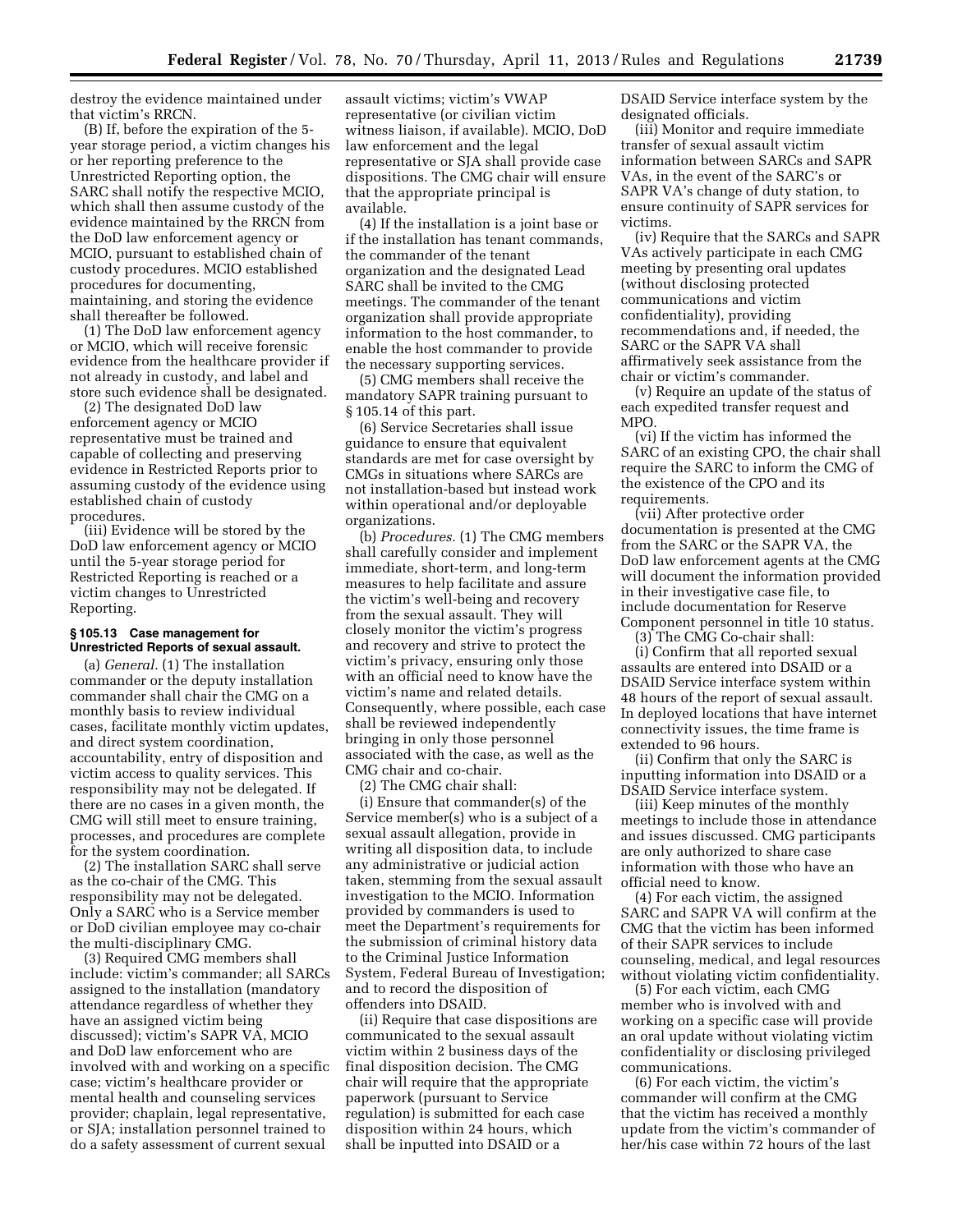destroy the evidence maintained under that victim's RRCN.

(B) If, before the expiration of the 5-year storage period, a victim changes his or her reporting preference to the Unrestricted Reporting option, the SARC shall notify the respective MCIO, which shall then assume custody of the evidence maintained by the RRCN from the DoD law enforcement agency or MCIO, pursuant to established chain of custody procedures. MCIO established procedures for documenting, maintaining, and storing the evidence shall thereafter be followed.

(1) The DoD law enforcement agency or MCIO, which will receive forensic evidence from the healthcare provider if not already in custody, and label and store such evidence shall be designated.

(2) The designated DoD law enforcement agency or MCIO representative must be trained and capable of collecting and preserving evidence in Restricted Reports prior to assuming custody of the evidence using established chain of custody procedures.

(iii) Evidence will be stored by the DoD law enforcement agency or MCIO until the 5-year storage period for Restricted Reporting is reached or a victim changes to Unrestricted Reporting.

**§ 105.13 Case management for Unrestricted Reports of sexual assault.**

(a) *General.* (1) The installation commander or the deputy installation commander shall chair the CMG on a monthly basis to review individual cases, facilitate monthly victim updates, and direct system coordination, accountability, entry of disposition and victim access to quality services. This responsibility may not be delegated. If there are no cases in a given month, the CMG will still meet to ensure training, processes, and procedures are complete for the system coordination.

(2) The installation SARC shall serve as the co-chair of the CMG. This responsibility may not be delegated. Only a SARC who is a Service member or DoD civilian employee may co-chair the multi-disciplinary CMG.

(3) Required CMG members shall include: victim's commander; all SARCs assigned to the installation (mandatory attendance regardless of whether they have an assigned victim being discussed); victim's SAPR VA, MCIO and DoD law enforcement who are involved with and working on a specific case; victim's healthcare provider or mental health and counseling services provider; chaplain, legal representative, or SJA; installation personnel trained to do a safety assessment of current sexual assault victims; victim's VWAP representative (or civilian victim witness liaison, if available). MCIO, DoD law enforcement and the legal representative or SJA shall provide case dispositions. The CMG chair will ensure that the appropriate principal is available.

(4) If the installation is a joint base or if the installation has tenant commands, the commander of the tenant organization and the designated Lead SARC shall be invited to the CMG meetings. The commander of the tenant organization shall provide appropriate information to the host commander, to enable the host commander to provide the necessary supporting services.

(5) CMG members shall receive the mandatory SAPR training pursuant to § 105.14 of this part.

(6) Service Secretaries shall issue guidance to ensure that equivalent standards are met for case oversight by CMGs in situations where SARCs are not installation-based but instead work within operational and/or deployable organizations.

(b) *Procedures.* (1) The CMG members shall carefully consider and implement immediate, short-term, and long-term measures to help facilitate and assure the victim's well-being and recovery from the sexual assault. They will closely monitor the victim's progress and recovery and strive to protect the victim's privacy, ensuring only those with an official need to know have the victim's name and related details. Consequently, where possible, each case shall be reviewed independently bringing in only those personnel associated with the case, as well as the CMG chair and co-chair.

(2) The CMG chair shall:

(i) Ensure that commander(s) of the Service member(s) who is a subject of a sexual assault allegation, provide in writing all disposition data, to include any administrative or judicial action taken, stemming from the sexual assault investigation to the MCIO. Information provided by commanders is used to meet the Department's requirements for the submission of criminal history data to the Criminal Justice Information System, Federal Bureau of Investigation; and to record the disposition of offenders into DSAID.

(ii) Require that case dispositions are communicated to the sexual assault victim within 2 business days of the final disposition decision. The CMG chair will require that the appropriate paperwork (pursuant to Service regulation) is submitted for each case disposition within 24 hours, which shall be inputted into DSAID or a DSAID Service interface system by the designated officials.

(iii) Monitor and require immediate transfer of sexual assault victim information between SARCs and SAPR VAs, in the event of the SARC's or SAPR VA's change of duty station, to ensure continuity of SAPR services for victims.

(iv) Require that the SARCs and SAPR VAs actively participate in each CMG meeting by presenting oral updates (without disclosing protected communications and victim confidentiality), providing recommendations and, if needed, the SARC or the SAPR VA shall affirmatively seek assistance from the chair or victim's commander.

(v) Require an update of the status of each expedited transfer request and MPO.

(vi) If the victim has informed the SARC of an existing CPO, the chair shall require the SARC to inform the CMG of the existence of the CPO and its requirements.

(vii) After protective order documentation is presented at the CMG from the SARC or the SAPR VA, the DoD law enforcement agents at the CMG will document the information provided in their investigative case file, to include documentation for Reserve Component personnel in title 10 status.

(3) The CMG Co-chair shall:

(i) Confirm that all reported sexual assaults are entered into DSAID or a DSAID Service interface system within 48 hours of the report of sexual assault. In deployed locations that have internet connectivity issues, the time frame is extended to 96 hours.

(ii) Confirm that only the SARC is inputting information into DSAID or a DSAID Service interface system.

(iii) Keep minutes of the monthly meetings to include those in attendance and issues discussed. CMG participants are only authorized to share case information with those who have an official need to know.

(4) For each victim, the assigned SARC and SAPR VA will confirm at the CMG that the victim has been informed of their SAPR services to include counseling, medical, and legal resources without violating victim confidentiality.

(5) For each victim, each CMG member who is involved with and working on a specific case will provide an oral update without violating victim confidentiality or disclosing privileged communications.

(6) For each victim, the victim's commander will confirm at the CMG that the victim has received a monthly update from the victim's commander of her/his case within 72 hours of the last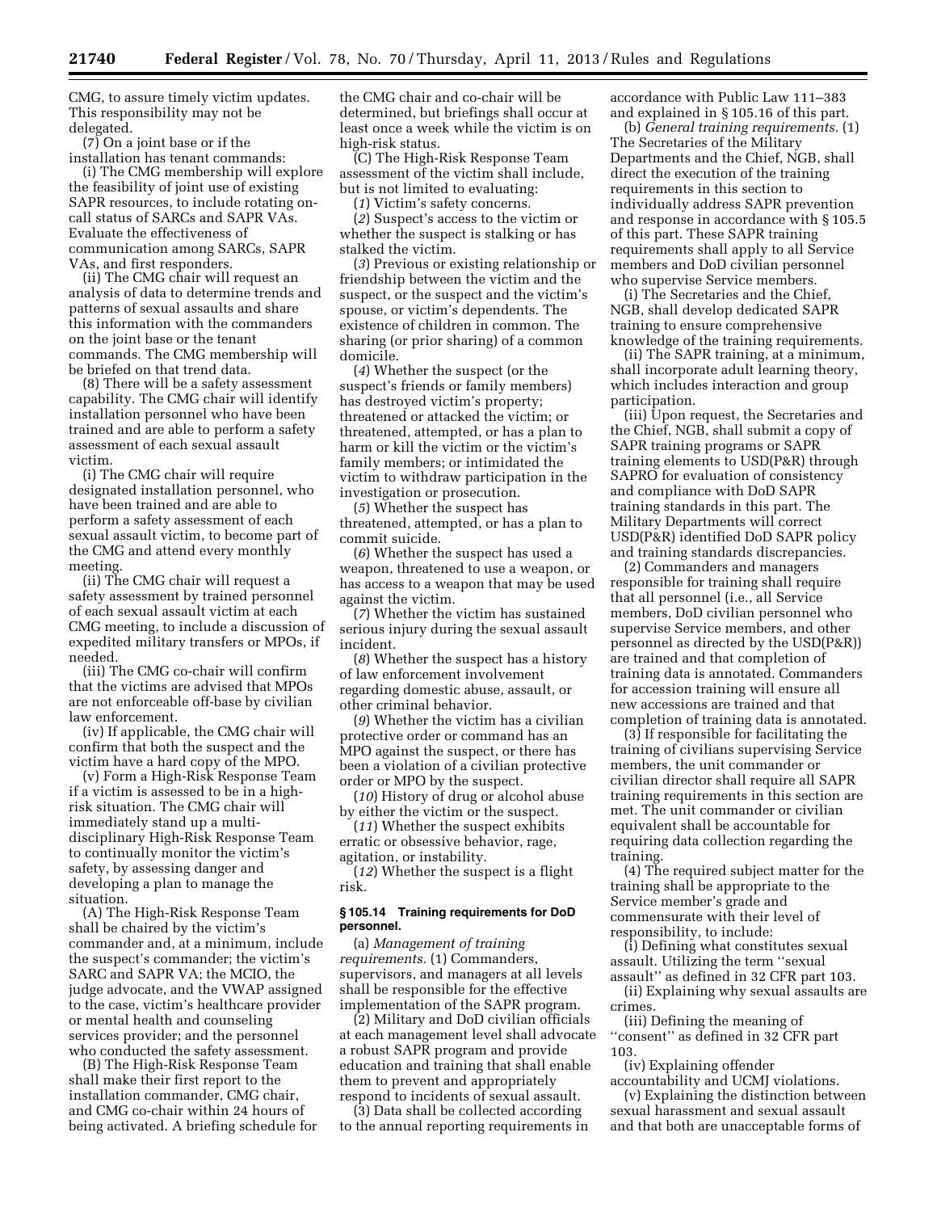CMG, to assure timely victim updates. This responsibility may not be delegated.

(7) On a joint base or if the installation has tenant commands:

(i) The CMG membership will explore the feasibility of joint use of existing SAPR resources, to include rotating on-call status of SARCs and SAPR VAs. Evaluate the effectiveness of communication among SARCs, SAPR VAs, and first responders.

(ii) The CMG chair will request an analysis of data to determine trends and patterns of sexual assaults and share this information with the commanders on the joint base or the tenant commands. The CMG membership will be briefed on that trend data.

(8) There will be a safety assessment capability. The CMG chair will identify installation personnel who have been trained and are able to perform a safety assessment of each sexual assault victim.

(i) The CMG chair will require designated installation personnel, who have been trained and are able to perform a safety assessment of each sexual assault victim, to become part of the CMG and attend every monthly meeting.

(ii) The CMG chair will request a safety assessment by trained personnel of each sexual assault victim at each CMG meeting, to include a discussion of expedited military transfers or MPOs, if needed.

(iii) The CMG co-chair will confirm that the victims are advised that MPOs are not enforceable off-base by civilian law enforcement.

(iv) If applicable, the CMG chair will confirm that both the suspect and the victim have a hard copy of the MPO.

(v) Form a High-Risk Response Team if a victim is assessed to be in a high-risk situation. The CMG chair will immediately stand up a multi-disciplinary High-Risk Response Team to continually monitor the victim's safety, by assessing danger and developing a plan to manage the situation.

(A) The High-Risk Response Team shall be chaired by the victim's commander and, at a minimum, include the suspect's commander; the victim's SARC and SAPR VA; the MCIO, the judge advocate, and the VWAP assigned to the case, victim's healthcare provider or mental health and counseling services provider; and the personnel who conducted the safety assessment.

(B) The High-Risk Response Team shall make their first report to the installation commander, CMG chair, and CMG co-chair within 24 hours of being activated. A briefing schedule for the CMG chair and co-chair will be determined, but briefings shall occur at least once a week while the victim is on high-risk status.

(C) The High-Risk Response Team assessment of the victim shall include, but is not limited to evaluating:

(*1*) Victim's safety concerns.

(*2*) Suspect's access to the victim or whether the suspect is stalking or has stalked the victim.

(*3*) Previous or existing relationship or friendship between the victim and the suspect, or the suspect and the victim's spouse, or victim's dependents. The existence of children in common. The sharing (or prior sharing) of a common domicile.

(*4*) Whether the suspect (or the suspect's friends or family members) has destroyed victim's property; threatened or attacked the victim; or threatened, attempted, or has a plan to harm or kill the victim or the victim's family members; or intimidated the victim to withdraw participation in the investigation or prosecution.

(*5*) Whether the suspect has threatened, attempted, or has a plan to commit suicide.

(*6*) Whether the suspect has used a weapon, threatened to use a weapon, or has access to a weapon that may be used against the victim.

(*7*) Whether the victim has sustained serious injury during the sexual assault incident.

(*8*) Whether the suspect has a history of law enforcement involvement regarding domestic abuse, assault, or other criminal behavior.

(*9*) Whether the victim has a civilian protective order or command has an MPO against the suspect, or there has been a violation of a civilian protective order or MPO by the suspect.

(*10*) History of drug or alcohol abuse by either the victim or the suspect.

(*11*) Whether the suspect exhibits erratic or obsessive behavior, rage, agitation, or instability.

(*12*) Whether the suspect is a flight risk.

### § 105.14 Training requirements for DoD personnel.

(a) *Management of training requirements.* (1) Commanders, supervisors, and managers at all levels shall be responsible for the effective implementation of the SAPR program.

(2) Military and DoD civilian officials at each management level shall advocate a robust SAPR program and provide education and training that shall enable them to prevent and appropriately respond to incidents of sexual assault.

(3) Data shall be collected according to the annual reporting requirements in accordance with Public Law 111–383 and explained in § 105.16 of this part.

(b) *General training requirements.* (1) The Secretaries of the Military Departments and the Chief, NGB, shall direct the execution of the training requirements in this section to individually address SAPR prevention and response in accordance with § 105.5 of this part. These SAPR training requirements shall apply to all Service members and DoD civilian personnel who supervise Service members.

(i) The Secretaries and the Chief, NGB, shall develop dedicated SAPR training to ensure comprehensive knowledge of the training requirements.

(ii) The SAPR training, at a minimum, shall incorporate adult learning theory, which includes interaction and group participation.

(iii) Upon request, the Secretaries and the Chief, NGB, shall submit a copy of SAPR training programs or SAPR training elements to USD(P&R) through SAPRO for evaluation of consistency and compliance with DoD SAPR training standards in this part. The Military Departments will correct USD(P&R) identified DoD SAPR policy and training standards discrepancies.

(2) Commanders and managers responsible for training shall require that all personnel (i.e., all Service members, DoD civilian personnel who supervise Service members, and other personnel as directed by the USD(P&R)) are trained and that completion of training data is annotated. Commanders for accession training will ensure all new accessions are trained and that completion of training data is annotated.

(3) If responsible for facilitating the training of civilians supervising Service members, the unit commander or civilian director shall require all SAPR training requirements in this section are met. The unit commander or civilian equivalent shall be accountable for requiring data collection regarding the training.

(4) The required subject matter for the training shall be appropriate to the Service member's grade and commensurate with their level of responsibility, to include:

(i) Defining what constitutes sexual assault. Utilizing the term "sexual assault" as defined in 32 CFR part 103.

(ii) Explaining why sexual assaults are crimes.

(iii) Defining the meaning of "consent" as defined in 32 CFR part 103.

(iv) Explaining offender accountability and UCMJ violations.

(v) Explaining the distinction between sexual harassment and sexual assault and that both are unacceptable forms of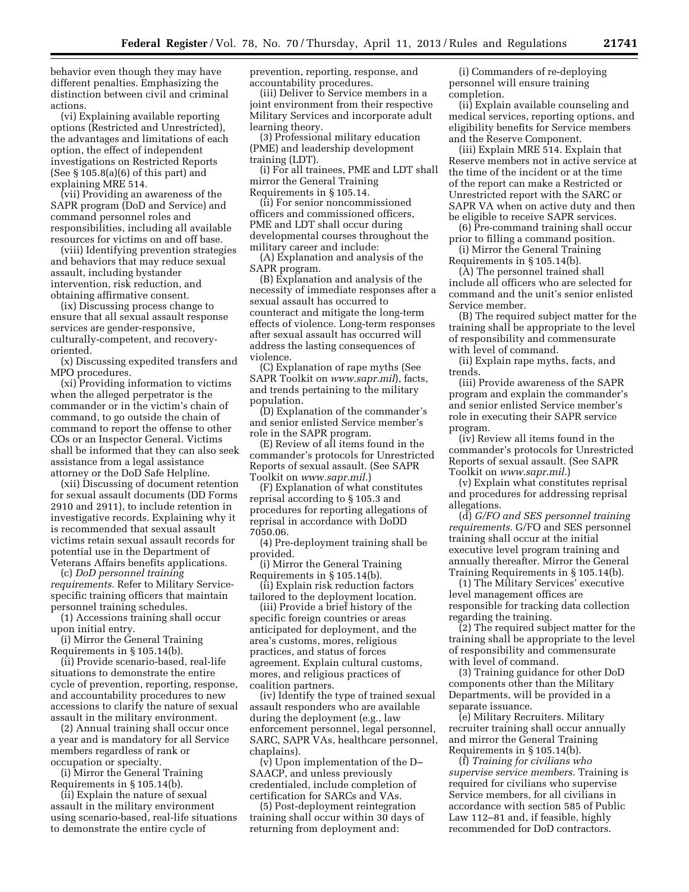behavior even though they may have different penalties. Emphasizing the distinction between civil and criminal actions.

(vi) Explaining available reporting options (Restricted and Unrestricted), the advantages and limitations of each option, the effect of independent investigations on Restricted Reports (See § 105.8(a)(6) of this part) and explaining MRE 514.

(vii) Providing an awareness of the SAPR program (DoD and Service) and command personnel roles and responsibilities, including all available resources for victims on and off base.

(viii) Identifying prevention strategies and behaviors that may reduce sexual assault, including bystander intervention, risk reduction, and obtaining affirmative consent.

(ix) Discussing process change to ensure that all sexual assault response services are gender-responsive, culturally-competent, and recovery-oriented.

(x) Discussing expedited transfers and MPO procedures.

(xi) Providing information to victims when the alleged perpetrator is the commander or in the victim's chain of command, to go outside the chain of command to report the offense to other COs or an Inspector General. Victims shall be informed that they can also seek assistance from a legal assistance attorney or the DoD Safe Helpline.

(xii) Discussing of document retention for sexual assault documents (DD Forms 2910 and 2911), to include retention in investigative records. Explaining why it is recommended that sexual assault victims retain sexual assault records for potential use in the Department of Veterans Affairs benefits applications.

(c) *DoD personnel training requirements.* Refer to Military Service-specific training officers that maintain personnel training schedules.

(1) Accessions training shall occur upon initial entry.

(i) Mirror the General Training Requirements in § 105.14(b).

(ii) Provide scenario-based, real-life situations to demonstrate the entire cycle of prevention, reporting, response, and accountability procedures to new accessions to clarify the nature of sexual assault in the military environment.

(2) Annual training shall occur once a year and is mandatory for all Service members regardless of rank or occupation or specialty.

(i) Mirror the General Training Requirements in § 105.14(b).

(ii) Explain the nature of sexual assault in the military environment using scenario-based, real-life situations to demonstrate the entire cycle of prevention, reporting, response, and accountability procedures.

(iii) Deliver to Service members in a joint environment from their respective Military Services and incorporate adult learning theory.

(3) Professional military education (PME) and leadership development training (LDT).

(i) For all trainees, PME and LDT shall mirror the General Training Requirements in § 105.14.

(ii) For senior noncommissioned officers and commissioned officers, PME and LDT shall occur during developmental courses throughout the military career and include:

(A) Explanation and analysis of the SAPR program.

(B) Explanation and analysis of the necessity of immediate responses after a sexual assault has occurred to counteract and mitigate the long-term effects of violence. Long-term responses after sexual assault has occurred will address the lasting consequences of violence.

(C) Explanation of rape myths (See SAPR Toolkit on *www.sapr.mil*), facts, and trends pertaining to the military population.

(D) Explanation of the commander's and senior enlisted Service member's role in the SAPR program.

(E) Review of all items found in the commander's protocols for Unrestricted Reports of sexual assault. (See SAPR Toolkit on *www.sapr.mil*.)

(F) Explanation of what constitutes reprisal according to § 105.3 and procedures for reporting allegations of reprisal in accordance with DoDD 7050.06.

(4) Pre-deployment training shall be provided.

(i) Mirror the General Training Requirements in § 105.14(b).

(ii) Explain risk reduction factors tailored to the deployment location.

(iii) Provide a brief history of the specific foreign countries or areas anticipated for deployment, and the area's customs, mores, religious practices, and status of forces agreement. Explain cultural customs, mores, and religious practices of coalition partners.

(iv) Identify the type of trained sexual assault responders who are available during the deployment (e.g., law enforcement personnel, legal personnel, SARC, SAPR VAs, healthcare personnel, chaplains).

(v) Upon implementation of the D–SAACP, and unless previously credentialed, include completion of certification for SARCs and VAs.

(5) Post-deployment reintegration training shall occur within 30 days of returning from deployment and:

(i) Commanders of re-deploying personnel will ensure training completion.

(ii) Explain available counseling and medical services, reporting options, and eligibility benefits for Service members and the Reserve Component.

(iii) Explain MRE 514. Explain that Reserve members not in active service at the time of the incident or at the time of the report can make a Restricted or Unrestricted report with the SARC or SAPR VA when on active duty and then be eligible to receive SAPR services.

(6) Pre-command training shall occur prior to filling a command position.

(i) Mirror the General Training Requirements in § 105.14(b).

(A) The personnel trained shall include all officers who are selected for command and the unit's senior enlisted Service member.

(B) The required subject matter for the training shall be appropriate to the level of responsibility and commensurate with level of command.

(ii) Explain rape myths, facts, and trends.

(iii) Provide awareness of the SAPR program and explain the commander's and senior enlisted Service member's role in executing their SAPR service program.

(iv) Review all items found in the commander's protocols for Unrestricted Reports of sexual assault. (See SAPR Toolkit on *www.sapr.mil*.)

(v) Explain what constitutes reprisal and procedures for addressing reprisal allegations.

(d) *G/FO and SES personnel training requirements.* G/FO and SES personnel training shall occur at the initial executive level program training and annually thereafter. Mirror the General Training Requirements in § 105.14(b).

(1) The Military Services' executive level management offices are responsible for tracking data collection regarding the training.

(2) The required subject matter for the training shall be appropriate to the level of responsibility and commensurate with level of command.

(3) Training guidance for other DoD components other than the Military Departments, will be provided in a separate issuance.

(e) Military Recruiters. Military recruiter training shall occur annually and mirror the General Training Requirements in § 105.14(b).

(f) *Training for civilians who supervise service members.* Training is required for civilians who supervise Service members, for all civilians in accordance with section 585 of Public Law 112–81 and, if feasible, highly recommended for DoD contractors.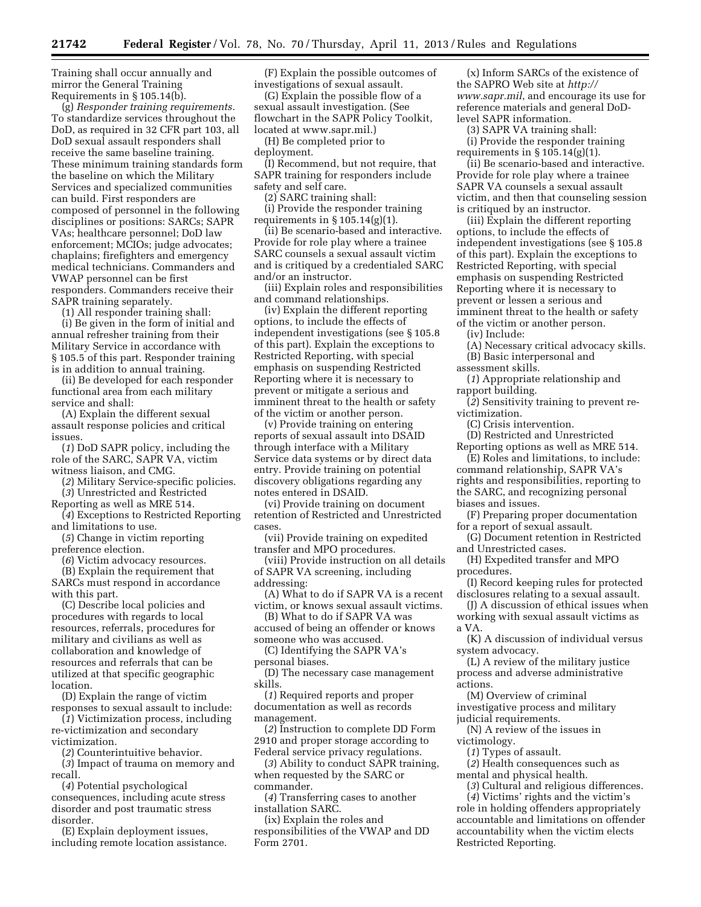Training shall occur annually and mirror the General Training Requirements in § 105.14(b).

(g) *Responder training requirements.* To standardize services throughout the DoD, as required in 32 CFR part 103, all DoD sexual assault responders shall receive the same baseline training. These minimum training standards form the baseline on which the Military Services and specialized communities can build. First responders are composed of personnel in the following disciplines or positions: SARCs; SAPR VAs; healthcare personnel; DoD law enforcement; MCIOs; judge advocates; chaplains; firefighters and emergency medical technicians. Commanders and VWAP personnel can be first responders. Commanders receive their SAPR training separately.

(1) All responder training shall:

(i) Be given in the form of initial and annual refresher training from their Military Service in accordance with § 105.5 of this part. Responder training is in addition to annual training.

(ii) Be developed for each responder functional area from each military service and shall:

(A) Explain the different sexual assault response policies and critical issues.

(*1*) DoD SAPR policy, including the role of the SARC, SAPR VA, victim witness liaison, and CMG.

(*2*) Military Service-specific policies.

(*3*) Unrestricted and Restricted Reporting as well as MRE 514.

(*4*) Exceptions to Restricted Reporting and limitations to use.

(*5*) Change in victim reporting preference election.

(*6*) Victim advocacy resources.

(B) Explain the requirement that SARCs must respond in accordance with this part.

(C) Describe local policies and procedures with regards to local resources, referrals, procedures for military and civilians as well as collaboration and knowledge of resources and referrals that can be utilized at that specific geographic location.

(D) Explain the range of victim responses to sexual assault to include:

(*1*) Victimization process, including re-victimization and secondary victimization.

(*2*) Counterintuitive behavior.

(*3*) Impact of trauma on memory and recall.

(*4*) Potential psychological consequences, including acute stress disorder and post traumatic stress disorder.

(E) Explain deployment issues, including remote location assistance.

(F) Explain the possible outcomes of investigations of sexual assault.

(G) Explain the possible flow of a sexual assault investigation. (See flowchart in the SAPR Policy Toolkit, located at www.sapr.mil.)

(H) Be completed prior to deployment.

(I) Recommend, but not require, that SAPR training for responders include safety and self care.

(2) SARC training shall:

(i) Provide the responder training requirements in § 105.14(g)(1).

(ii) Be scenario-based and interactive. Provide for role play where a trainee SARC counsels a sexual assault victim and is critiqued by a credentialed SARC and/or an instructor.

(iii) Explain roles and responsibilities and command relationships.

(iv) Explain the different reporting options, to include the effects of independent investigations (see § 105.8 of this part). Explain the exceptions to Restricted Reporting, with special emphasis on suspending Restricted Reporting where it is necessary to prevent or mitigate a serious and imminent threat to the health or safety of the victim or another person.

(v) Provide training on entering reports of sexual assault into DSAID through interface with a Military Service data systems or by direct data entry. Provide training on potential discovery obligations regarding any notes entered in DSAID.

(vi) Provide training on document retention of Restricted and Unrestricted cases.

(vii) Provide training on expedited transfer and MPO procedures.

(viii) Provide instruction on all details of SAPR VA screening, including addressing:

(A) What to do if SAPR VA is a recent victim, or knows sexual assault victims.

(B) What to do if SAPR VA was accused of being an offender or knows someone who was accused.

(C) Identifying the SAPR VA's personal biases.

(D) The necessary case management skills.

(*1*) Required reports and proper documentation as well as records management.

(*2*) Instruction to complete DD Form 2910 and proper storage according to Federal service privacy regulations.

(*3*) Ability to conduct SAPR training, when requested by the SARC or commander.

(*4*) Transferring cases to another installation SARC.

(ix) Explain the roles and responsibilities of the VWAP and DD Form 2701.

(x) Inform SARCs of the existence of the SAPRO Web site at *http://www.sapr.mil*, and encourage its use for reference materials and general DoD-level SAPR information.

(3) SAPR VA training shall:

(i) Provide the responder training requirements in § 105.14(g)(1).

(ii) Be scenario-based and interactive. Provide for role play where a trainee SAPR VA counsels a sexual assault victim, and then that counseling session is critiqued by an instructor.

(iii) Explain the different reporting options, to include the effects of independent investigations (see § 105.8 of this part). Explain the exceptions to Restricted Reporting, with special emphasis on suspending Restricted Reporting where it is necessary to prevent or lessen a serious and imminent threat to the health or safety of the victim or another person.

(iv) Include:

(A) Necessary critical advocacy skills.

(B) Basic interpersonal and assessment skills.

(*1*) Appropriate relationship and rapport building.

(*2*) Sensitivity training to prevent re-victimization.

(C) Crisis intervention.

(D) Restricted and Unrestricted Reporting options as well as MRE 514.

(E) Roles and limitations, to include: command relationship, SAPR VA's rights and responsibilities, reporting to the SARC, and recognizing personal biases and issues.

(F) Preparing proper documentation for a report of sexual assault.

(G) Document retention in Restricted and Unrestricted cases.

(H) Expedited transfer and MPO procedures.

(I) Record keeping rules for protected disclosures relating to a sexual assault.

(J) A discussion of ethical issues when working with sexual assault victims as a VA.

(K) A discussion of individual versus system advocacy.

(L) A review of the military justice process and adverse administrative actions.

(M) Overview of criminal investigative process and military judicial requirements.

(N) A review of the issues in victimology.

(*1*) Types of assault.

(*2*) Health consequences such as mental and physical health.

(*3*) Cultural and religious differences.

(*4*) Victims' rights and the victim's role in holding offenders appropriately accountable and limitations on offender accountability when the victim elects Restricted Reporting.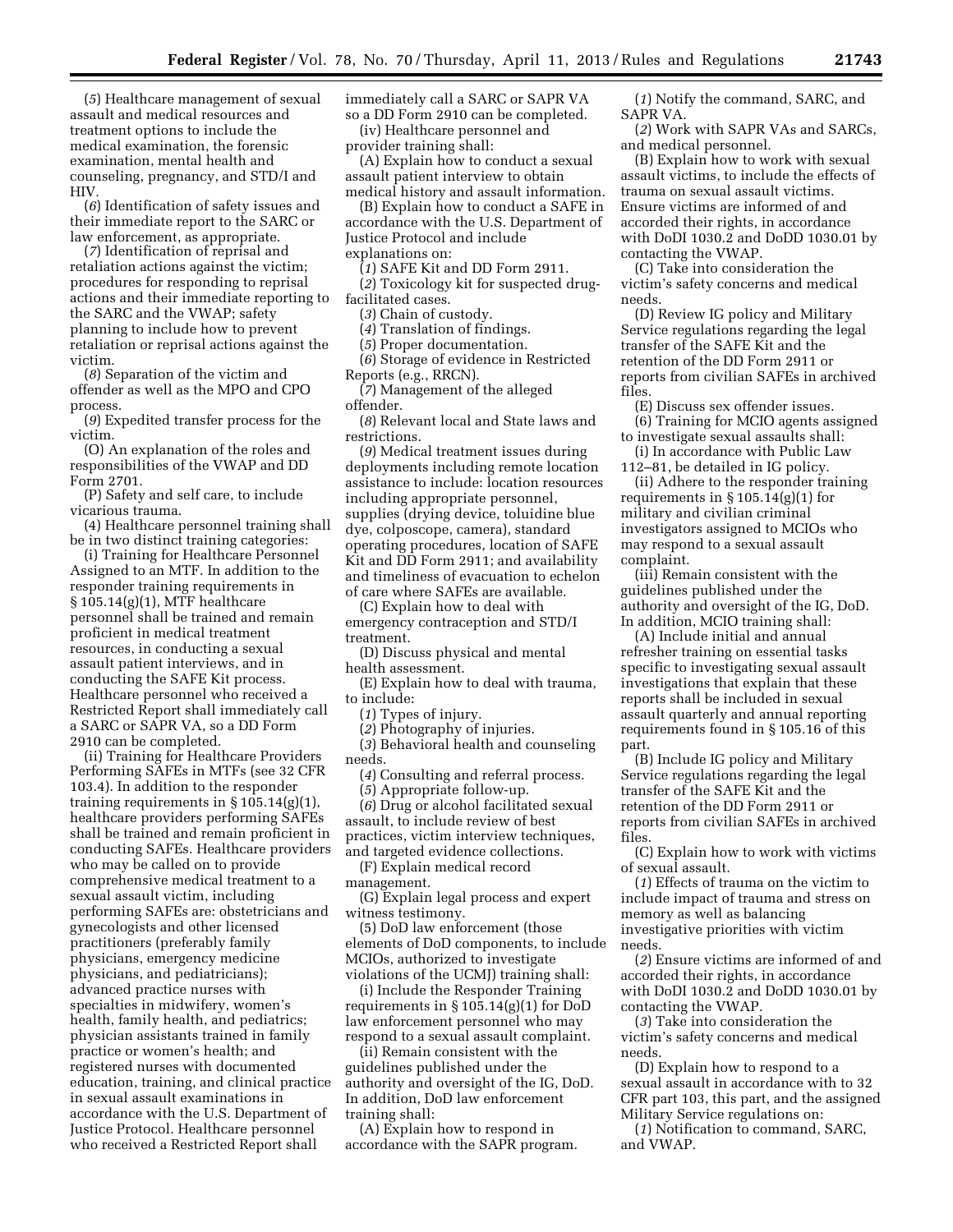(*5*) Healthcare management of sexual assault and medical resources and treatment options to include the medical examination, the forensic examination, mental health and counseling, pregnancy, and STD/I and HIV.

(*6*) Identification of safety issues and their immediate report to the SARC or law enforcement, as appropriate.

(*7*) Identification of reprisal and retaliation actions against the victim; procedures for responding to reprisal actions and their immediate reporting to the SARC and the VWAP; safety planning to include how to prevent retaliation or reprisal actions against the victim.

(*8*) Separation of the victim and offender as well as the MPO and CPO process.

(*9*) Expedited transfer process for the victim.

(O) An explanation of the roles and responsibilities of the VWAP and DD Form 2701.

(P) Safety and self care, to include vicarious trauma.

(4) Healthcare personnel training shall be in two distinct training categories:

(i) Training for Healthcare Personnel Assigned to an MTF. In addition to the responder training requirements in § 105.14(g)(1), MTF healthcare personnel shall be trained and remain proficient in medical treatment resources, in conducting a sexual assault patient interviews, and in conducting the SAFE Kit process. Healthcare personnel who received a Restricted Report shall immediately call a SARC or SAPR VA, so a DD Form 2910 can be completed.

(ii) Training for Healthcare Providers Performing SAFEs in MTFs (see 32 CFR 103.4). In addition to the responder training requirements in § 105.14(g)(1), healthcare providers performing SAFEs shall be trained and remain proficient in conducting SAFEs. Healthcare providers who may be called on to provide comprehensive medical treatment to a sexual assault victim, including performing SAFEs are: obstetricians and gynecologists and other licensed practitioners (preferably family physicians, emergency medicine physicians, and pediatricians); advanced practice nurses with specialties in midwifery, women's health, family health, and pediatrics; physician assistants trained in family practice or women's health; and registered nurses with documented education, training, and clinical practice in sexual assault examinations in accordance with the U.S. Department of Justice Protocol. Healthcare personnel who received a Restricted Report shall immediately call a SARC or SAPR VA so a DD Form 2910 can be completed.

(iv) Healthcare personnel and provider training shall:

(A) Explain how to conduct a sexual assault patient interview to obtain medical history and assault information.

(B) Explain how to conduct a SAFE in accordance with the U.S. Department of Justice Protocol and include explanations on:

(*1*) SAFE Kit and DD Form 2911.

(*2*) Toxicology kit for suspected drug-facilitated cases.

(*3*) Chain of custody.

(*4*) Translation of findings.

(*5*) Proper documentation.

(*6*) Storage of evidence in Restricted Reports (e.g., RRCN).

(*7*) Management of the alleged offender.

(*8*) Relevant local and State laws and restrictions.

(*9*) Medical treatment issues during deployments including remote location assistance to include: location resources including appropriate personnel, supplies (drying device, toluidine blue dye, colposcope, camera), standard operating procedures, location of SAFE Kit and DD Form 2911; and availability and timeliness of evacuation to echelon of care where SAFEs are available.

(C) Explain how to deal with emergency contraception and STD/I treatment.

(D) Discuss physical and mental health assessment.

(E) Explain how to deal with trauma, to include:

(*1*) Types of injury.

(*2*) Photography of injuries.

(*3*) Behavioral health and counseling needs.

(*4*) Consulting and referral process.

(*5*) Appropriate follow-up.

(*6*) Drug or alcohol facilitated sexual assault, to include review of best practices, victim interview techniques, and targeted evidence collections.

(F) Explain medical record management.

(G) Explain legal process and expert witness testimony.

(5) DoD law enforcement (those elements of DoD components, to include MCIOs, authorized to investigate violations of the UCMJ) training shall:

(i) Include the Responder Training requirements in § 105.14(g)(1) for DoD law enforcement personnel who may respond to a sexual assault complaint.

(ii) Remain consistent with the guidelines published under the authority and oversight of the IG, DoD. In addition, DoD law enforcement training shall:

(A) Explain how to respond in accordance with the SAPR program.

(*1*) Notify the command, SARC, and SAPR VA.

(*2*) Work with SAPR VAs and SARCs, and medical personnel.

(B) Explain how to work with sexual assault victims, to include the effects of trauma on sexual assault victims. Ensure victims are informed of and accorded their rights, in accordance with DoDI 1030.2 and DoDD 1030.01 by contacting the VWAP.

(C) Take into consideration the victim's safety concerns and medical needs.

(D) Review IG policy and Military Service regulations regarding the legal transfer of the SAFE Kit and the retention of the DD Form 2911 or reports from civilian SAFEs in archived files.

(E) Discuss sex offender issues.

(6) Training for MCIO agents assigned to investigate sexual assaults shall:

(i) In accordance with Public Law 112–81, be detailed in IG policy.

(ii) Adhere to the responder training requirements in § 105.14(g)(1) for military and civilian criminal investigators assigned to MCIOs who may respond to a sexual assault complaint.

(iii) Remain consistent with the guidelines published under the authority and oversight of the IG, DoD. In addition, MCIO training shall:

(A) Include initial and annual refresher training on essential tasks specific to investigating sexual assault investigations that explain that these reports shall be included in sexual assault quarterly and annual reporting requirements found in § 105.16 of this part.

(B) Include IG policy and Military Service regulations regarding the legal transfer of the SAFE Kit and the retention of the DD Form 2911 or reports from civilian SAFEs in archived files.

(C) Explain how to work with victims of sexual assault.

(*1*) Effects of trauma on the victim to include impact of trauma and stress on memory as well as balancing investigative priorities with victim needs.

(*2*) Ensure victims are informed of and accorded their rights, in accordance with DoDI 1030.2 and DoDD 1030.01 by contacting the VWAP.

(*3*) Take into consideration the victim's safety concerns and medical needs.

(D) Explain how to respond to a sexual assault in accordance with 32 CFR part 103, this part, and the assigned Military Service regulations on:

(*1*) Notification to command, SARC, and VWAP.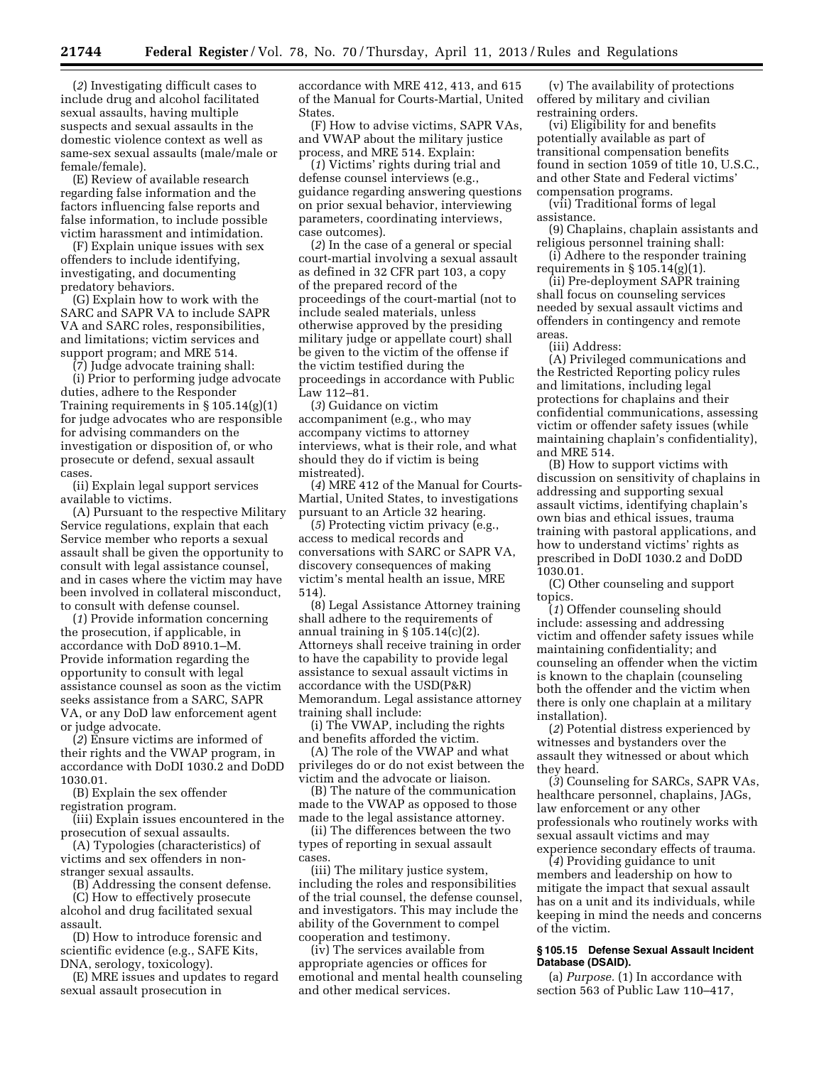(*2*) Investigating difficult cases to include drug and alcohol facilitated sexual assaults, having multiple suspects and sexual assaults in the domestic violence context as well as same-sex sexual assaults (male/male or female/female).

(E) Review of available research regarding false information and the factors influencing false reports and false information, to include possible victim harassment and intimidation.

(F) Explain unique issues with sex offenders to include identifying, investigating, and documenting predatory behaviors.

(G) Explain how to work with the SARC and SAPR VA to include SAPR VA and SARC roles, responsibilities, and limitations; victim services and support program; and MRE 514.

(7) Judge advocate training shall:

(i) Prior to performing judge advocate duties, adhere to the Responder Training requirements in § 105.14(g)(1) for judge advocates who are responsible for advising commanders on the investigation or disposition of, or who prosecute or defend, sexual assault cases.

(ii) Explain legal support services available to victims.

(A) Pursuant to the respective Military Service regulations, explain that each Service member who reports a sexual assault shall be given the opportunity to consult with legal assistance counsel, and in cases where the victim may have been involved in collateral misconduct, to consult with defense counsel.

(*1*) Provide information concerning the prosecution, if applicable, in accordance with DoD 8910.1–M. Provide information regarding the opportunity to consult with legal assistance counsel as soon as the victim seeks assistance from a SARC, SAPR VA, or any DoD law enforcement agent or judge advocate.

(*2*) Ensure victims are informed of their rights and the VWAP program, in accordance with DoDI 1030.2 and DoDD 1030.01.

(B) Explain the sex offender registration program.

(iii) Explain issues encountered in the prosecution of sexual assaults.

(A) Typologies (characteristics) of victims and sex offenders in non-stranger sexual assaults.

(B) Addressing the consent defense.

(C) How to effectively prosecute alcohol and drug facilitated sexual assault.

(D) How to introduce forensic and scientific evidence (e.g., SAFE Kits, DNA, serology, toxicology).

(E) MRE issues and updates to regard sexual assault prosecution in accordance with MRE 412, 413, and 615 of the Manual for Courts-Martial, United States.

(F) How to advise victims, SAPR VAs, and VWAP about the military justice process, and MRE 514. Explain:

(*1*) Victims' rights during trial and defense counsel interviews (e.g., guidance regarding answering questions on prior sexual behavior, interviewing parameters, coordinating interviews, case outcomes).

(*2*) In the case of a general or special court-martial involving a sexual assault as defined in 32 CFR part 103, a copy of the prepared record of the proceedings of the court-martial (not to include sealed materials, unless otherwise approved by the presiding military judge or appellate court) shall be given to the victim of the offense if the victim testified during the proceedings in accordance with Public Law 112–81.

(*3*) Guidance on victim accompaniment (e.g., who may accompany victims to attorney interviews, what is their role, and what should they do if victim is being mistreated).

(*4*) MRE 412 of the Manual for Courts-Martial, United States, to investigations pursuant to an Article 32 hearing.

(*5*) Protecting victim privacy (e.g., access to medical records and conversations with SARC or SAPR VA, discovery consequences of making victim's mental health an issue, MRE 514).

(8) Legal Assistance Attorney training shall adhere to the requirements of annual training in § 105.14(c)(2). Attorneys shall receive training in order to have the capability to provide legal assistance to sexual assault victims in accordance with the USD(P&R) Memorandum. Legal assistance attorney training shall include:

(i) The VWAP, including the rights and benefits afforded the victim.

(A) The role of the VWAP and what privileges do or do not exist between the victim and the advocate or liaison.

(B) The nature of the communication made to the VWAP as opposed to those made to the legal assistance attorney.

(ii) The differences between the two types of reporting in sexual assault cases.

(iii) The military justice system, including the roles and responsibilities of the trial counsel, the defense counsel, and investigators. This may include the ability of the Government to compel cooperation and testimony.

(iv) The services available from appropriate agencies or offices for emotional and mental health counseling and other medical services.

(v) The availability of protections offered by military and civilian restraining orders.

(vi) Eligibility for and benefits potentially available as part of transitional compensation benefits found in section 1059 of title 10, U.S.C., and other State and Federal victims' compensation programs.

(vii) Traditional forms of legal assistance.

(9) Chaplains, chaplain assistants and religious personnel training shall:

(i) Adhere to the responder training requirements in § 105.14(g)(1).

(ii) Pre-deployment SAPR training shall focus on counseling services needed by sexual assault victims and offenders in contingency and remote areas.

(iii) Address:

(A) Privileged communications and the Restricted Reporting policy rules and limitations, including legal protections for chaplains and their confidential communications, assessing victim or offender safety issues (while maintaining chaplain's confidentiality), and MRE 514.

(B) How to support victims with discussion on sensitivity of chaplains in addressing and supporting sexual assault victims, identifying chaplain's own bias and ethical issues, trauma training with pastoral applications, and how to understand victims' rights as prescribed in DoDI 1030.2 and DoDD 1030.01.

(C) Other counseling and support topics.

(*1*) Offender counseling should include: assessing and addressing victim and offender safety issues while maintaining confidentiality; and counseling an offender when the victim is known to the chaplain (counseling both the offender and the victim when there is only one chaplain at a military installation).

(*2*) Potential distress experienced by witnesses and bystanders over the assault they witnessed or about which they heard.

(*3*) Counseling for SARCs, SAPR VAs, healthcare personnel, chaplains, JAGs, law enforcement or any other professionals who routinely works with sexual assault victims and may experience secondary effects of trauma.

(*4*) Providing guidance to unit members and leadership on how to mitigate the impact that sexual assault has on a unit and its individuals, while keeping in mind the needs and concerns of the victim.

#### § 105.15 Defense Sexual Assault Incident Database (DSAID).

(a) *Purpose.* (1) In accordance with section 563 of Public Law 110–417,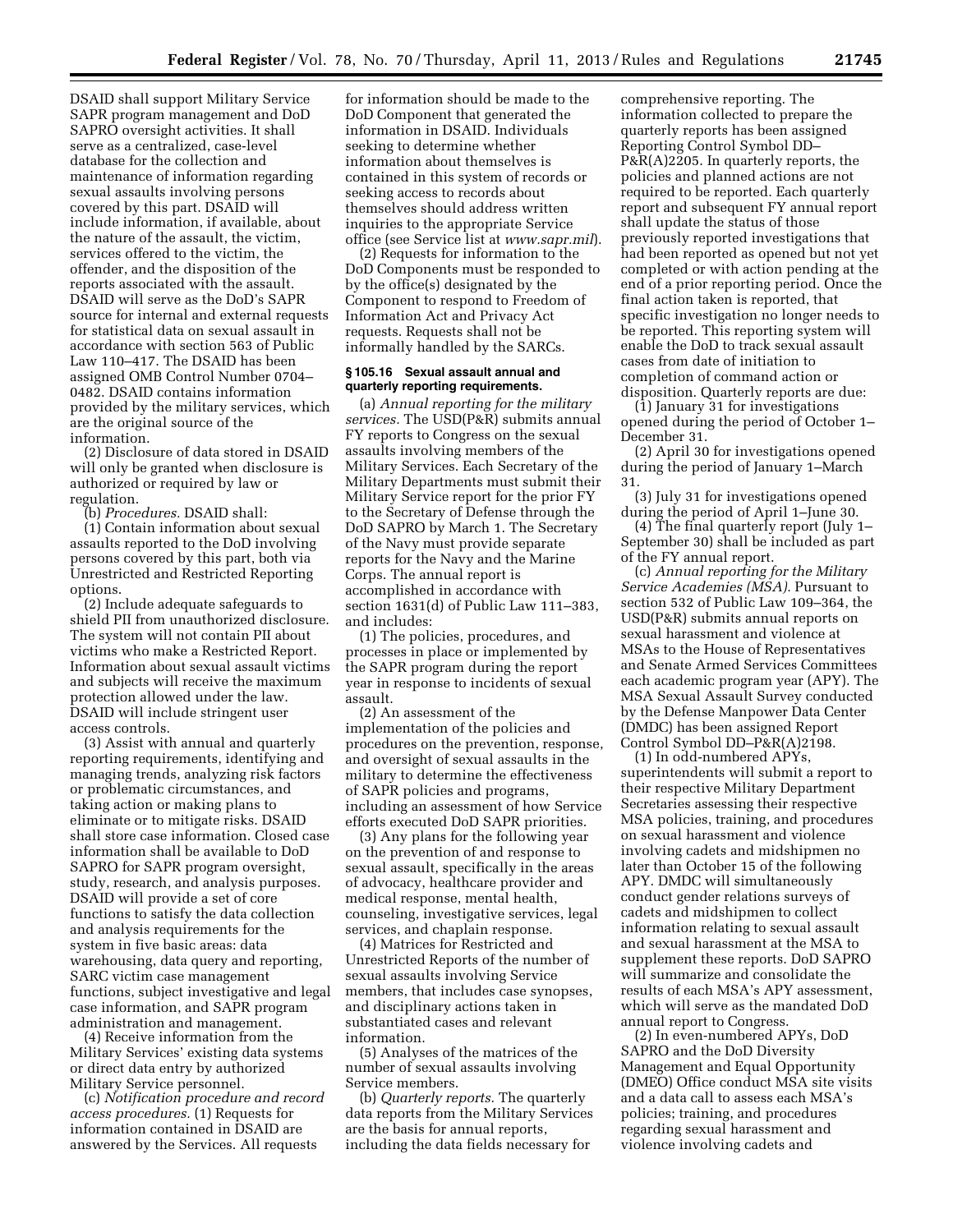DSAID shall support Military Service SAPR program management and DoD SAPRO oversight activities. It shall serve as a centralized, case-level database for the collection and maintenance of information regarding sexual assaults involving persons covered by this part. DSAID will include information, if available, about the nature of the assault, the victim, services offered to the victim, the offender, and the disposition of the reports associated with the assault. DSAID will serve as the DoD's SAPR source for internal and external requests for statistical data on sexual assault in accordance with section 563 of Public Law 110–417. The DSAID has been assigned OMB Control Number 0704–0482. DSAID contains information provided by the military services, which are the original source of the information.

(2) Disclosure of data stored in DSAID will only be granted when disclosure is authorized or required by law or regulation.

(b) *Procedures.* DSAID shall:

(1) Contain information about sexual assaults reported to the DoD involving persons covered by this part, both via Unrestricted and Restricted Reporting options.

(2) Include adequate safeguards to shield PII from unauthorized disclosure. The system will not contain PII about victims who make a Restricted Report. Information about sexual assault victims and subjects will receive the maximum protection allowed under the law. DSAID will include stringent user access controls.

(3) Assist with annual and quarterly reporting requirements, identifying and managing trends, analyzing risk factors or problematic circumstances, and taking action or making plans to eliminate or to mitigate risks. DSAID shall store case information. Closed case information shall be available to DoD SAPRO for SAPR program oversight, study, research, and analysis purposes. DSAID will provide a set of core functions to satisfy the data collection and analysis requirements for the system in five basic areas: data warehousing, data query and reporting, SARC victim case management functions, subject investigative and legal case information, and SAPR program administration and management.

(4) Receive information from the Military Services' existing data systems or direct data entry by authorized Military Service personnel.

(c) *Notification procedure and record access procedures.* (1) Requests for information contained in DSAID are answered by the Services. All requests for information should be made to the DoD Component that generated the information in DSAID. Individuals seeking to determine whether information about themselves is contained in this system of records or seeking access to records about themselves should address written inquiries to the appropriate Service office (see Service list at *www.sapr.mil*).

(2) Requests for information to the DoD Components must be responded to by the office(s) designated by the Component to respond to Freedom of Information Act and Privacy Act requests. Requests shall not be informally handled by the SARCs.

### § 105.16 Sexual assault annual and quarterly reporting requirements.

(a) *Annual reporting for the military services.* The USD(P&R) submits annual FY reports to Congress on the sexual assaults involving members of the Military Services. Each Secretary of the Military Departments must submit their Military Service report for the prior FY to the Secretary of Defense through the DoD SAPRO by March 1. The Secretary of the Navy must provide separate reports for the Navy and the Marine Corps. The annual report is accomplished in accordance with section 1631(d) of Public Law 111–383, and includes:

(1) The policies, procedures, and processes in place or implemented by the SAPR program during the report year in response to incidents of sexual assault.

(2) An assessment of the implementation of the policies and procedures on the prevention, response, and oversight of sexual assaults in the military to determine the effectiveness of SAPR policies and programs, including an assessment of how Service efforts executed DoD SAPR priorities.

(3) Any plans for the following year on the prevention of and response to sexual assault, specifically in the areas of advocacy, healthcare provider and medical response, mental health, counseling, investigative services, legal services, and chaplain response.

(4) Matrices for Restricted and Unrestricted Reports of the number of sexual assaults involving Service members, that includes case synopses, and disciplinary actions taken in substantiated cases and relevant information.

(5) Analyses of the matrices of the number of sexual assaults involving Service members.

(b) *Quarterly reports.* The quarterly data reports from the Military Services are the basis for annual reports, including the data fields necessary for comprehensive reporting. The information collected to prepare the quarterly reports has been assigned Reporting Control Symbol DD–P&R(A)2205. In quarterly reports, the policies and planned actions are not required to be reported. Each quarterly report and subsequent FY annual report shall update the status of those previously reported investigations that had been reported as opened but not yet completed or with action pending at the end of a prior reporting period. Once the final action taken is reported, that specific investigation no longer needs to be reported. This reporting system will enable the DoD to track sexual assault cases from date of initiation to completion of command action or disposition. Quarterly reports are due:

(1) January 31 for investigations opened during the period of October 1–December 31.

(2) April 30 for investigations opened during the period of January 1–March 31.

(3) July 31 for investigations opened during the period of April 1–June 30.

(4) The final quarterly report (July 1–September 30) shall be included as part of the FY annual report.

(c) *Annual reporting for the Military Service Academies (MSA).* Pursuant to section 532 of Public Law 109–364, the USD(P&R) submits annual reports on sexual harassment and violence at MSAs to the House of Representatives and Senate Armed Services Committees each academic program year (APY). The MSA Sexual Assault Survey conducted by the Defense Manpower Data Center (DMDC) has been assigned Report Control Symbol DD–P&R(A)2198.

(1) In odd-numbered APYs, superintendents will submit a report to their respective Military Department Secretaries assessing their respective MSA policies, training, and procedures on sexual harassment and violence involving cadets and midshipmen no later than October 15 of the following APY. DMDC will simultaneously conduct gender relations surveys of cadets and midshipmen to collect information relating to sexual assault and sexual harassment at the MSA to supplement these reports. DoD SAPRO will summarize and consolidate the results of each MSA's APY assessment, which will serve as the mandated DoD annual report to Congress.

(2) In even-numbered APYs, DoD SAPRO and the DoD Diversity Management and Equal Opportunity (DMEO) Office conduct MSA site visits and a data call to assess each MSA's policies; training, and procedures regarding sexual harassment and violence involving cadets and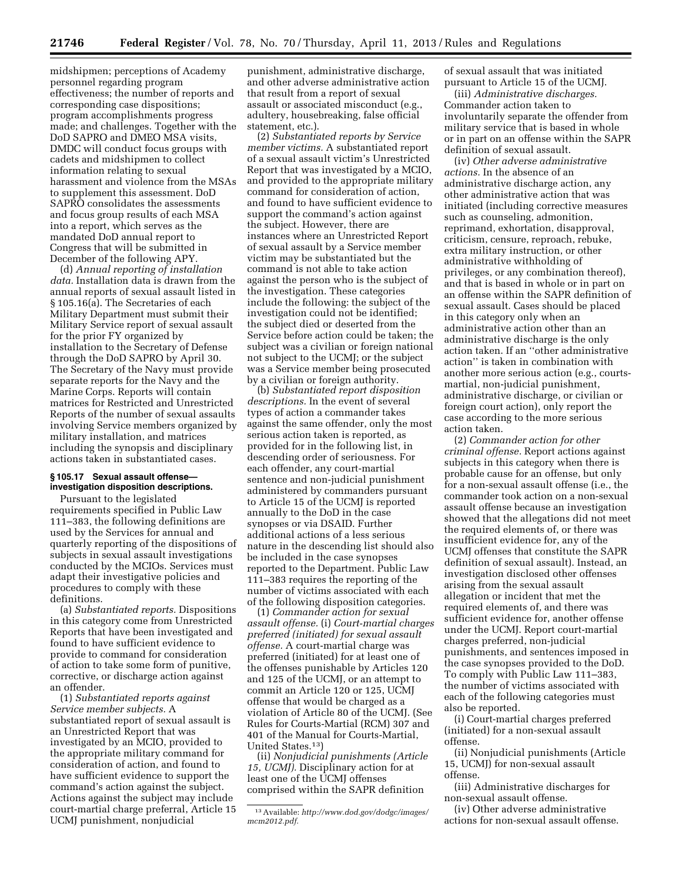midshipmen; perceptions of Academy personnel regarding program effectiveness; the number of reports and corresponding case dispositions; program accomplishments progress made; and challenges. Together with the DoD SAPRO and DMEO MSA visits, DMDC will conduct focus groups with cadets and midshipmen to collect information relating to sexual harassment and violence from the MSAs to supplement this assessment. DoD SAPRO consolidates the assessments and focus group results of each MSA into a report, which serves as the mandated DoD annual report to Congress that will be submitted in December of the following APY.

(d) *Annual reporting of installation data.* Installation data is drawn from the annual reports of sexual assault listed in § 105.16(a). The Secretaries of each Military Department must submit their Military Service report of sexual assault for the prior FY organized by installation to the Secretary of Defense through the DoD SAPRO by April 30. The Secretary of the Navy must provide separate reports for the Navy and the Marine Corps. Reports will contain matrices for Restricted and Unrestricted Reports of the number of sexual assaults involving Service members organized by military installation, and matrices including the synopsis and disciplinary actions taken in substantiated cases.

### § 105.17 Sexual assault offense—investigation disposition descriptions.

Pursuant to the legislated requirements specified in Public Law 111–383, the following definitions are used by the Services for annual and quarterly reporting of the dispositions of subjects in sexual assault investigations conducted by the MCIOs. Services must adapt their investigative policies and procedures to comply with these definitions.

(a) *Substantiated reports.* Dispositions in this category come from Unrestricted Reports that have been investigated and found to have sufficient evidence to provide to command for consideration of action to take some form of punitive, corrective, or discharge action against an offender.

(1) *Substantiated reports against Service member subjects.* A substantiated report of sexual assault is an Unrestricted Report that was investigated by an MCIO, provided to the appropriate military command for consideration of action, and found to have sufficient evidence to support the command's action against the subject. Actions against the subject may include court-martial charge preferral, Article 15 UCMJ punishment, nonjudicial punishment, administrative discharge, and other adverse administrative action that result from a report of sexual assault or associated misconduct (e.g., adultery, housebreaking, false official statement, etc.).

(2) *Substantiated reports by Service member victims.* A substantiated report of a sexual assault victim's Unrestricted Report that was investigated by a MCIO, and provided to the appropriate military command for consideration of action, and found to have sufficient evidence to support the command's action against the subject. However, there are instances where an Unrestricted Report of sexual assault by a Service member victim may be substantiated but the command is not able to take action against the person who is the subject of the investigation. These categories include the following: the subject of the investigation could not be identified; the subject died or deserted from the Service before action could be taken; the subject was a civilian or foreign national not subject to the UCMJ; or the subject was a Service member being prosecuted by a civilian or foreign authority.

(b) *Substantiated report disposition descriptions.* In the event of several types of action a commander takes against the same offender, only the most serious action taken is reported, as provided for in the following list, in descending order of seriousness. For each offender, any court-martial sentence and non-judicial punishment administered by commanders pursuant to Article 15 of the UCMJ is reported annually to the DoD in the case synopses or via DSAID. Further additional actions of a less serious nature in the descending list should also be included in the case synopses reported to the Department. Public Law 111–383 requires the reporting of the number of victims associated with each of the following disposition categories.

(1) *Commander action for sexual assault offense.* (i) *Court-martial charges preferred (initiated) for sexual assault offense.* A court-martial charge was preferred (initiated) for at least one of the offenses punishable by Articles 120 and 125 of the UCMJ, or an attempt to commit an Article 120 or 125, UCMJ offense that would be charged as a violation of Article 80 of the UCMJ. (See Rules for Courts-Martial (RCM) 307 and 401 of the Manual for Courts-Martial, United States.[13])

(ii) *Nonjudicial punishments (Article 15, UCMJ).* Disciplinary action for at least one of the UCMJ offenses comprised within the SAPR definition of sexual assault that was initiated pursuant to Article 15 of the UCMJ.

(iii) *Administrative discharges.* Commander action taken to involuntarily separate the offender from military service that is based in whole or in part on an offense within the SAPR definition of sexual assault.

(iv) *Other adverse administrative actions.* In the absence of an administrative discharge action, any other administrative action that was initiated (including corrective measures such as counseling, admonition, reprimand, exhortation, disapproval, criticism, censure, reproach, rebuke, extra military instruction, or other administrative withholding of privileges, or any combination thereof), and that is based in whole or in part on an offense within the SAPR definition of sexual assault. Cases should be placed in this category only when an administrative action other than an administrative discharge is the only action taken. If an ''other administrative action'' is taken in combination with another more serious action (e.g., courts-martial, non-judicial punishment, administrative discharge, or civilian or foreign court action), only report the case according to the more serious action taken.

(2) *Commander action for other criminal offense.* Report actions against subjects in this category when there is probable cause for an offense, but only for a non-sexual assault offense (i.e., the commander took action on a non-sexual assault offense because an investigation showed that the allegations did not meet the required elements of, or there was insufficient evidence for, any of the UCMJ offenses that constitute the SAPR definition of sexual assault). Instead, an investigation disclosed other offenses arising from the sexual assault allegation or incident that met the required elements of, and there was sufficient evidence for, another offense under the UCMJ. Report court-martial charges preferred, non-judicial punishments, and sentences imposed in the case synopses provided to the DoD. To comply with Public Law 111–383, the number of victims associated with each of the following categories must also be reported.

(i) Court-martial charges preferred (initiated) for a non-sexual assault offense.

(ii) Nonjudicial punishments (Article 15, UCMJ) for non-sexual assault offense.

(iii) Administrative discharges for non-sexual assault offense.

(iv) Other adverse administrative actions for non-sexual assault offense.

[13] Available: *http://www.dod.gov/dodgc/images/mcm2012.pdf.*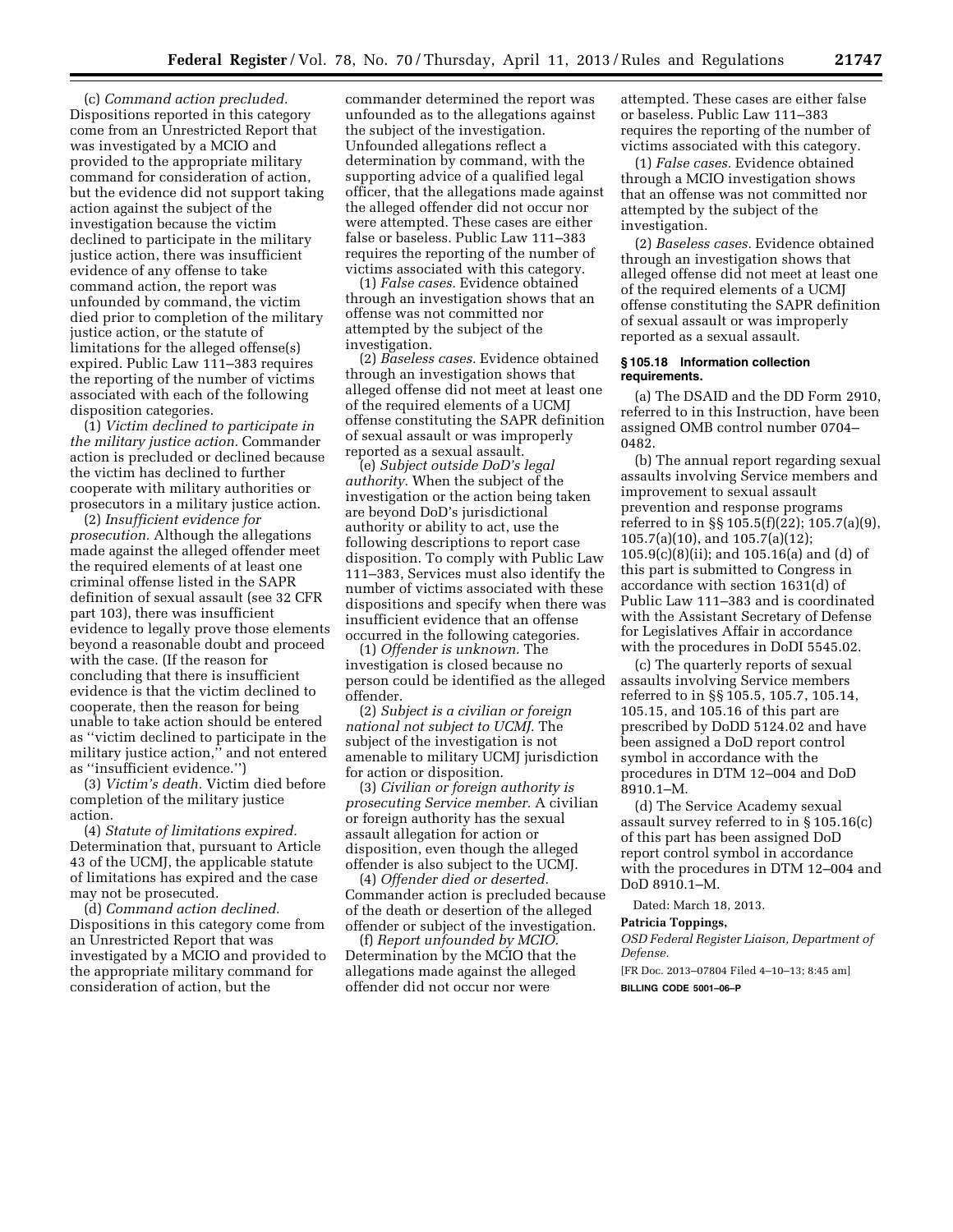(c) *Command action precluded.* Dispositions reported in this category come from an Unrestricted Report that was investigated by a MCIO and provided to the appropriate military command for consideration of action, but the evidence did not support taking action against the subject of the investigation because the victim declined to participate in the military justice action, there was insufficient evidence of any offense to take command action, the report was unfounded by command, the victim died prior to completion of the military justice action, or the statute of limitations for the alleged offense(s) expired. Public Law 111–383 requires the reporting of the number of victims associated with each of the following disposition categories.

(1) *Victim declined to participate in the military justice action.* Commander action is precluded or declined because the victim has declined to further cooperate with military authorities or prosecutors in a military justice action.

(2) *Insufficient evidence for prosecution.* Although the allegations made against the alleged offender meet the required elements of at least one criminal offense listed in the SAPR definition of sexual assault (see 32 CFR part 103), there was insufficient evidence to legally prove those elements beyond a reasonable doubt and proceed with the case. (If the reason for concluding that there is insufficient evidence is that the victim declined to cooperate, then the reason for being unable to take action should be entered as ''victim declined to participate in the military justice action,'' and not entered as ''insufficient evidence.'')

(3) *Victim's death.* Victim died before completion of the military justice action.

(4) *Statute of limitations expired.* Determination that, pursuant to Article 43 of the UCMJ, the applicable statute of limitations has expired and the case may not be prosecuted.

(d) *Command action declined.* Dispositions in this category come from an Unrestricted Report that was investigated by a MCIO and provided to the appropriate military command for consideration of action, but the commander determined the report was unfounded as to the allegations against the subject of the investigation. Unfounded allegations reflect a determination by command, with the supporting advice of a qualified legal officer, that the allegations made against the alleged offender did not occur nor were attempted. These cases are either false or baseless. Public Law 111–383 requires the reporting of the number of victims associated with this category.

(1) *False cases.* Evidence obtained through an investigation shows that an offense was not committed nor attempted by the subject of the investigation.

(2) *Baseless cases.* Evidence obtained through an investigation shows that alleged offense did not meet at least one of the required elements of a UCMJ offense constituting the SAPR definition of sexual assault or was improperly reported as a sexual assault.

(e) *Subject outside DoD's legal authority.* When the subject of the investigation or the action being taken are beyond DoD's jurisdictional authority or ability to act, use the following descriptions to report case disposition. To comply with Public Law 111–383, Services must also identify the number of victims associated with these dispositions and specify when there was insufficient evidence that an offense occurred in the following categories.

(1) *Offender is unknown.* The investigation is closed because no person could be identified as the alleged offender.

(2) *Subject is a civilian or foreign national not subject to UCMJ.* The subject of the investigation is not amenable to military UCMJ jurisdiction for action or disposition.

(3) *Civilian or foreign authority is prosecuting Service member.* A civilian or foreign authority has the sexual assault allegation for action or disposition, even though the alleged offender is also subject to the UCMJ.

(4) *Offender died or deserted.* Commander action is precluded because of the death or desertion of the alleged offender or subject of the investigation.

(f) *Report unfounded by MCIO.* Determination by the MCIO that the allegations made against the alleged offender did not occur nor were attempted. These cases are either false or baseless. Public Law 111–383 requires the reporting of the number of victims associated with this category.

(1) *False cases.* Evidence obtained through a MCIO investigation shows that an offense was not committed nor attempted by the subject of the investigation.

(2) *Baseless cases.* Evidence obtained through an investigation shows that alleged offense did not meet at least one of the required elements of a UCMJ offense constituting the SAPR definition of sexual assault or was improperly reported as a sexual assault.

### § 105.18 Information collection requirements.

(a) The DSAID and the DD Form 2910, referred to in this Instruction, have been assigned OMB control number 0704–0482.

(b) The annual report regarding sexual assaults involving Service members and improvement to sexual assault prevention and response programs referred to in §§ 105.5(f)(22); 105.7(a)(9), 105.7(a)(10), and 105.7(a)(12); 105.9(c)(8)(ii); and 105.16(a) and (d) of this part is submitted to Congress in accordance with section 1631(d) of Public Law 111–383 and is coordinated with the Assistant Secretary of Defense for Legislatives Affair in accordance with the procedures in DoDI 5545.02.

(c) The quarterly reports of sexual assaults involving Service members referred to in §§ 105.5, 105.7, 105.14, 105.15, and 105.16 of this part are prescribed by DoDD 5124.02 and have been assigned a DoD report control symbol in accordance with the procedures in DTM 12–004 and DoD 8910.1–M.

(d) The Service Academy sexual assault survey referred to in § 105.16(c) of this part has been assigned DoD report control symbol in accordance with the procedures in DTM 12–004 and DoD 8910.1–M.

Dated: March 18, 2013.

**Patricia Toppings,**

*OSD Federal Register Liaison, Department of Defense.*

[FR Doc. 2013–07804 Filed 4–10–13; 8:45 am]

**BILLING CODE 5001–06–P**